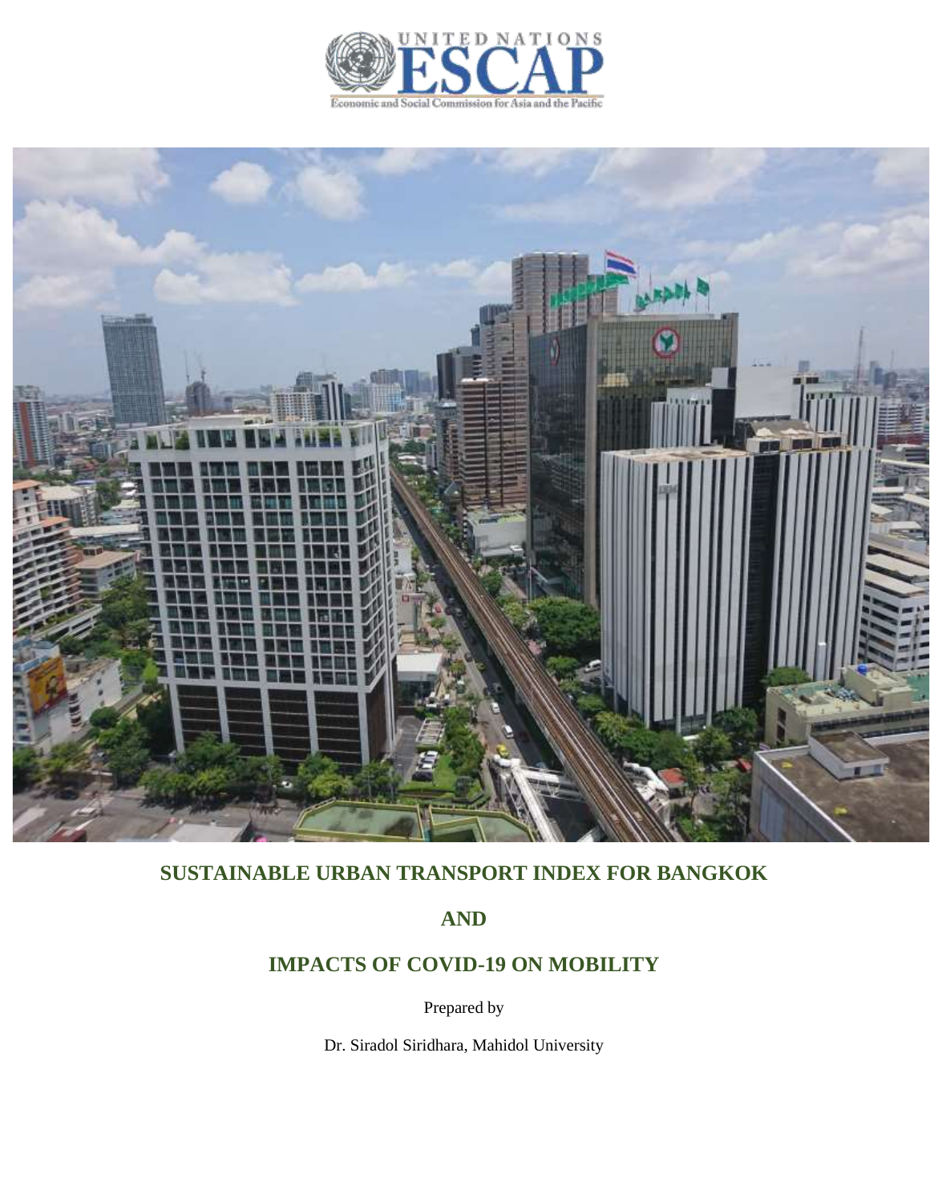UNITED NATIONS ESCAP

Economic and Social Commission for Asia and the Pacific

# SUSTAINABLE URBAN TRANSPORT INDEX FOR BANGKOK

# AND

# IMPACTS OF COVID-19 ON MOBILITY

Prepared by

Dr. Siradol Siridhara, Mahidol University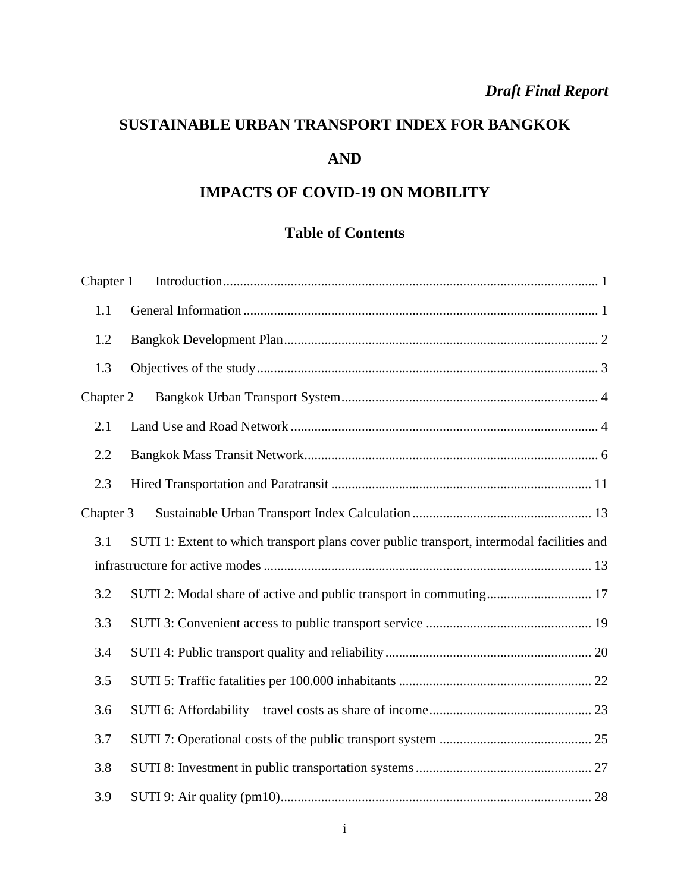*Draft Final Report*

# SUSTAINABLE URBAN TRANSPORT INDEX FOR BANGKOK

# AND

# IMPACTS OF COVID-19 ON MOBILITY

## Table of Contents

Chapter 1 Introduction ..... 1

- 1.1 General Information ..... 1
- 1.2 Bangkok Development Plan ..... 2
- 1.3 Objectives of the study ..... 3

Chapter 2 Bangkok Urban Transport System ..... 4

- 2.1 Land Use and Road Network ..... 4
- 2.2 Bangkok Mass Transit Network ..... 6
- 2.3 Hired Transportation and Paratransit ..... 11

Chapter 3 Sustainable Urban Transport Index Calculation ..... 13

- 3.1 SUTI 1: Extent to which transport plans cover public transport, intermodal facilities and infrastructure for active modes ..... 13
- 3.2 SUTI 2: Modal share of active and public transport in commuting ..... 17
- 3.3 SUTI 3: Convenient access to public transport service ..... 19
- 3.4 SUTI 4: Public transport quality and reliability ..... 20
- 3.5 SUTI 5: Traffic fatalities per 100.000 inhabitants ..... 22
- 3.6 SUTI 6: Affordability – travel costs as share of income ..... 23
- 3.7 SUTI 7: Operational costs of the public transport system ..... 25
- 3.8 SUTI 8: Investment in public transportation systems ..... 27
- 3.9 SUTI 9: Air quality (pm10) ..... 28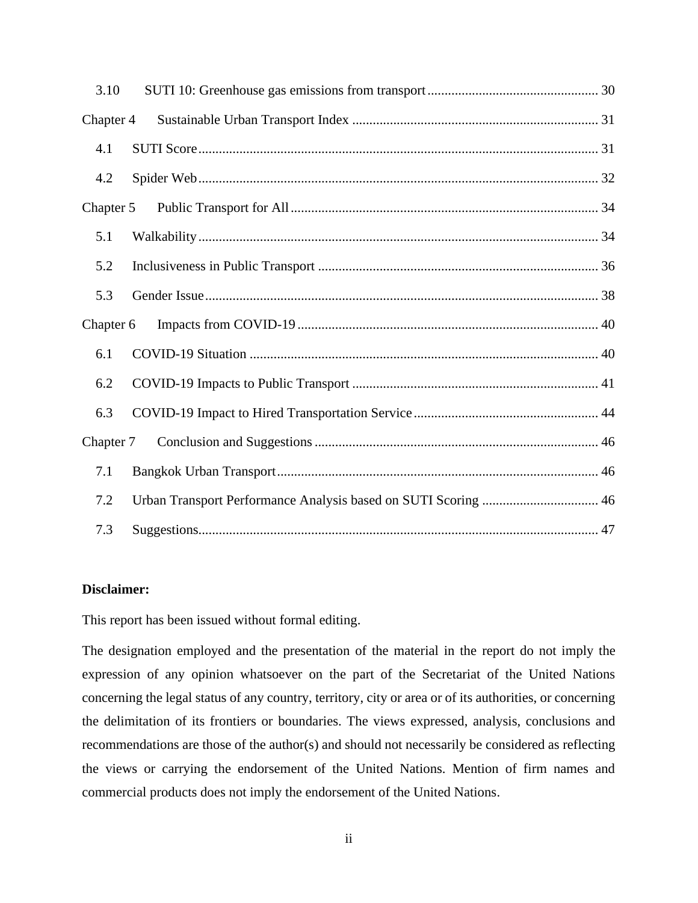3.10 SUTI 10: Greenhouse gas emissions from transport ........ 30

Chapter 4 Sustainable Urban Transport Index ........ 31

4.1 SUTI Score ........ 31

4.2 Spider Web ........ 32

Chapter 5 Public Transport for All ........ 34

5.1 Walkability ........ 34

5.2 Inclusiveness in Public Transport ........ 36

5.3 Gender Issue ........ 38

Chapter 6 Impacts from COVID-19 ........ 40

6.1 COVID-19 Situation ........ 40

6.2 COVID-19 Impacts to Public Transport ........ 41

6.3 COVID-19 Impact to Hired Transportation Service ........ 44

Chapter 7 Conclusion and Suggestions ........ 46

7.1 Bangkok Urban Transport ........ 46

7.2 Urban Transport Performance Analysis based on SUTI Scoring ........ 46

7.3 Suggestions ........ 47

**Disclaimer:**

This report has been issued without formal editing.

The designation employed and the presentation of the material in the report do not imply the expression of any opinion whatsoever on the part of the Secretariat of the United Nations concerning the legal status of any country, territory, city or area or of its authorities, or concerning the delimitation of its frontiers or boundaries. The views expressed, analysis, conclusions and recommendations are those of the author(s) and should not necessarily be considered as reflecting the views or carrying the endorsement of the United Nations. Mention of firm names and commercial products does not imply the endorsement of the United Nations.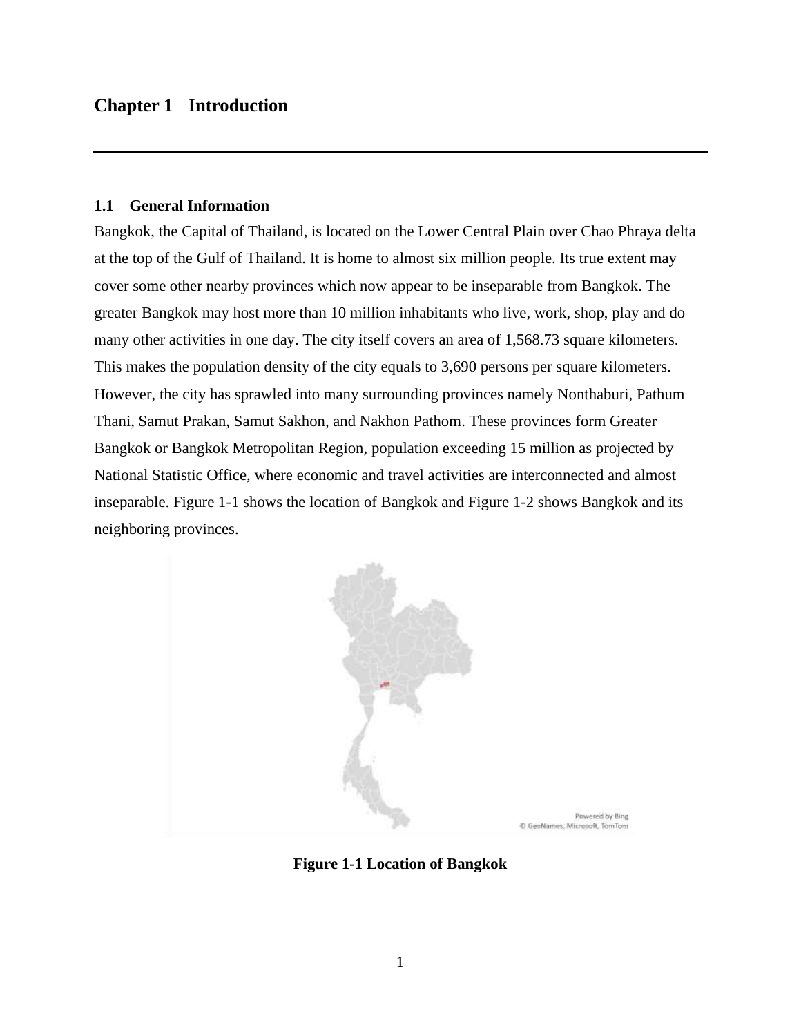# Chapter 1 Introduction

## 1.1 General Information

Bangkok, the Capital of Thailand, is located on the Lower Central Plain over Chao Phraya delta at the top of the Gulf of Thailand. It is home to almost six million people. Its true extent may cover some other nearby provinces which now appear to be inseparable from Bangkok. The greater Bangkok may host more than 10 million inhabitants who live, work, shop, play and do many other activities in one day. The city itself covers an area of 1,568.73 square kilometers. This makes the population density of the city equals to 3,690 persons per square kilometers. However, the city has sprawled into many surrounding provinces namely Nonthaburi, Pathum Thani, Samut Prakan, Samut Sakhon, and Nakhon Pathom. These provinces form Greater Bangkok or Bangkok Metropolitan Region, population exceeding 15 million as projected by National Statistic Office, where economic and travel activities are interconnected and almost inseparable. Figure 1-1 shows the location of Bangkok and Figure 1-2 shows Bangkok and its neighboring provinces.

**Figure 1-1 Location of Bangkok**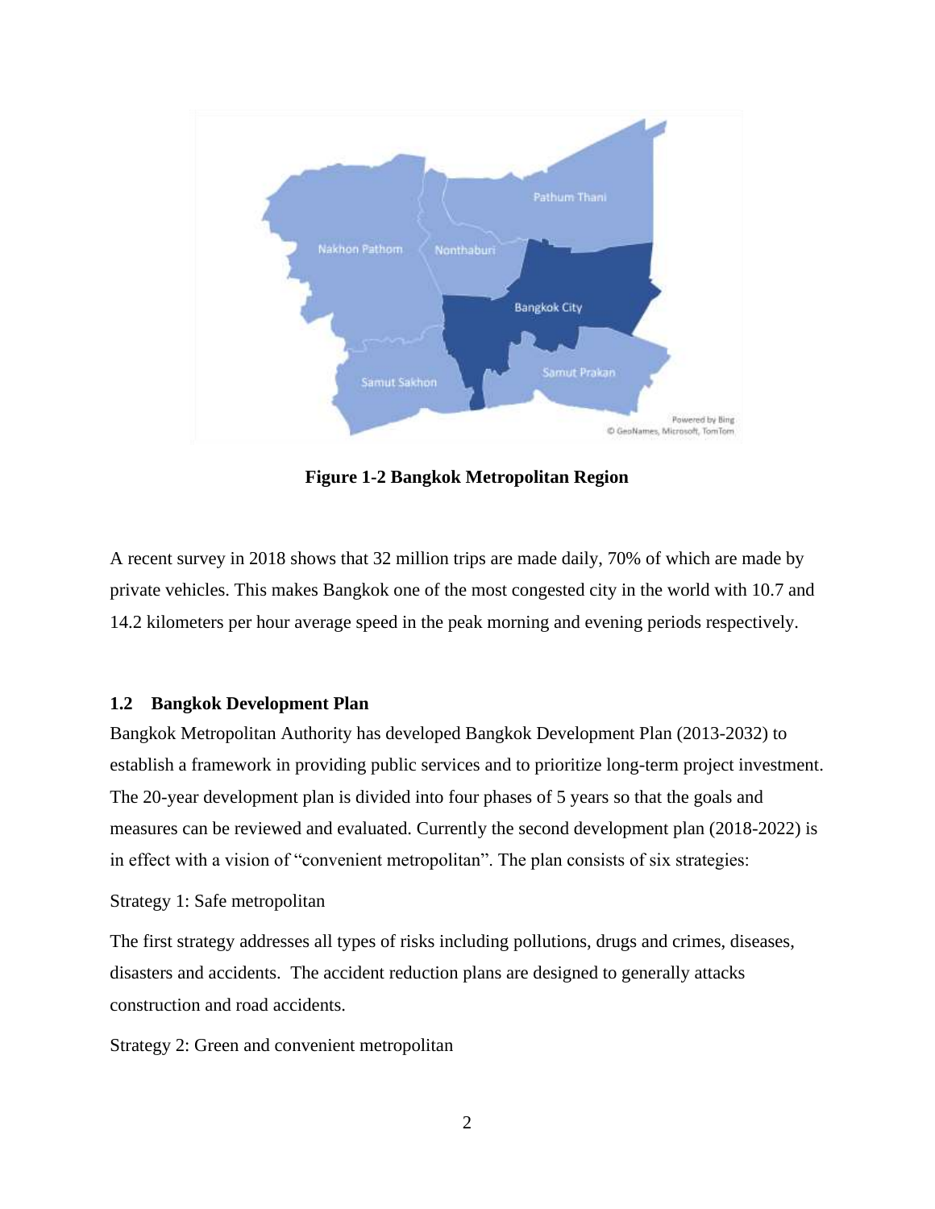**Figure 1-2 Bangkok Metropolitan Region**

A recent survey in 2018 shows that 32 million trips are made daily, 70% of which are made by private vehicles. This makes Bangkok one of the most congested city in the world with 10.7 and 14.2 kilometers per hour average speed in the peak morning and evening periods respectively.

## 1.2 Bangkok Development Plan

Bangkok Metropolitan Authority has developed Bangkok Development Plan (2013-2032) to establish a framework in providing public services and to prioritize long-term project investment. The 20-year development plan is divided into four phases of 5 years so that the goals and measures can be reviewed and evaluated. Currently the second development plan (2018-2022) is in effect with a vision of "convenient metropolitan". The plan consists of six strategies:

Strategy 1: Safe metropolitan

The first strategy addresses all types of risks including pollutions, drugs and crimes, diseases, disasters and accidents. The accident reduction plans are designed to generally attacks construction and road accidents.

Strategy 2: Green and convenient metropolitan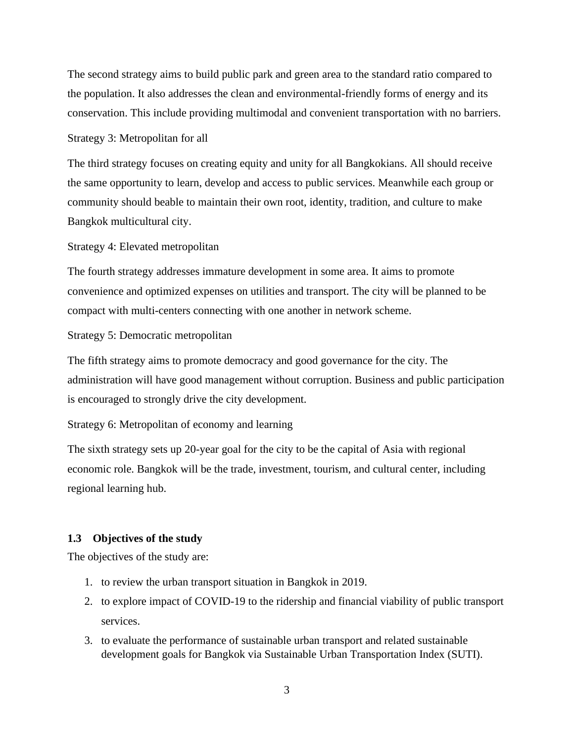The second strategy aims to build public park and green area to the standard ratio compared to the population. It also addresses the clean and environmental-friendly forms of energy and its conservation. This include providing multimodal and convenient transportation with no barriers.

Strategy 3: Metropolitan for all

The third strategy focuses on creating equity and unity for all Bangkokians. All should receive the same opportunity to learn, develop and access to public services. Meanwhile each group or community should beable to maintain their own root, identity, tradition, and culture to make Bangkok multicultural city.

Strategy 4: Elevated metropolitan

The fourth strategy addresses immature development in some area. It aims to promote convenience and optimized expenses on utilities and transport. The city will be planned to be compact with multi-centers connecting with one another in network scheme.

Strategy 5: Democratic metropolitan

The fifth strategy aims to promote democracy and good governance for the city. The administration will have good management without corruption. Business and public participation is encouraged to strongly drive the city development.

Strategy 6: Metropolitan of economy and learning

The sixth strategy sets up 20-year goal for the city to be the capital of Asia with regional economic role. Bangkok will be the trade, investment, tourism, and cultural center, including regional learning hub.

### 1.3 Objectives of the study

The objectives of the study are:

1. to review the urban transport situation in Bangkok in 2019.
2. to explore impact of COVID-19 to the ridership and financial viability of public transport services.
3. to evaluate the performance of sustainable urban transport and related sustainable development goals for Bangkok via Sustainable Urban Transportation Index (SUTI).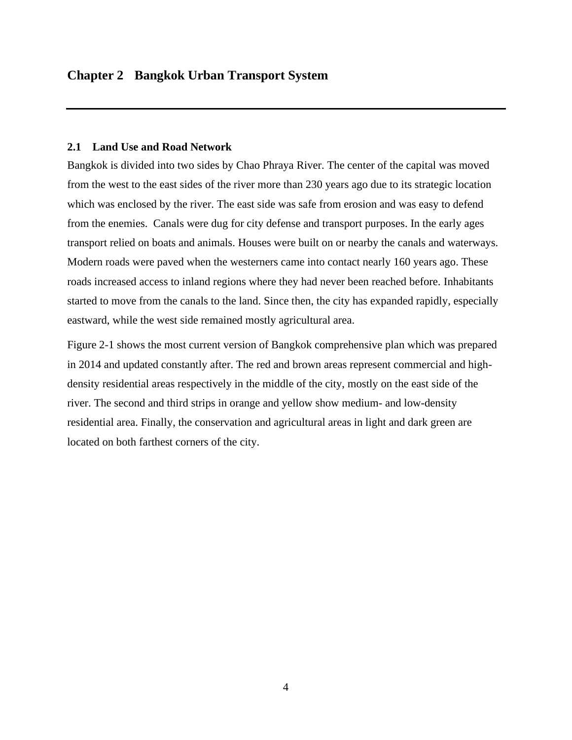# Chapter 2   Bangkok Urban Transport System

## 2.1   Land Use and Road Network

Bangkok is divided into two sides by Chao Phraya River. The center of the capital was moved from the west to the east sides of the river more than 230 years ago due to its strategic location which was enclosed by the river. The east side was safe from erosion and was easy to defend from the enemies.  Canals were dug for city defense and transport purposes. In the early ages transport relied on boats and animals. Houses were built on or nearby the canals and waterways. Modern roads were paved when the westerners came into contact nearly 160 years ago. These roads increased access to inland regions where they had never been reached before. Inhabitants started to move from the canals to the land. Since then, the city has expanded rapidly, especially eastward, while the west side remained mostly agricultural area.

Figure 2-1 shows the most current version of Bangkok comprehensive plan which was prepared in 2014 and updated constantly after. The red and brown areas represent commercial and high-density residential areas respectively in the middle of the city, mostly on the east side of the river. The second and third strips in orange and yellow show medium- and low-density residential area. Finally, the conservation and agricultural areas in light and dark green are located on both farthest corners of the city.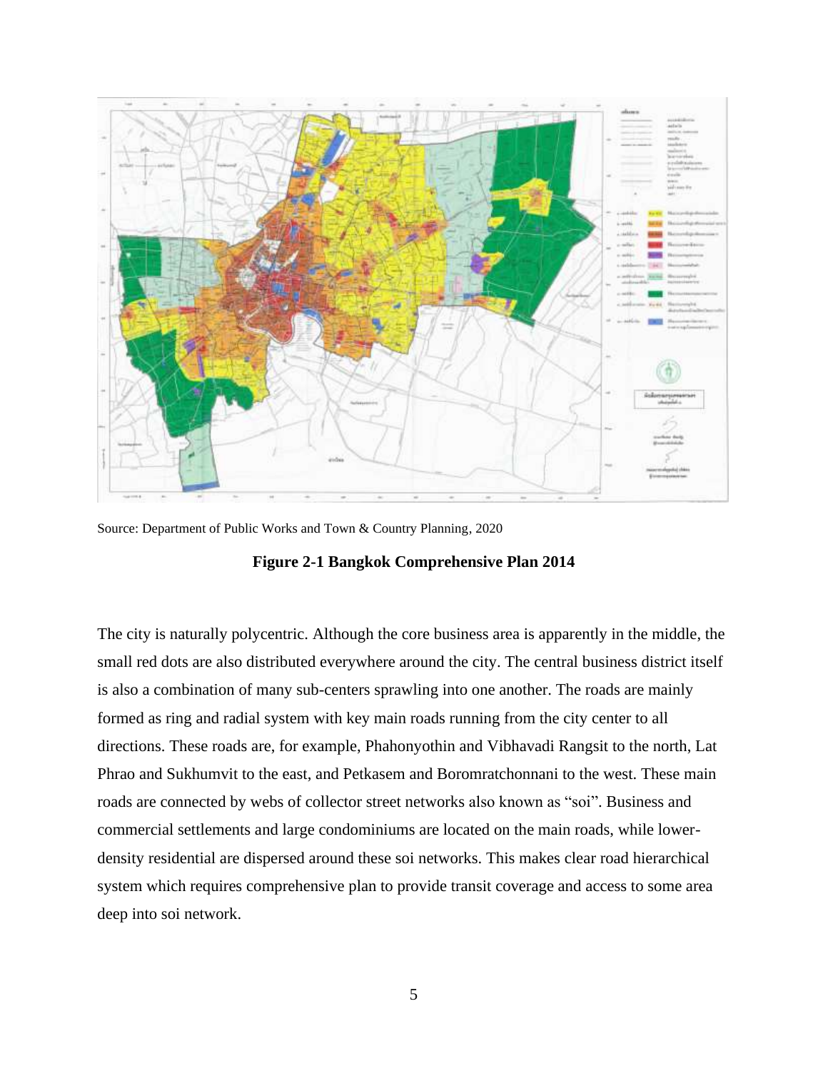Source: Department of Public Works and Town & Country Planning, 2020

**Figure 2-1 Bangkok Comprehensive Plan 2014**

The city is naturally polycentric. Although the core business area is apparently in the middle, the small red dots are also distributed everywhere around the city. The central business district itself is also a combination of many sub-centers sprawling into one another. The roads are mainly formed as ring and radial system with key main roads running from the city center to all directions. These roads are, for example, Phahonyothin and Vibhavadi Rangsit to the north, Lat Phrao and Sukhumvit to the east, and Petkasem and Boromratchonnani to the west. These main roads are connected by webs of collector street networks also known as "soi". Business and commercial settlements and large condominiums are located on the main roads, while lower-density residential are dispersed around these soi networks. This makes clear road hierarchical system which requires comprehensive plan to provide transit coverage and access to some area deep into soi network.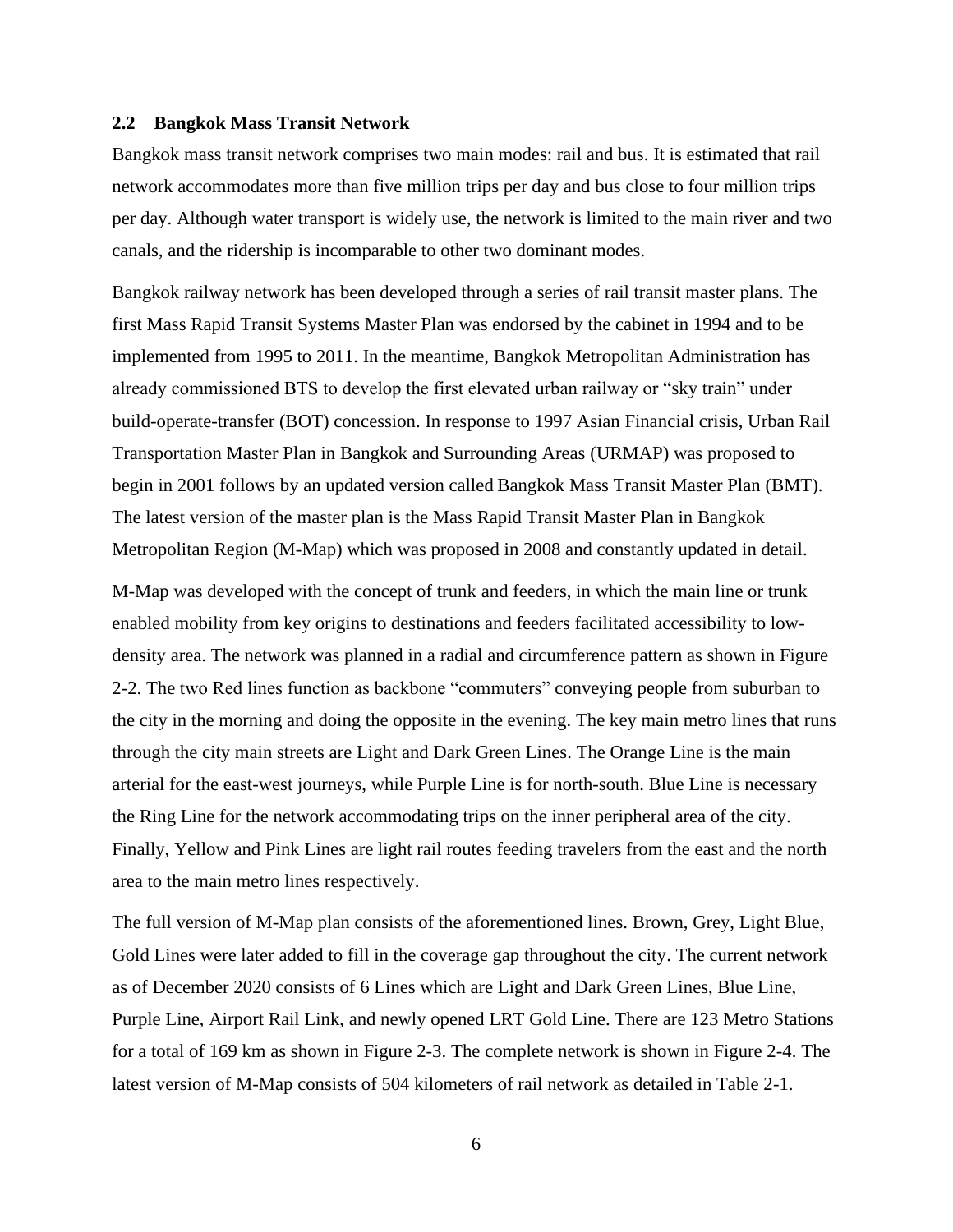### 2.2 Bangkok Mass Transit Network

Bangkok mass transit network comprises two main modes: rail and bus. It is estimated that rail network accommodates more than five million trips per day and bus close to four million trips per day. Although water transport is widely use, the network is limited to the main river and two canals, and the ridership is incomparable to other two dominant modes.

Bangkok railway network has been developed through a series of rail transit master plans. The first Mass Rapid Transit Systems Master Plan was endorsed by the cabinet in 1994 and to be implemented from 1995 to 2011. In the meantime, Bangkok Metropolitan Administration has already commissioned BTS to develop the first elevated urban railway or "sky train" under build-operate-transfer (BOT) concession. In response to 1997 Asian Financial crisis, Urban Rail Transportation Master Plan in Bangkok and Surrounding Areas (URMAP) was proposed to begin in 2001 follows by an updated version called Bangkok Mass Transit Master Plan (BMT). The latest version of the master plan is the Mass Rapid Transit Master Plan in Bangkok Metropolitan Region (M-Map) which was proposed in 2008 and constantly updated in detail.

M-Map was developed with the concept of trunk and feeders, in which the main line or trunk enabled mobility from key origins to destinations and feeders facilitated accessibility to low-density area. The network was planned in a radial and circumference pattern as shown in Figure 2-2. The two Red lines function as backbone "commuters" conveying people from suburban to the city in the morning and doing the opposite in the evening. The key main metro lines that runs through the city main streets are Light and Dark Green Lines. The Orange Line is the main arterial for the east-west journeys, while Purple Line is for north-south. Blue Line is necessary the Ring Line for the network accommodating trips on the inner peripheral area of the city. Finally, Yellow and Pink Lines are light rail routes feeding travelers from the east and the north area to the main metro lines respectively.

The full version of M-Map plan consists of the aforementioned lines. Brown, Grey, Light Blue, Gold Lines were later added to fill in the coverage gap throughout the city. The current network as of December 2020 consists of 6 Lines which are Light and Dark Green Lines, Blue Line, Purple Line, Airport Rail Link, and newly opened LRT Gold Line. There are 123 Metro Stations for a total of 169 km as shown in Figure 2-3. The complete network is shown in Figure 2-4. The latest version of M-Map consists of 504 kilometers of rail network as detailed in Table 2-1.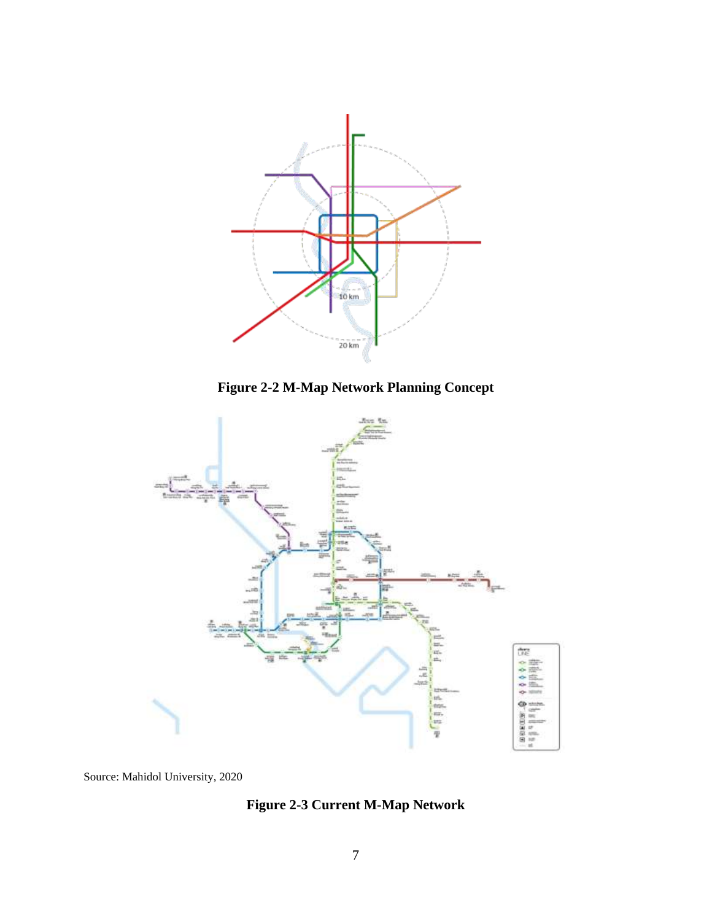**Figure 2-2 M-Map Network Planning Concept**

Source: Mahidol University, 2020

**Figure 2-3 Current M-Map Network**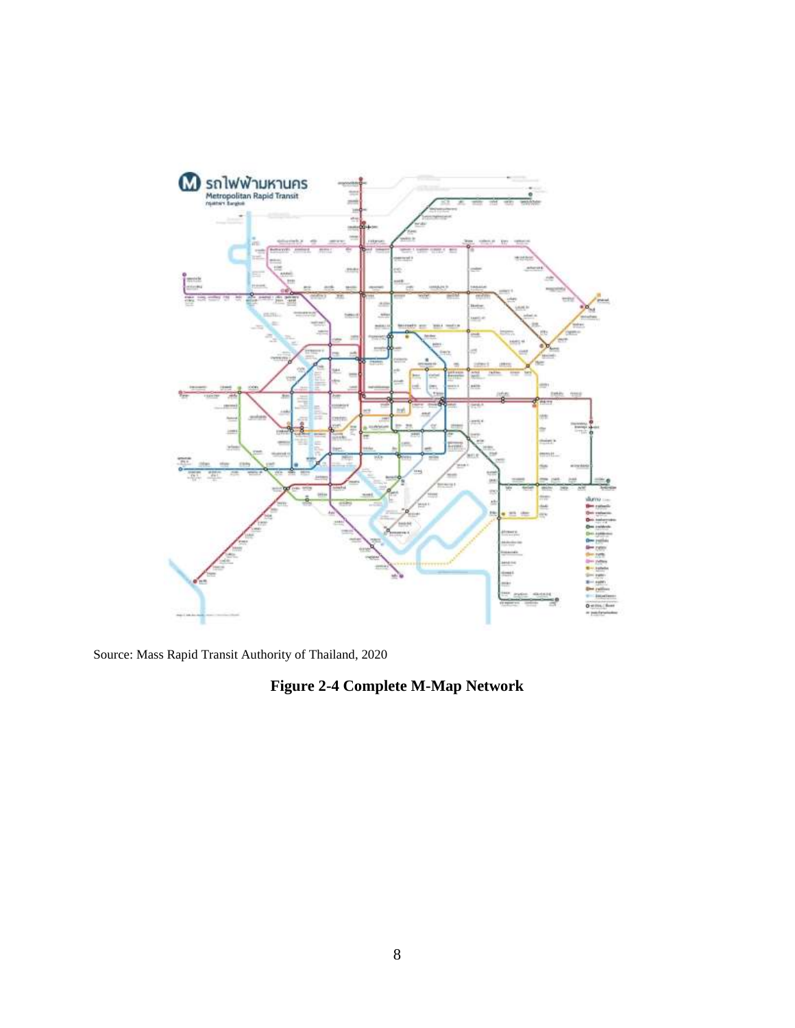Source: Mass Rapid Transit Authority of Thailand, 2020

**Figure 2-4 Complete M-Map Network**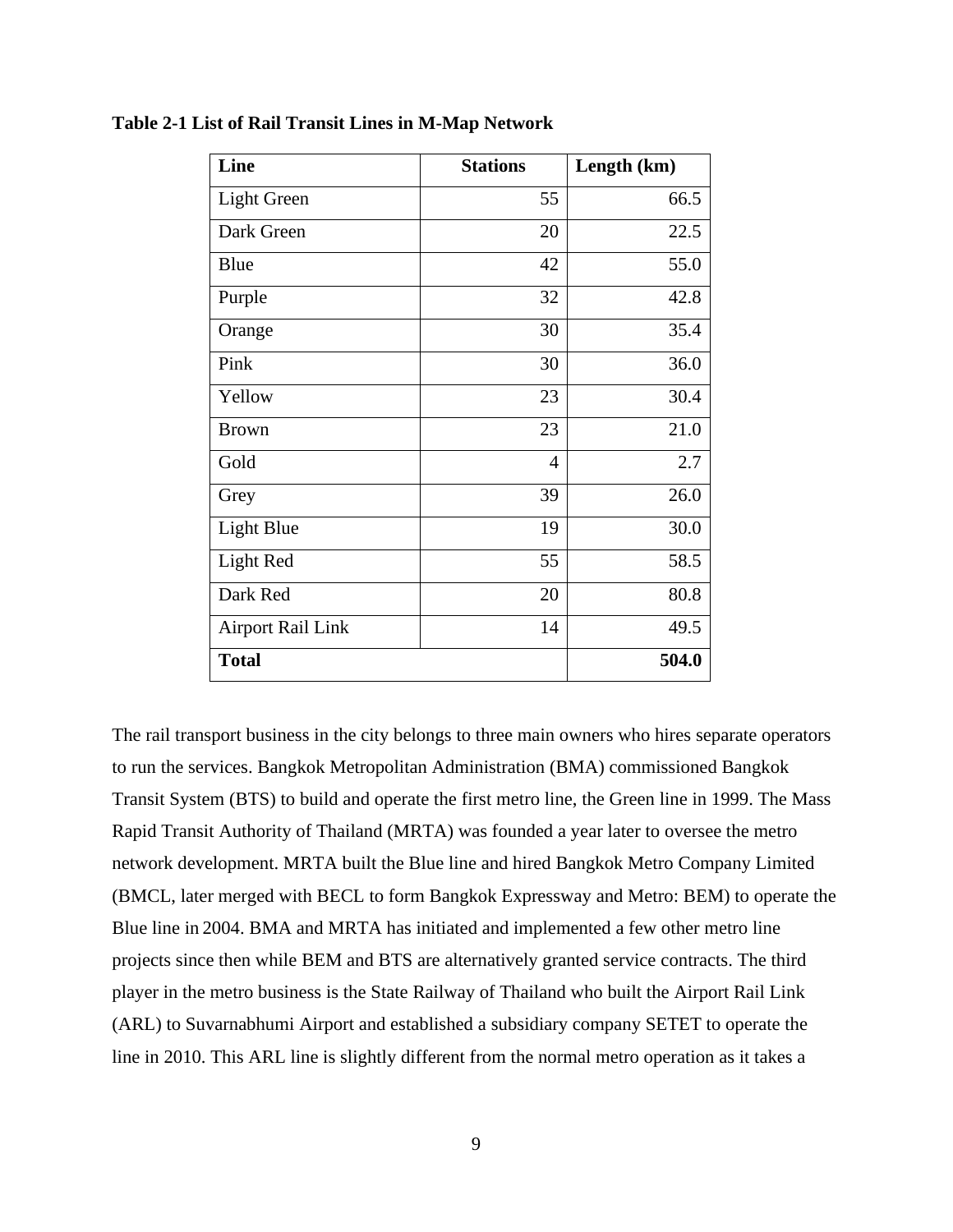**Table 2-1 List of Rail Transit Lines in M-Map Network**

| Line | Stations | Length (km) |
|---|---|---|
| Light Green | 55 | 66.5 |
| Dark Green | 20 | 22.5 |
| Blue | 42 | 55.0 |
| Purple | 32 | 42.8 |
| Orange | 30 | 35.4 |
| Pink | 30 | 36.0 |
| Yellow | 23 | 30.4 |
| Brown | 23 | 21.0 |
| Gold | 4 | 2.7 |
| Grey | 39 | 26.0 |
| Light Blue | 19 | 30.0 |
| Light Red | 55 | 58.5 |
| Dark Red | 20 | 80.8 |
| Airport Rail Link | 14 | 49.5 |
| **Total** | | **504.0** |

The rail transport business in the city belongs to three main owners who hires separate operators to run the services. Bangkok Metropolitan Administration (BMA) commissioned Bangkok Transit System (BTS) to build and operate the first metro line, the Green line in 1999. The Mass Rapid Transit Authority of Thailand (MRTA) was founded a year later to oversee the metro network development. MRTA built the Blue line and hired Bangkok Metro Company Limited (BMCL, later merged with BECL to form Bangkok Expressway and Metro: BEM) to operate the Blue line in 2004. BMA and MRTA has initiated and implemented a few other metro line projects since then while BEM and BTS are alternatively granted service contracts. The third player in the metro business is the State Railway of Thailand who built the Airport Rail Link (ARL) to Suvarnabhumi Airport and established a subsidiary company SETET to operate the line in 2010. This ARL line is slightly different from the normal metro operation as it takes a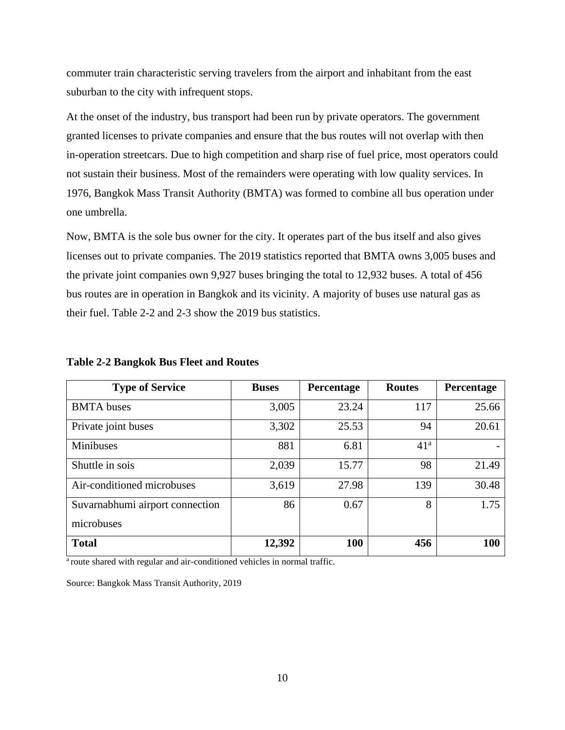commuter train characteristic serving travelers from the airport and inhabitant from the east suburban to the city with infrequent stops.

At the onset of the industry, bus transport had been run by private operators. The government granted licenses to private companies and ensure that the bus routes will not overlap with then in-operation streetcars. Due to high competition and sharp rise of fuel price, most operators could not sustain their business. Most of the remainders were operating with low quality services. In 1976, Bangkok Mass Transit Authority (BMTA) was formed to combine all bus operation under one umbrella.

Now, BMTA is the sole bus owner for the city. It operates part of the bus itself and also gives licenses out to private companies. The 2019 statistics reported that BMTA owns 3,005 buses and the private joint companies own 9,927 buses bringing the total to 12,932 buses. A total of 456 bus routes are in operation in Bangkok and its vicinity. A majority of buses use natural gas as their fuel. Table 2-2 and 2-3 show the 2019 bus statistics.

**Table 2-2 Bangkok Bus Fleet and Routes**

| Type of Service | Buses | Percentage | Routes | Percentage |
|---|---|---|---|---|
| BMTA buses | 3,005 | 23.24 | 117 | 25.66 |
| Private joint buses | 3,302 | 25.53 | 94 | 20.61 |
| Minibuses | 881 | 6.81 | 41[a] | - |
| Shuttle in sois | 2,039 | 15.77 | 98 | 21.49 |
| Air-conditioned microbuses | 3,619 | 27.98 | 139 | 30.48 |
| Suvarnabhumi airport connection microbuses | 86 | 0.67 | 8 | 1.75 |
| **Total** | **12,392** | **100** | **456** | **100** |

[a] route shared with regular and air-conditioned vehicles in normal traffic.

Source: Bangkok Mass Transit Authority, 2019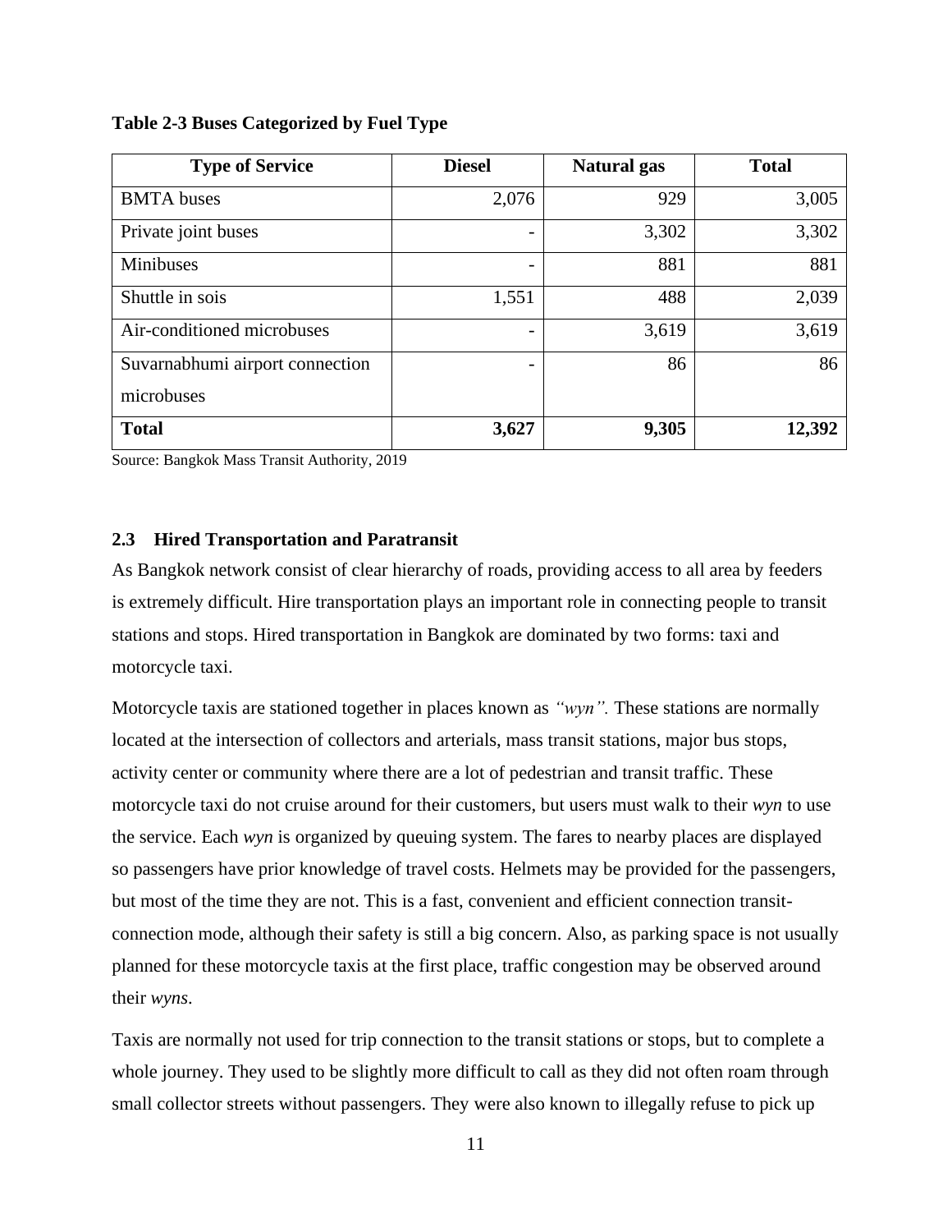**Table 2-3 Buses Categorized by Fuel Type**

| Type of Service | Diesel | Natural gas | Total |
|---|---|---|---|
| BMTA buses | 2,076 | 929 | 3,005 |
| Private joint buses | - | 3,302 | 3,302 |
| Minibuses | - | 881 | 881 |
| Shuttle in sois | 1,551 | 488 | 2,039 |
| Air-conditioned microbuses | - | 3,619 | 3,619 |
| Suvarnabhumi airport connection microbuses | - | 86 | 86 |
| **Total** | **3,627** | **9,305** | **12,392** |

Source: Bangkok Mass Transit Authority, 2019

### 2.3 Hired Transportation and Paratransit

As Bangkok network consist of clear hierarchy of roads, providing access to all area by feeders is extremely difficult. Hire transportation plays an important role in connecting people to transit stations and stops. Hired transportation in Bangkok are dominated by two forms: taxi and motorcycle taxi.

Motorcycle taxis are stationed together in places known as *"wyn".* These stations are normally located at the intersection of collectors and arterials, mass transit stations, major bus stops, activity center or community where there are a lot of pedestrian and transit traffic. These motorcycle taxi do not cruise around for their customers, but users must walk to their *wyn* to use the service. Each *wyn* is organized by queuing system. The fares to nearby places are displayed so passengers have prior knowledge of travel costs. Helmets may be provided for the passengers, but most of the time they are not. This is a fast, convenient and efficient connection transit-connection mode, although their safety is still a big concern. Also, as parking space is not usually planned for these motorcycle taxis at the first place, traffic congestion may be observed around their *wyns*.

Taxis are normally not used for trip connection to the transit stations or stops, but to complete a whole journey. They used to be slightly more difficult to call as they did not often roam through small collector streets without passengers. They were also known to illegally refuse to pick up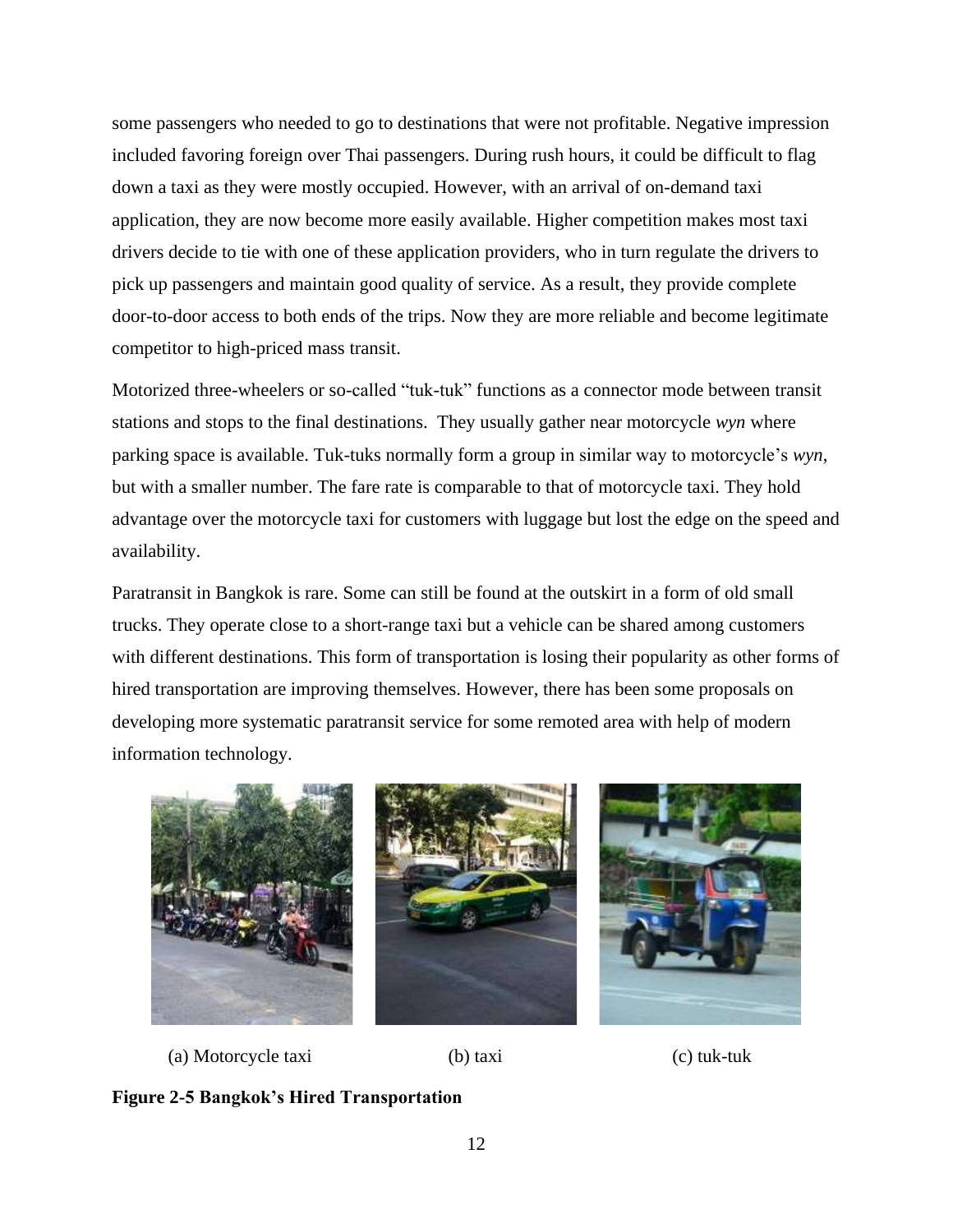some passengers who needed to go to destinations that were not profitable. Negative impression included favoring foreign over Thai passengers. During rush hours, it could be difficult to flag down a taxi as they were mostly occupied. However, with an arrival of on-demand taxi application, they are now become more easily available. Higher competition makes most taxi drivers decide to tie with one of these application providers, who in turn regulate the drivers to pick up passengers and maintain good quality of service. As a result, they provide complete door-to-door access to both ends of the trips. Now they are more reliable and become legitimate competitor to high-priced mass transit.

Motorized three-wheelers or so-called "tuk-tuk" functions as a connector mode between transit stations and stops to the final destinations.  They usually gather near motorcycle *wyn* where parking space is available. Tuk-tuks normally form a group in similar way to motorcycle's *wyn*, but with a smaller number. The fare rate is comparable to that of motorcycle taxi. They hold advantage over the motorcycle taxi for customers with luggage but lost the edge on the speed and availability.

Paratransit in Bangkok is rare. Some can still be found at the outskirt in a form of old small trucks. They operate close to a short-range taxi but a vehicle can be shared among customers with different destinations. This form of transportation is losing their popularity as other forms of hired transportation are improving themselves. However, there has been some proposals on developing more systematic paratransit service for some remoted area with help of modern information technology.

(a) Motorcycle taxi (b) taxi (c) tuk-tuk

**Figure 2-5 Bangkok's Hired Transportation**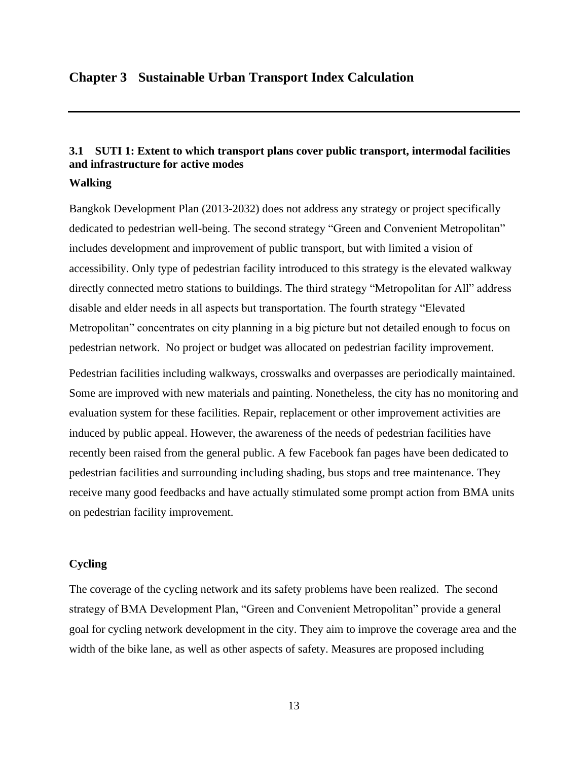# Chapter 3 Sustainable Urban Transport Index Calculation

## 3.1 SUTI 1: Extent to which transport plans cover public transport, intermodal facilities and infrastructure for active modes

### Walking

Bangkok Development Plan (2013-2032) does not address any strategy or project specifically dedicated to pedestrian well-being. The second strategy "Green and Convenient Metropolitan" includes development and improvement of public transport, but with limited a vision of accessibility. Only type of pedestrian facility introduced to this strategy is the elevated walkway directly connected metro stations to buildings. The third strategy "Metropolitan for All" address disable and elder needs in all aspects but transportation. The fourth strategy "Elevated Metropolitan" concentrates on city planning in a big picture but not detailed enough to focus on pedestrian network. No project or budget was allocated on pedestrian facility improvement.

Pedestrian facilities including walkways, crosswalks and overpasses are periodically maintained. Some are improved with new materials and painting. Nonetheless, the city has no monitoring and evaluation system for these facilities. Repair, replacement or other improvement activities are induced by public appeal. However, the awareness of the needs of pedestrian facilities have recently been raised from the general public. A few Facebook fan pages have been dedicated to pedestrian facilities and surrounding including shading, bus stops and tree maintenance. They receive many good feedbacks and have actually stimulated some prompt action from BMA units on pedestrian facility improvement.

### Cycling

The coverage of the cycling network and its safety problems have been realized. The second strategy of BMA Development Plan, "Green and Convenient Metropolitan" provide a general goal for cycling network development in the city. They aim to improve the coverage area and the width of the bike lane, as well as other aspects of safety. Measures are proposed including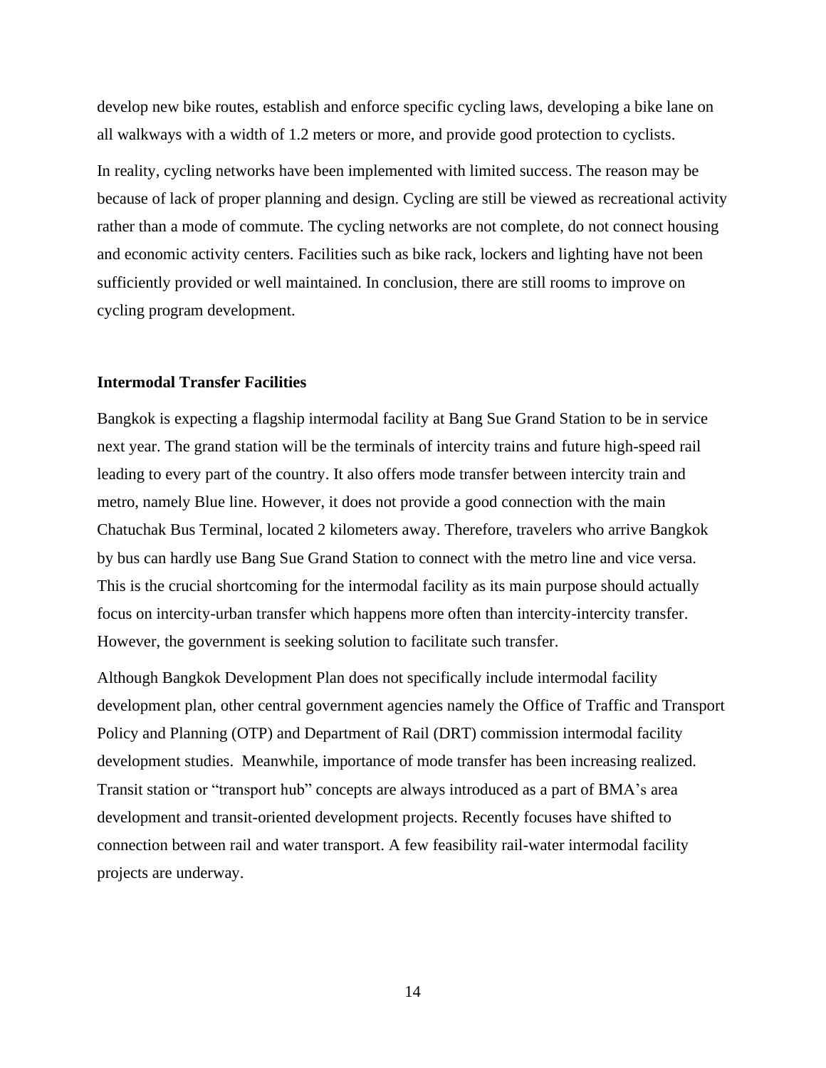develop new bike routes, establish and enforce specific cycling laws, developing a bike lane on all walkways with a width of 1.2 meters or more, and provide good protection to cyclists.

In reality, cycling networks have been implemented with limited success. The reason may be because of lack of proper planning and design. Cycling are still be viewed as recreational activity rather than a mode of commute. The cycling networks are not complete, do not connect housing and economic activity centers. Facilities such as bike rack, lockers and lighting have not been sufficiently provided or well maintained. In conclusion, there are still rooms to improve on cycling program development.

**Intermodal Transfer Facilities**

Bangkok is expecting a flagship intermodal facility at Bang Sue Grand Station to be in service next year. The grand station will be the terminals of intercity trains and future high-speed rail leading to every part of the country. It also offers mode transfer between intercity train and metro, namely Blue line. However, it does not provide a good connection with the main Chatuchak Bus Terminal, located 2 kilometers away. Therefore, travelers who arrive Bangkok by bus can hardly use Bang Sue Grand Station to connect with the metro line and vice versa. This is the crucial shortcoming for the intermodal facility as its main purpose should actually focus on intercity-urban transfer which happens more often than intercity-intercity transfer. However, the government is seeking solution to facilitate such transfer.

Although Bangkok Development Plan does not specifically include intermodal facility development plan, other central government agencies namely the Office of Traffic and Transport Policy and Planning (OTP) and Department of Rail (DRT) commission intermodal facility development studies. Meanwhile, importance of mode transfer has been increasing realized. Transit station or "transport hub" concepts are always introduced as a part of BMA's area development and transit-oriented development projects. Recently focuses have shifted to connection between rail and water transport. A few feasibility rail-water intermodal facility projects are underway.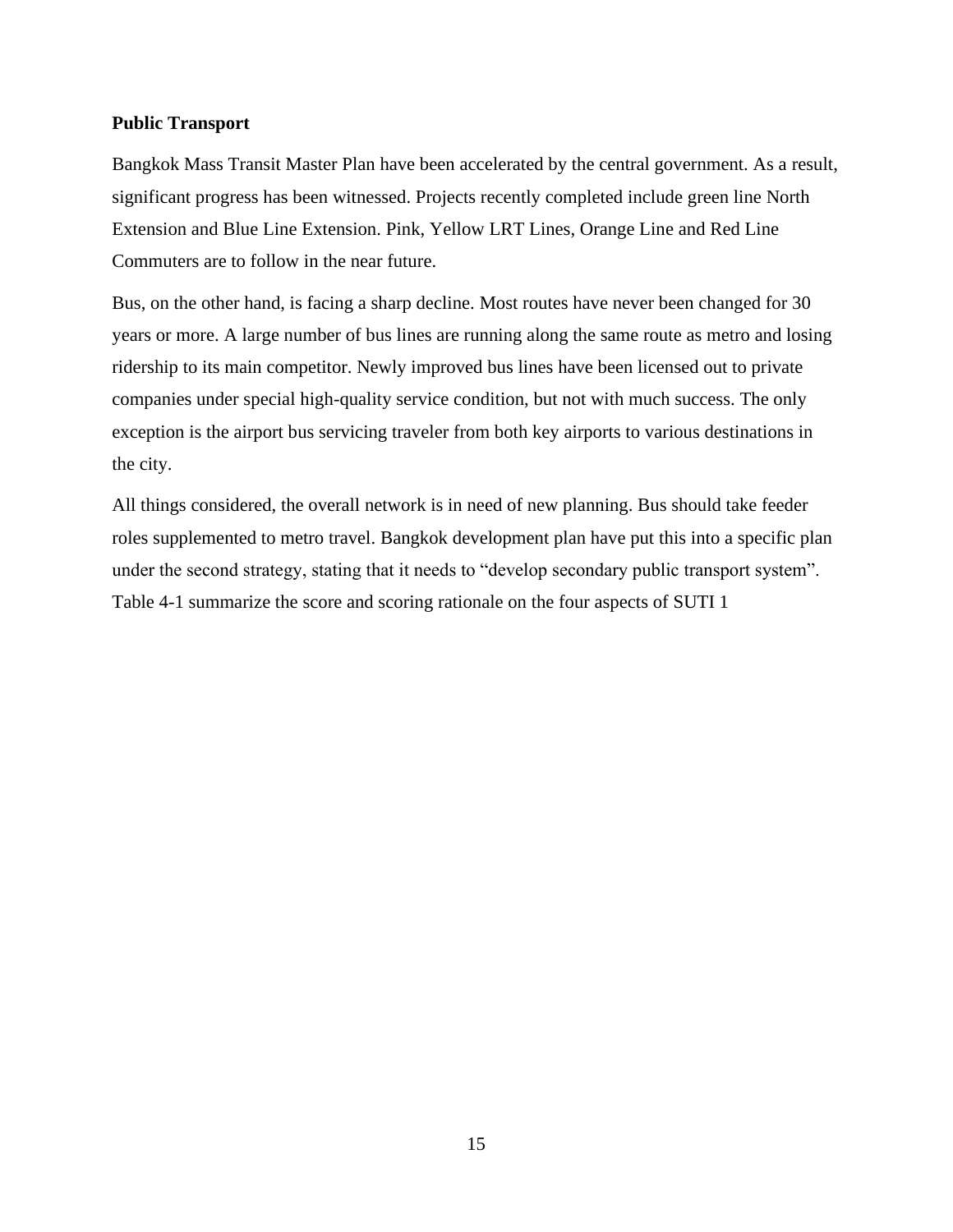**Public Transport**

Bangkok Mass Transit Master Plan have been accelerated by the central government. As a result, significant progress has been witnessed. Projects recently completed include green line North Extension and Blue Line Extension. Pink, Yellow LRT Lines, Orange Line and Red Line Commuters are to follow in the near future.

Bus, on the other hand, is facing a sharp decline. Most routes have never been changed for 30 years or more. A large number of bus lines are running along the same route as metro and losing ridership to its main competitor. Newly improved bus lines have been licensed out to private companies under special high-quality service condition, but not with much success. The only exception is the airport bus servicing traveler from both key airports to various destinations in the city.

All things considered, the overall network is in need of new planning. Bus should take feeder roles supplemented to metro travel. Bangkok development plan have put this into a specific plan under the second strategy, stating that it needs to "develop secondary public transport system". Table 4-1 summarize the score and scoring rationale on the four aspects of SUTI 1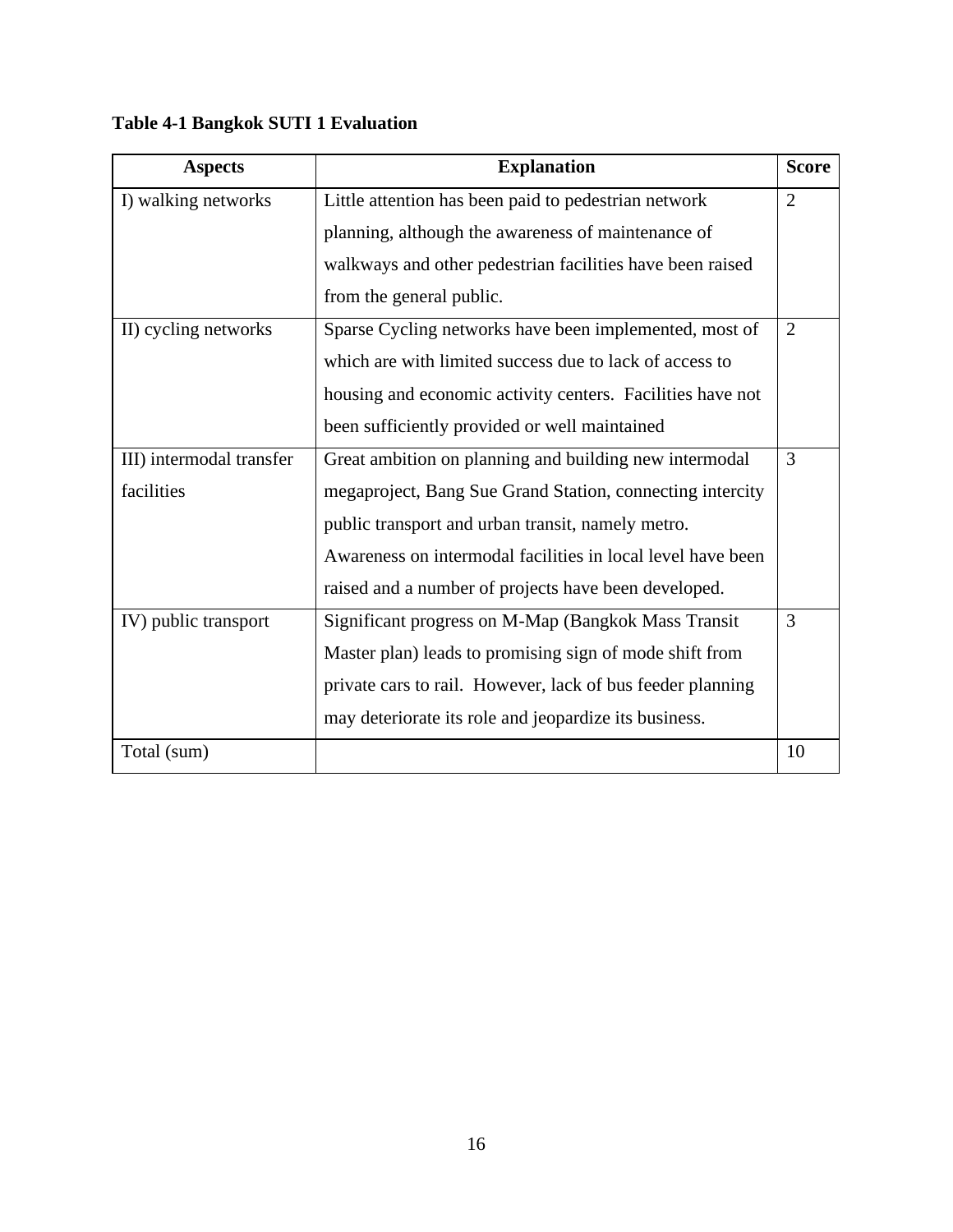**Table 4-1 Bangkok SUTI 1 Evaluation**

| Aspects | Explanation | Score |
|---|---|---|
| I) walking networks | Little attention has been paid to pedestrian network planning, although the awareness of maintenance of walkways and other pedestrian facilities have been raised from the general public. | 2 |
| II) cycling networks | Sparse Cycling networks have been implemented, most of which are with limited success due to lack of access to housing and economic activity centers. Facilities have not been sufficiently provided or well maintained | 2 |
| III) intermodal transfer facilities | Great ambition on planning and building new intermodal megaproject, Bang Sue Grand Station, connecting intercity public transport and urban transit, namely metro. Awareness on intermodal facilities in local level have been raised and a number of projects have been developed. | 3 |
| IV) public transport | Significant progress on M-Map (Bangkok Mass Transit Master plan) leads to promising sign of mode shift from private cars to rail. However, lack of bus feeder planning may deteriorate its role and jeopardize its business. | 3 |
| Total (sum) | | 10 |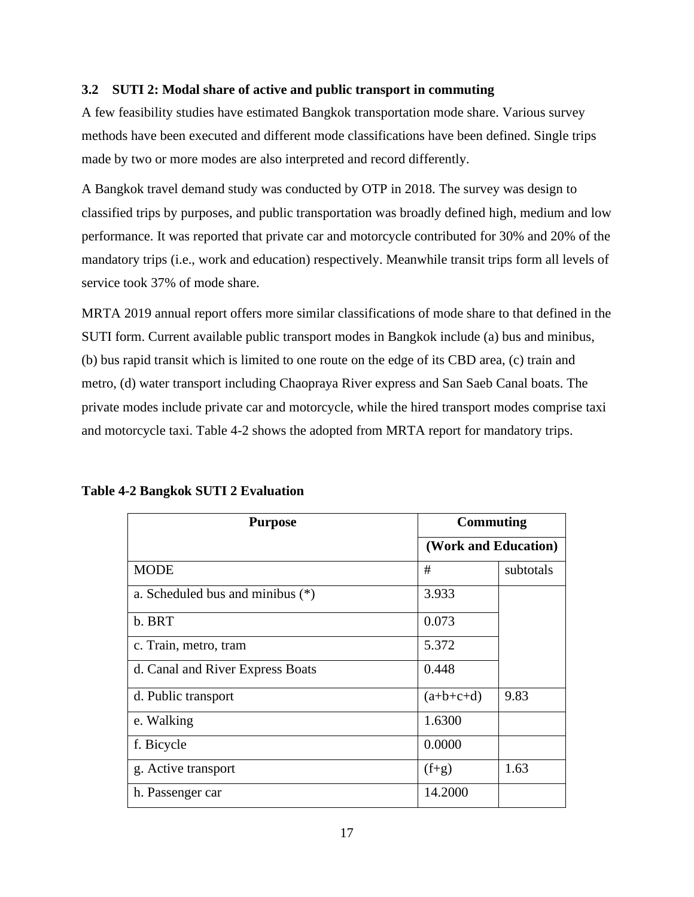### 3.2 SUTI 2: Modal share of active and public transport in commuting

A few feasibility studies have estimated Bangkok transportation mode share. Various survey methods have been executed and different mode classifications have been defined. Single trips made by two or more modes are also interpreted and record differently.

A Bangkok travel demand study was conducted by OTP in 2018. The survey was design to classified trips by purposes, and public transportation was broadly defined high, medium and low performance. It was reported that private car and motorcycle contributed for 30% and 20% of the mandatory trips (i.e., work and education) respectively. Meanwhile transit trips form all levels of service took 37% of mode share.

MRTA 2019 annual report offers more similar classifications of mode share to that defined in the SUTI form. Current available public transport modes in Bangkok include (a) bus and minibus, (b) bus rapid transit which is limited to one route on the edge of its CBD area, (c) train and metro, (d) water transport including Chaopraya River express and San Saeb Canal boats. The private modes include private car and motorcycle, while the hired transport modes comprise taxi and motorcycle taxi. Table 4-2 shows the adopted from MRTA report for mandatory trips.

**Table 4-2 Bangkok SUTI 2 Evaluation**

| Purpose | Commuting (Work and Education) | |
|---|---|---|
| MODE | # | subtotals |
| a. Scheduled bus and minibus (*) | 3.933 | |
| b. BRT | 0.073 | |
| c. Train, metro, tram | 5.372 | |
| d. Canal and River Express Boats | 0.448 | |
| d. Public transport | (a+b+c+d) | 9.83 |
| e. Walking | 1.6300 | |
| f. Bicycle | 0.0000 | |
| g. Active transport | (f+g) | 1.63 |
| h. Passenger car | 14.2000 | |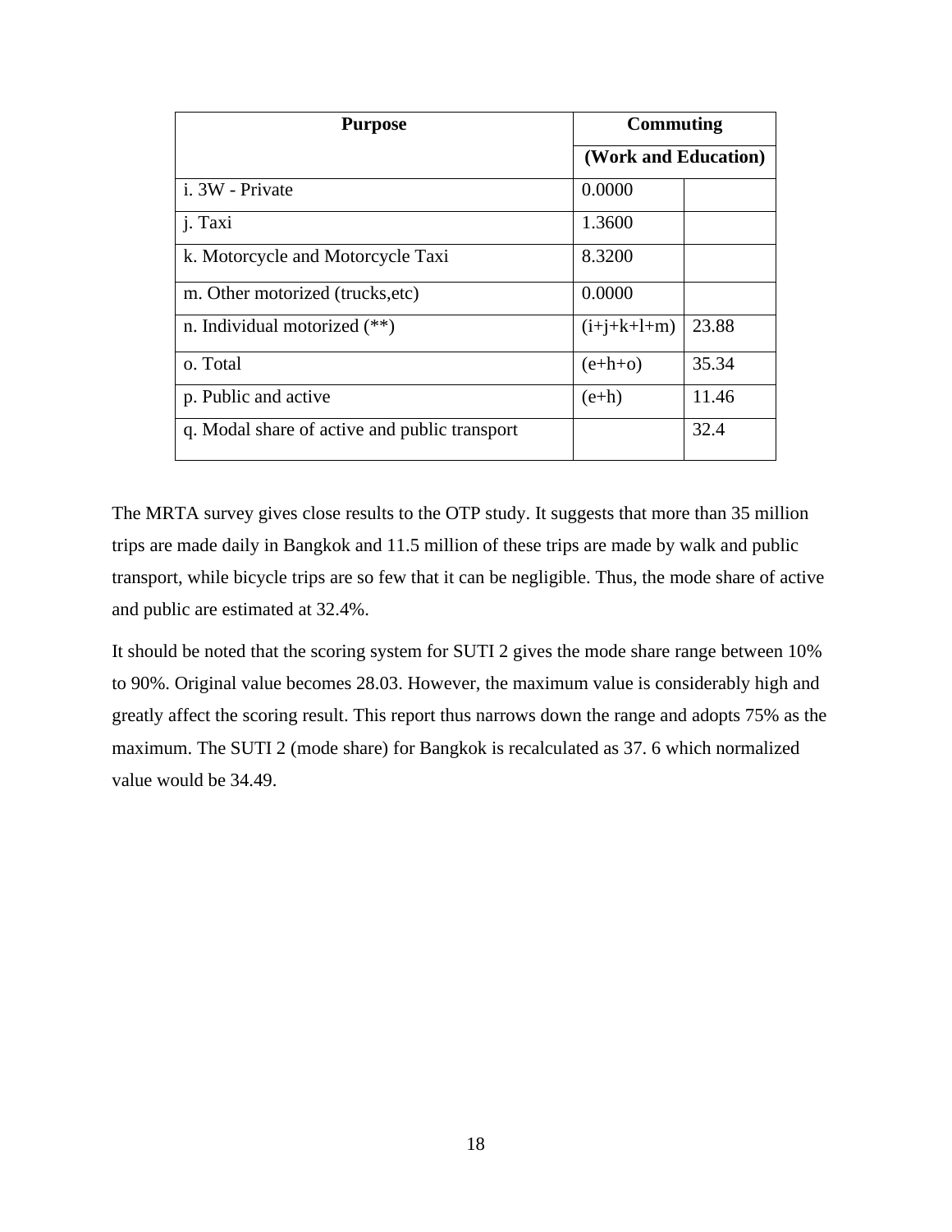| Purpose | Commuting | |
|---|---|---|
| | (Work and Education) | |
| i. 3W - Private | 0.0000 | |
| j. Taxi | 1.3600 | |
| k. Motorcycle and Motorcycle Taxi | 8.3200 | |
| m. Other motorized (trucks,etc) | 0.0000 | |
| n. Individual motorized (**) | (i+j+k+l+m) | 23.88 |
| o. Total | (e+h+o) | 35.34 |
| p. Public and active | (e+h) | 11.46 |
| q. Modal share of active and public transport | | 32.4 |

The MRTA survey gives close results to the OTP study. It suggests that more than 35 million trips are made daily in Bangkok and 11.5 million of these trips are made by walk and public transport, while bicycle trips are so few that it can be negligible. Thus, the mode share of active and public are estimated at 32.4%.

It should be noted that the scoring system for SUTI 2 gives the mode share range between 10% to 90%. Original value becomes 28.03. However, the maximum value is considerably high and greatly affect the scoring result. This report thus narrows down the range and adopts 75% as the maximum. The SUTI 2 (mode share) for Bangkok is recalculated as 37. 6 which normalized value would be 34.49.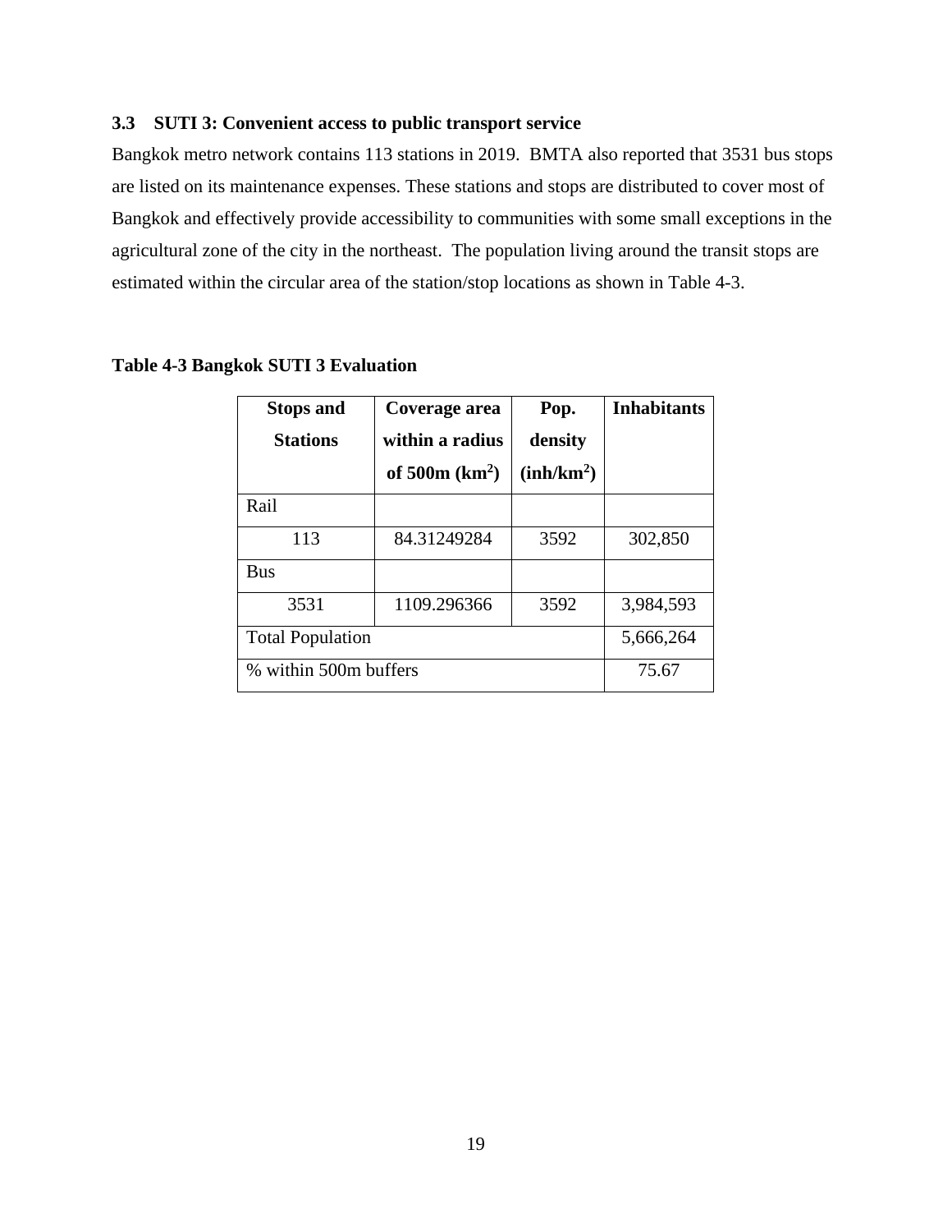### 3.3 SUTI 3: Convenient access to public transport service

Bangkok metro network contains 113 stations in 2019. BMTA also reported that 3531 bus stops are listed on its maintenance expenses. These stations and stops are distributed to cover most of Bangkok and effectively provide accessibility to communities with some small exceptions in the agricultural zone of the city in the northeast. The population living around the transit stops are estimated within the circular area of the station/stop locations as shown in Table 4-3.

**Table 4-3 Bangkok SUTI 3 Evaluation**

| Stops and Stations | Coverage area within a radius of 500m ($km^2$) | Pop. density ($inh/km^2$) | Inhabitants |
|---|---|---|---|
| Rail | | | |
| 113 | 84.31249284 | 3592 | 302,850 |
| Bus | | | |
| 3531 | 1109.296366 | 3592 | 3,984,593 |
| Total Population | | | 5,666,264 |
| % within 500m buffers | | | 75.67 |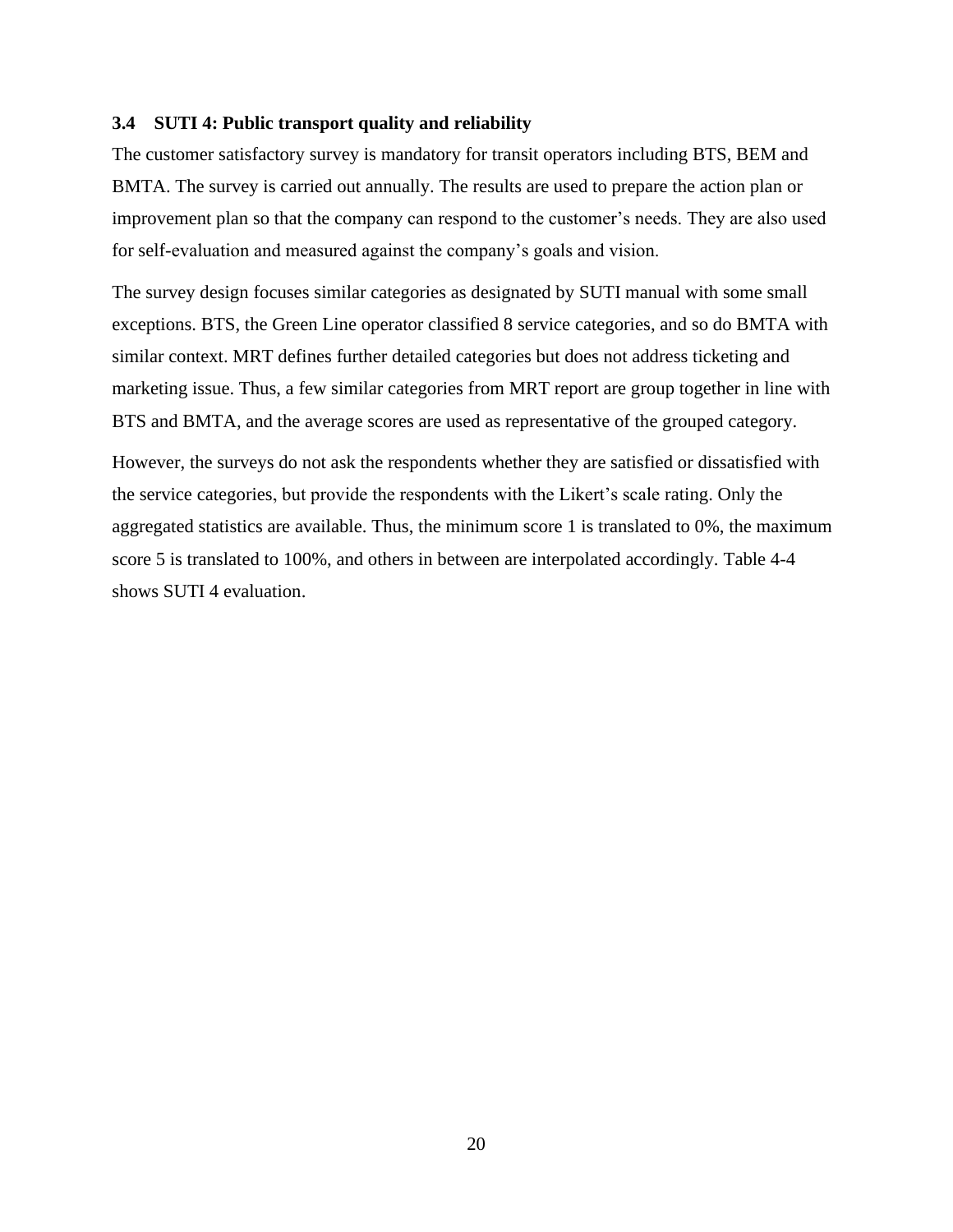### 3.4 SUTI 4: Public transport quality and reliability

The customer satisfactory survey is mandatory for transit operators including BTS, BEM and BMTA. The survey is carried out annually. The results are used to prepare the action plan or improvement plan so that the company can respond to the customer's needs. They are also used for self-evaluation and measured against the company's goals and vision.

The survey design focuses similar categories as designated by SUTI manual with some small exceptions. BTS, the Green Line operator classified 8 service categories, and so do BMTA with similar context. MRT defines further detailed categories but does not address ticketing and marketing issue. Thus, a few similar categories from MRT report are group together in line with BTS and BMTA, and the average scores are used as representative of the grouped category.

However, the surveys do not ask the respondents whether they are satisfied or dissatisfied with the service categories, but provide the respondents with the Likert's scale rating. Only the aggregated statistics are available. Thus, the minimum score 1 is translated to 0%, the maximum score 5 is translated to 100%, and others in between are interpolated accordingly. Table 4-4 shows SUTI 4 evaluation.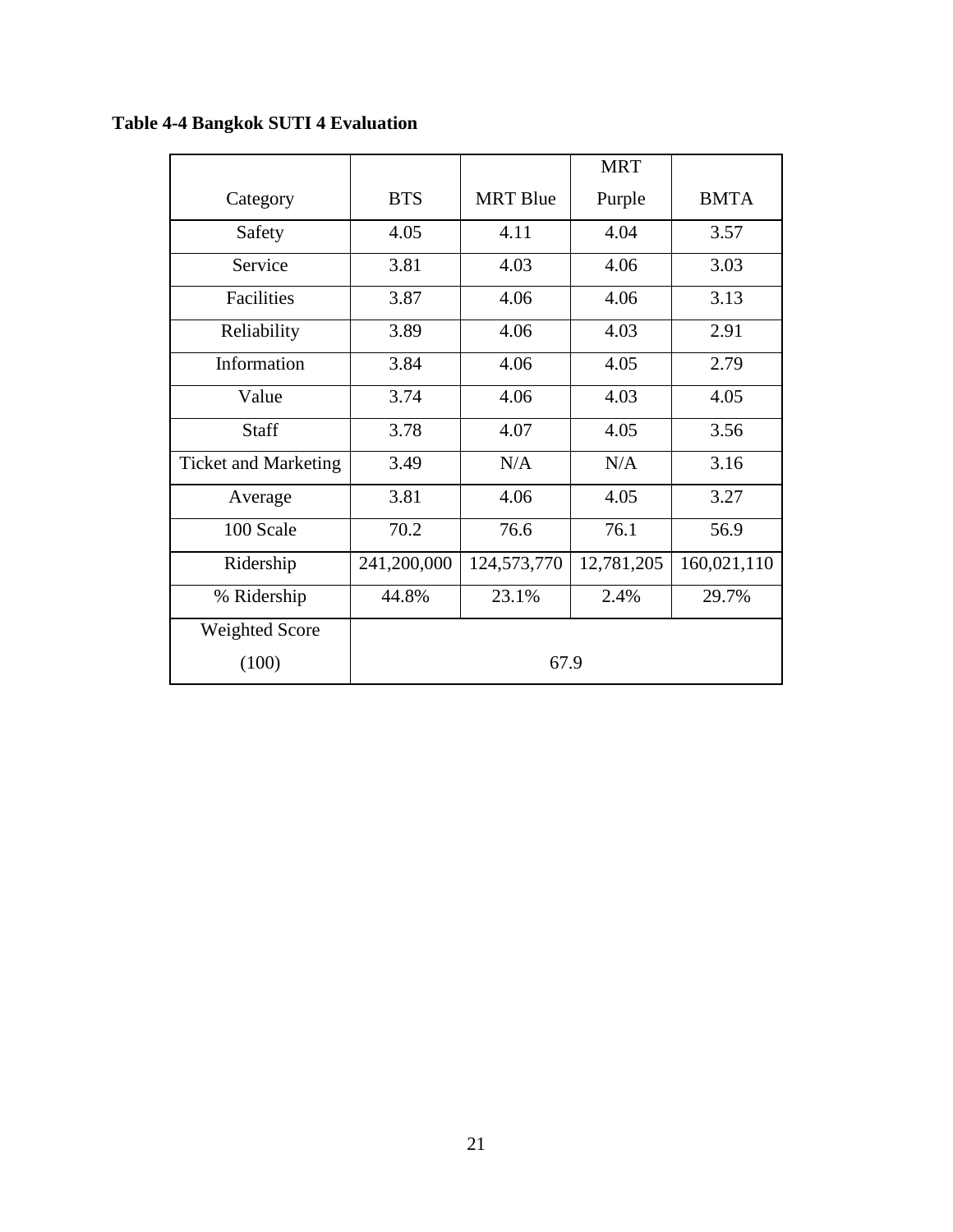**Table 4-4 Bangkok SUTI 4 Evaluation**

| Category | BTS | MRT Blue | MRT Purple | BMTA |
|---|---|---|---|---|
| Safety | 4.05 | 4.11 | 4.04 | 3.57 |
| Service | 3.81 | 4.03 | 4.06 | 3.03 |
| Facilities | 3.87 | 4.06 | 4.06 | 3.13 |
| Reliability | 3.89 | 4.06 | 4.03 | 2.91 |
| Information | 3.84 | 4.06 | 4.05 | 2.79 |
| Value | 3.74 | 4.06 | 4.03 | 4.05 |
| Staff | 3.78 | 4.07 | 4.05 | 3.56 |
| Ticket and Marketing | 3.49 | N/A | N/A | 3.16 |
| Average | 3.81 | 4.06 | 4.05 | 3.27 |
| 100 Scale | 70.2 | 76.6 | 76.1 | 56.9 |
| Ridership | 241,200,000 | 124,573,770 | 12,781,205 | 160,021,110 |
| % Ridership | 44.8% | 23.1% | 2.4% | 29.7% |
| Weighted Score (100) | 67.9 | | | |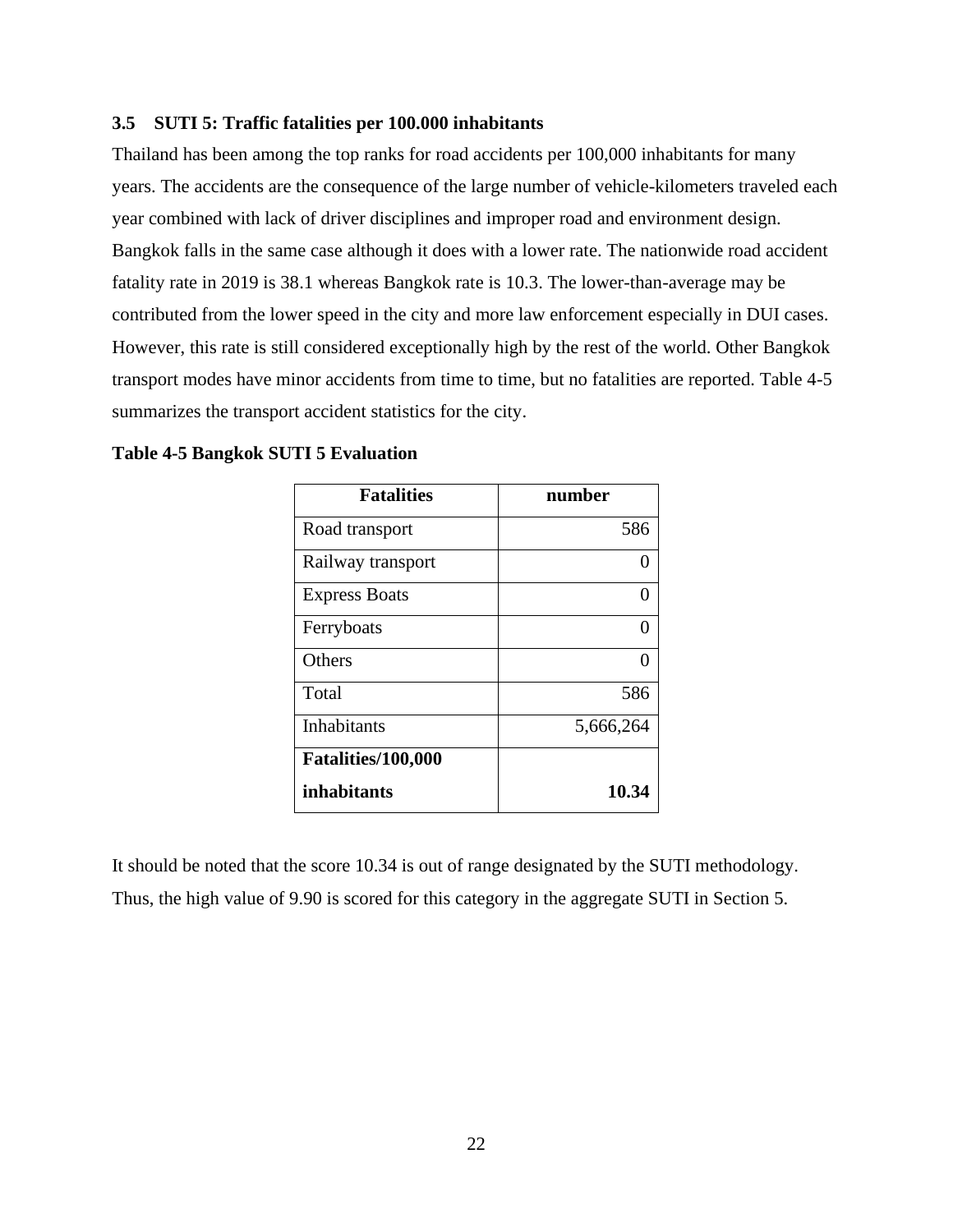### 3.5 SUTI 5: Traffic fatalities per 100.000 inhabitants

Thailand has been among the top ranks for road accidents per 100,000 inhabitants for many years. The accidents are the consequence of the large number of vehicle-kilometers traveled each year combined with lack of driver disciplines and improper road and environment design. Bangkok falls in the same case although it does with a lower rate. The nationwide road accident fatality rate in 2019 is 38.1 whereas Bangkok rate is 10.3. The lower-than-average may be contributed from the lower speed in the city and more law enforcement especially in DUI cases. However, this rate is still considered exceptionally high by the rest of the world. Other Bangkok transport modes have minor accidents from time to time, but no fatalities are reported. Table 4-5 summarizes the transport accident statistics for the city.

**Table 4-5 Bangkok SUTI 5 Evaluation**

| Fatalities | number |
|---|---:|
| Road transport | 586 |
| Railway transport | 0 |
| Express Boats | 0 |
| Ferryboats | 0 |
| Others | 0 |
| Total | 586 |
| Inhabitants | 5,666,264 |
| **Fatalities/100,000 inhabitants** | **10.34** |

It should be noted that the score 10.34 is out of range designated by the SUTI methodology. Thus, the high value of 9.90 is scored for this category in the aggregate SUTI in Section 5.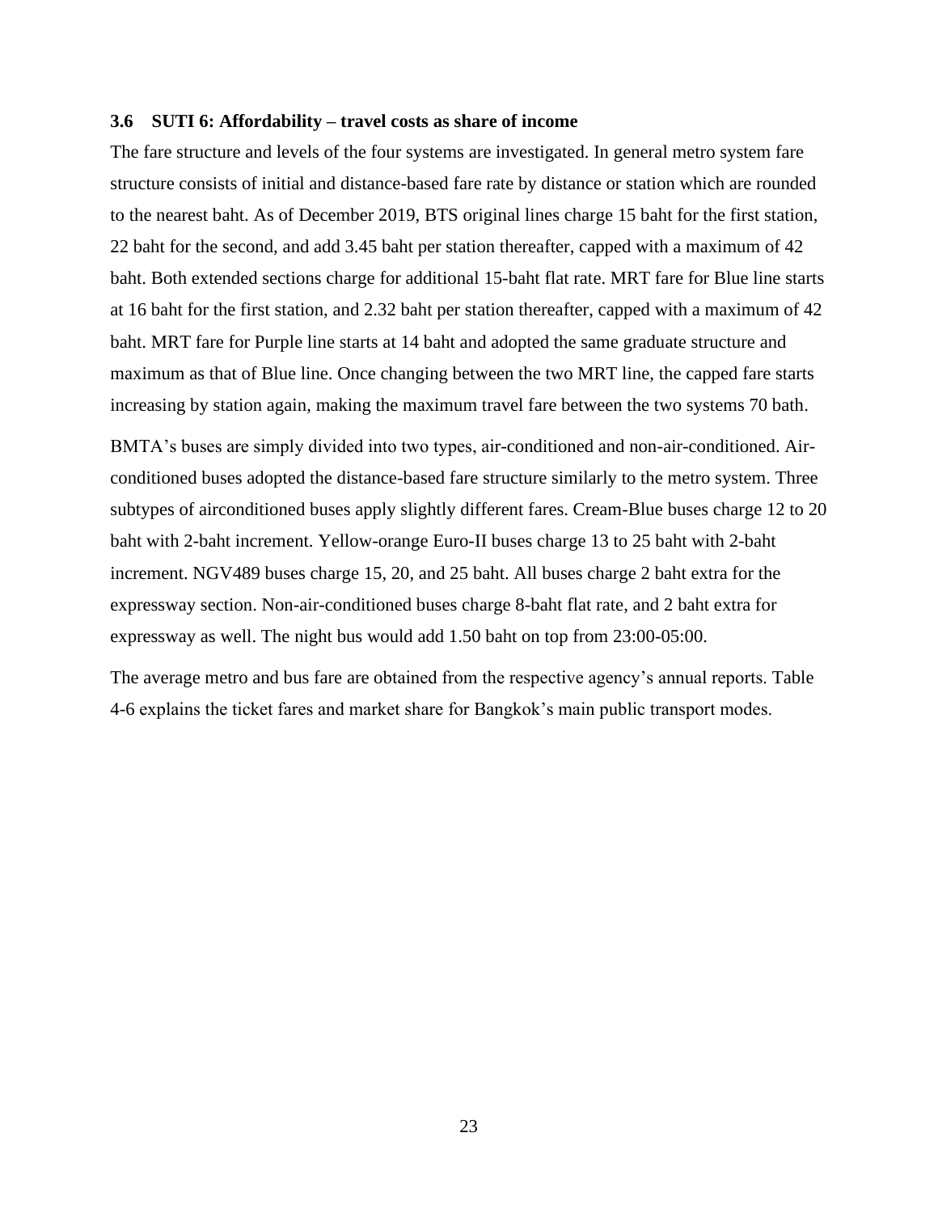### 3.6 SUTI 6: Affordability – travel costs as share of income

The fare structure and levels of the four systems are investigated. In general metro system fare structure consists of initial and distance-based fare rate by distance or station which are rounded to the nearest baht. As of December 2019, BTS original lines charge 15 baht for the first station, 22 baht for the second, and add 3.45 baht per station thereafter, capped with a maximum of 42 baht. Both extended sections charge for additional 15-baht flat rate. MRT fare for Blue line starts at 16 baht for the first station, and 2.32 baht per station thereafter, capped with a maximum of 42 baht. MRT fare for Purple line starts at 14 baht and adopted the same graduate structure and maximum as that of Blue line. Once changing between the two MRT line, the capped fare starts increasing by station again, making the maximum travel fare between the two systems 70 bath.

BMTA's buses are simply divided into two types, air-conditioned and non-air-conditioned. Air-conditioned buses adopted the distance-based fare structure similarly to the metro system. Three subtypes of airconditioned buses apply slightly different fares. Cream-Blue buses charge 12 to 20 baht with 2-baht increment. Yellow-orange Euro-II buses charge 13 to 25 baht with 2-baht increment. NGV489 buses charge 15, 20, and 25 baht. All buses charge 2 baht extra for the expressway section. Non-air-conditioned buses charge 8-baht flat rate, and 2 baht extra for expressway as well. The night bus would add 1.50 baht on top from 23:00-05:00.

The average metro and bus fare are obtained from the respective agency's annual reports. Table 4-6 explains the ticket fares and market share for Bangkok's main public transport modes.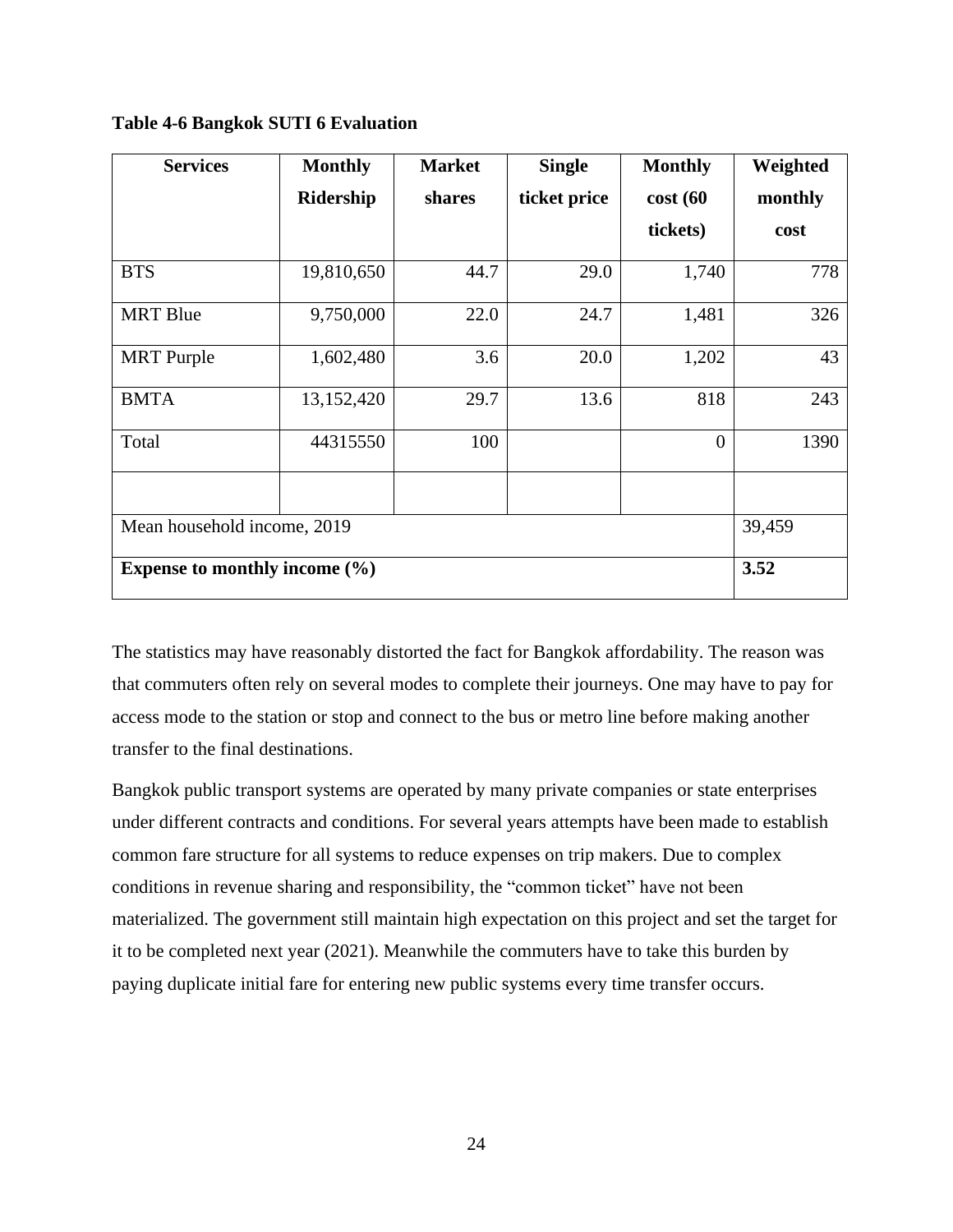**Table 4-6 Bangkok SUTI 6 Evaluation**

| Services | Monthly Ridership | Market shares | Single ticket price | Monthly cost (60 tickets) | Weighted monthly cost |
|---|---|---|---|---|---|
| BTS | 19,810,650 | 44.7 | 29.0 | 1,740 | 778 |
| MRT Blue | 9,750,000 | 22.0 | 24.7 | 1,481 | 326 |
| MRT Purple | 1,602,480 | 3.6 | 20.0 | 1,202 | 43 |
| BMTA | 13,152,420 | 29.7 | 13.6 | 818 | 243 |
| Total | 44315550 | 100 | | 0 | 1390 |
| | | | | | |
| Mean household income, 2019 | | | | | 39,459 |
| **Expense to monthly income (%)** | | | | | **3.52** |

The statistics may have reasonably distorted the fact for Bangkok affordability. The reason was that commuters often rely on several modes to complete their journeys. One may have to pay for access mode to the station or stop and connect to the bus or metro line before making another transfer to the final destinations.

Bangkok public transport systems are operated by many private companies or state enterprises under different contracts and conditions. For several years attempts have been made to establish common fare structure for all systems to reduce expenses on trip makers. Due to complex conditions in revenue sharing and responsibility, the "common ticket" have not been materialized. The government still maintain high expectation on this project and set the target for it to be completed next year (2021). Meanwhile the commuters have to take this burden by paying duplicate initial fare for entering new public systems every time transfer occurs.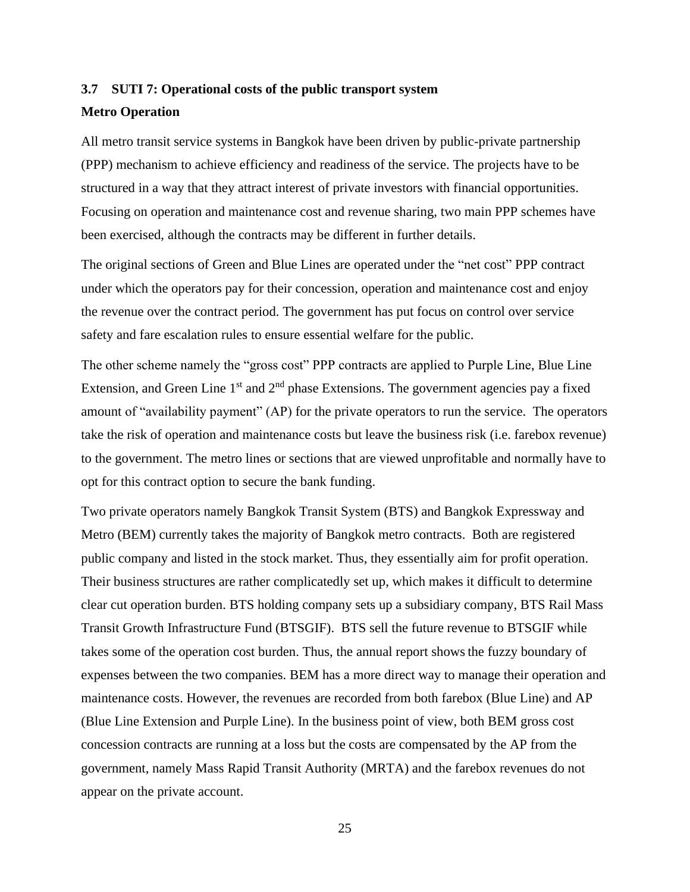### 3.7 SUTI 7: Operational costs of the public transport system

**Metro Operation**

All metro transit service systems in Bangkok have been driven by public-private partnership (PPP) mechanism to achieve efficiency and readiness of the service. The projects have to be structured in a way that they attract interest of private investors with financial opportunities. Focusing on operation and maintenance cost and revenue sharing, two main PPP schemes have been exercised, although the contracts may be different in further details.

The original sections of Green and Blue Lines are operated under the "net cost" PPP contract under which the operators pay for their concession, operation and maintenance cost and enjoy the revenue over the contract period. The government has put focus on control over service safety and fare escalation rules to ensure essential welfare for the public.

The other scheme namely the "gross cost" PPP contracts are applied to Purple Line, Blue Line Extension, and Green Line 1st and 2nd phase Extensions. The government agencies pay a fixed amount of "availability payment" (AP) for the private operators to run the service. The operators take the risk of operation and maintenance costs but leave the business risk (i.e. farebox revenue) to the government. The metro lines or sections that are viewed unprofitable and normally have to opt for this contract option to secure the bank funding.

Two private operators namely Bangkok Transit System (BTS) and Bangkok Expressway and Metro (BEM) currently takes the majority of Bangkok metro contracts. Both are registered public company and listed in the stock market. Thus, they essentially aim for profit operation. Their business structures are rather complicatedly set up, which makes it difficult to determine clear cut operation burden. BTS holding company sets up a subsidiary company, BTS Rail Mass Transit Growth Infrastructure Fund (BTSGIF). BTS sell the future revenue to BTSGIF while takes some of the operation cost burden. Thus, the annual report shows the fuzzy boundary of expenses between the two companies. BEM has a more direct way to manage their operation and maintenance costs. However, the revenues are recorded from both farebox (Blue Line) and AP (Blue Line Extension and Purple Line). In the business point of view, both BEM gross cost concession contracts are running at a loss but the costs are compensated by the AP from the government, namely Mass Rapid Transit Authority (MRTA) and the farebox revenues do not appear on the private account.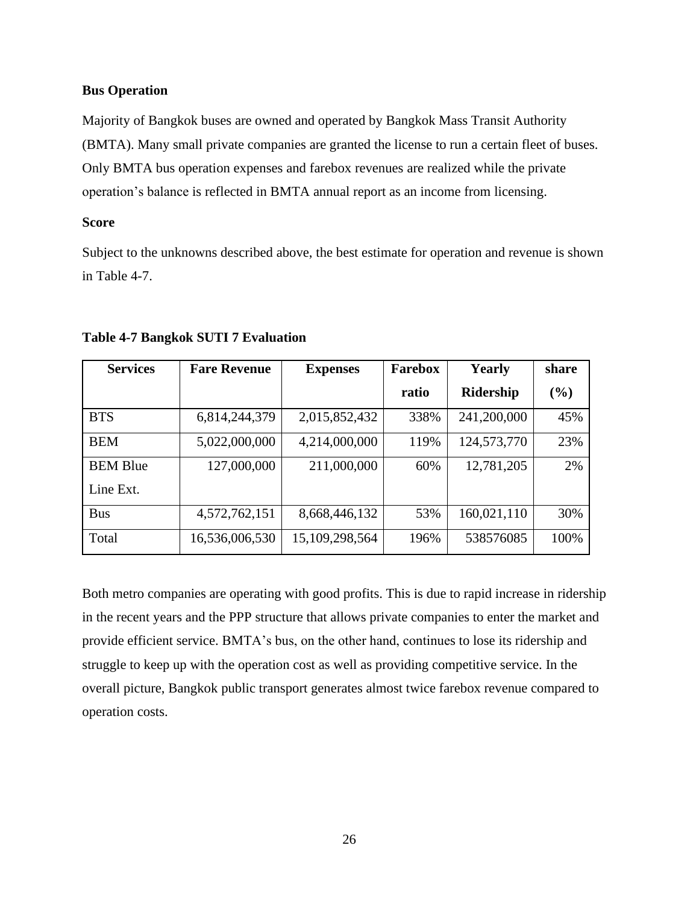**Bus Operation**

Majority of Bangkok buses are owned and operated by Bangkok Mass Transit Authority (BMTA). Many small private companies are granted the license to run a certain fleet of buses. Only BMTA bus operation expenses and farebox revenues are realized while the private operation's balance is reflected in BMTA annual report as an income from licensing.

**Score**

Subject to the unknowns described above, the best estimate for operation and revenue is shown in Table 4-7.

**Table 4-7 Bangkok SUTI 7 Evaluation**

| Services | Fare Revenue | Expenses | Farebox ratio | Yearly Ridership | share (%) |
|---|---|---|---|---|---|
| BTS | 6,814,244,379 | 2,015,852,432 | 338% | 241,200,000 | 45% |
| BEM | 5,022,000,000 | 4,214,000,000 | 119% | 124,573,770 | 23% |
| BEM Blue Line Ext. | 127,000,000 | 211,000,000 | 60% | 12,781,205 | 2% |
| Bus | 4,572,762,151 | 8,668,446,132 | 53% | 160,021,110 | 30% |
| Total | 16,536,006,530 | 15,109,298,564 | 196% | 538576085 | 100% |

Both metro companies are operating with good profits. This is due to rapid increase in ridership in the recent years and the PPP structure that allows private companies to enter the market and provide efficient service. BMTA's bus, on the other hand, continues to lose its ridership and struggle to keep up with the operation cost as well as providing competitive service. In the overall picture, Bangkok public transport generates almost twice farebox revenue compared to operation costs.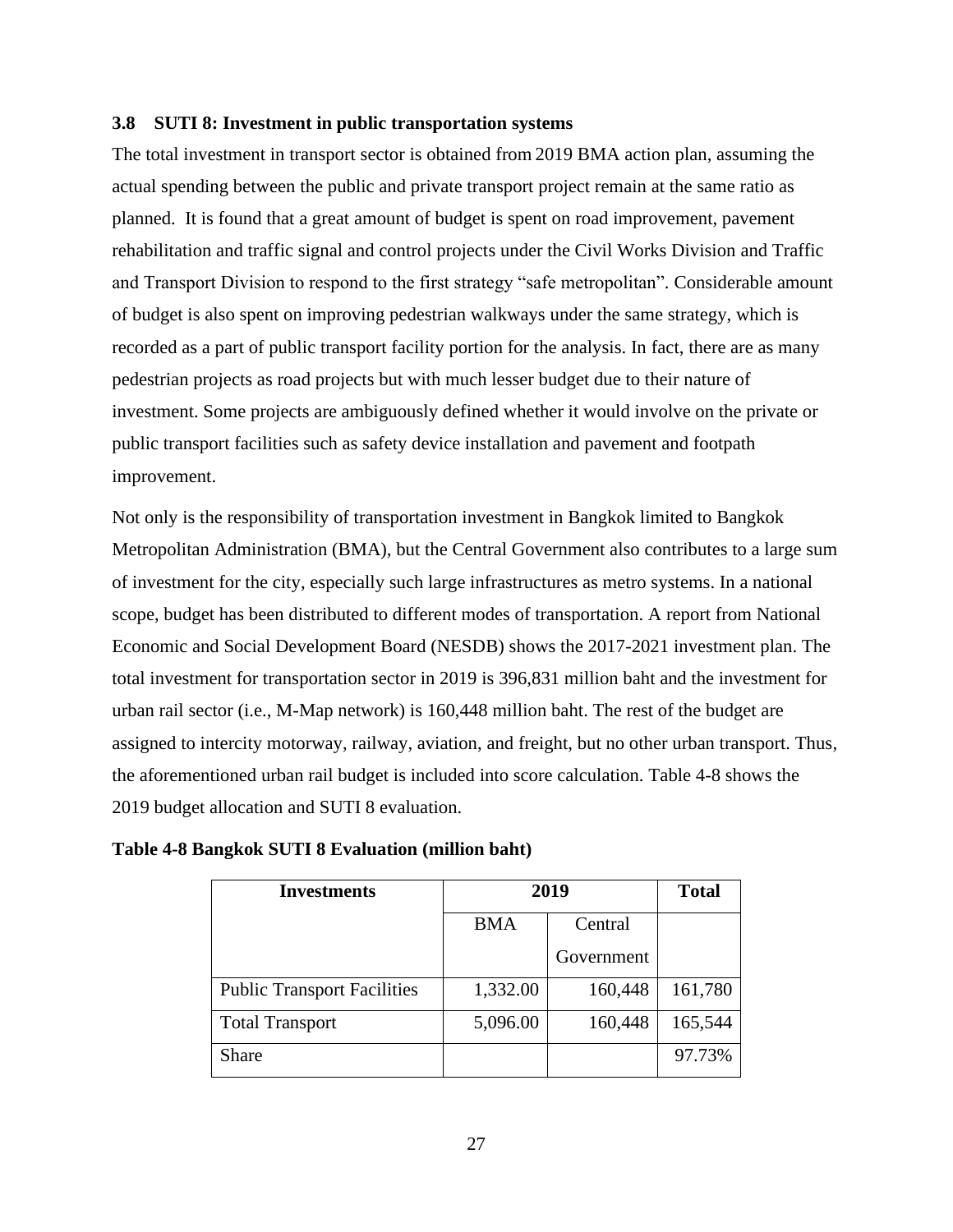### 3.8 SUTI 8: Investment in public transportation systems

The total investment in transport sector is obtained from 2019 BMA action plan, assuming the actual spending between the public and private transport project remain at the same ratio as planned. It is found that a great amount of budget is spent on road improvement, pavement rehabilitation and traffic signal and control projects under the Civil Works Division and Traffic and Transport Division to respond to the first strategy "safe metropolitan". Considerable amount of budget is also spent on improving pedestrian walkways under the same strategy, which is recorded as a part of public transport facility portion for the analysis. In fact, there are as many pedestrian projects as road projects but with much lesser budget due to their nature of investment. Some projects are ambiguously defined whether it would involve on the private or public transport facilities such as safety device installation and pavement and footpath improvement.

Not only is the responsibility of transportation investment in Bangkok limited to Bangkok Metropolitan Administration (BMA), but the Central Government also contributes to a large sum of investment for the city, especially such large infrastructures as metro systems. In a national scope, budget has been distributed to different modes of transportation. A report from National Economic and Social Development Board (NESDB) shows the 2017-2021 investment plan. The total investment for transportation sector in 2019 is 396,831 million baht and the investment for urban rail sector (i.e., M-Map network) is 160,448 million baht. The rest of the budget are assigned to intercity motorway, railway, aviation, and freight, but no other urban transport. Thus, the aforementioned urban rail budget is included into score calculation. Table 4-8 shows the 2019 budget allocation and SUTI 8 evaluation.

**Table 4-8 Bangkok SUTI 8 Evaluation (million baht)**

| Investments | 2019 | | Total |
|---|---|---|---|
| | BMA | Central Government | |
| Public Transport Facilities | 1,332.00 | 160,448 | 161,780 |
| Total Transport | 5,096.00 | 160,448 | 165,544 |
| Share | | | 97.73% |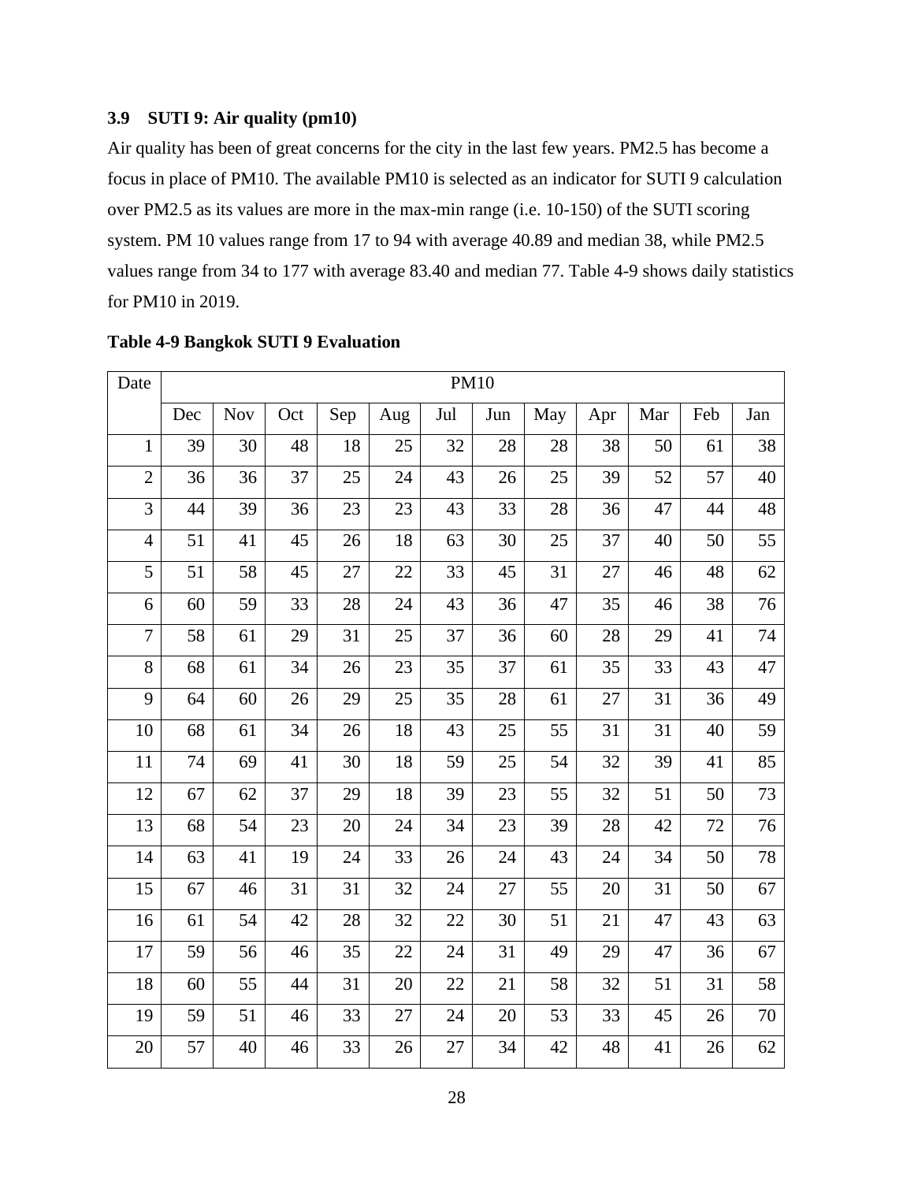### 3.9 SUTI 9: Air quality (pm10)

Air quality has been of great concerns for the city in the last few years. PM2.5 has become a focus in place of PM10. The available PM10 is selected as an indicator for SUTI 9 calculation over PM2.5 as its values are more in the max-min range (i.e. 10-150) of the SUTI scoring system. PM 10 values range from 17 to 94 with average 40.89 and median 38, while PM2.5 values range from 34 to 177 with average 83.40 and median 77. Table 4-9 shows daily statistics for PM10 in 2019.

**Table 4-9 Bangkok SUTI 9 Evaluation**

| Date | PM10 | | | | | | | | | | | |
|---|---|---|---|---|---|---|---|---|---|---|---|---|
| | Dec | Nov | Oct | Sep | Aug | Jul | Jun | May | Apr | Mar | Feb | Jan |
| 1 | 39 | 30 | 48 | 18 | 25 | 32 | 28 | 28 | 38 | 50 | 61 | 38 |
| 2 | 36 | 36 | 37 | 25 | 24 | 43 | 26 | 25 | 39 | 52 | 57 | 40 |
| 3 | 44 | 39 | 36 | 23 | 23 | 43 | 33 | 28 | 36 | 47 | 44 | 48 |
| 4 | 51 | 41 | 45 | 26 | 18 | 63 | 30 | 25 | 37 | 40 | 50 | 55 |
| 5 | 51 | 58 | 45 | 27 | 22 | 33 | 45 | 31 | 27 | 46 | 48 | 62 |
| 6 | 60 | 59 | 33 | 28 | 24 | 43 | 36 | 47 | 35 | 46 | 38 | 76 |
| 7 | 58 | 61 | 29 | 31 | 25 | 37 | 36 | 60 | 28 | 29 | 41 | 74 |
| 8 | 68 | 61 | 34 | 26 | 23 | 35 | 37 | 61 | 35 | 33 | 43 | 47 |
| 9 | 64 | 60 | 26 | 29 | 25 | 35 | 28 | 61 | 27 | 31 | 36 | 49 |
| 10 | 68 | 61 | 34 | 26 | 18 | 43 | 25 | 55 | 31 | 31 | 40 | 59 |
| 11 | 74 | 69 | 41 | 30 | 18 | 59 | 25 | 54 | 32 | 39 | 41 | 85 |
| 12 | 67 | 62 | 37 | 29 | 18 | 39 | 23 | 55 | 32 | 51 | 50 | 73 |
| 13 | 68 | 54 | 23 | 20 | 24 | 34 | 23 | 39 | 28 | 42 | 72 | 76 |
| 14 | 63 | 41 | 19 | 24 | 33 | 26 | 24 | 43 | 24 | 34 | 50 | 78 |
| 15 | 67 | 46 | 31 | 31 | 32 | 24 | 27 | 55 | 20 | 31 | 50 | 67 |
| 16 | 61 | 54 | 42 | 28 | 32 | 22 | 30 | 51 | 21 | 47 | 43 | 63 |
| 17 | 59 | 56 | 46 | 35 | 22 | 24 | 31 | 49 | 29 | 47 | 36 | 67 |
| 18 | 60 | 55 | 44 | 31 | 20 | 22 | 21 | 58 | 32 | 51 | 31 | 58 |
| 19 | 59 | 51 | 46 | 33 | 27 | 24 | 20 | 53 | 33 | 45 | 26 | 70 |
| 20 | 57 | 40 | 46 | 33 | 26 | 27 | 34 | 42 | 48 | 41 | 26 | 62 |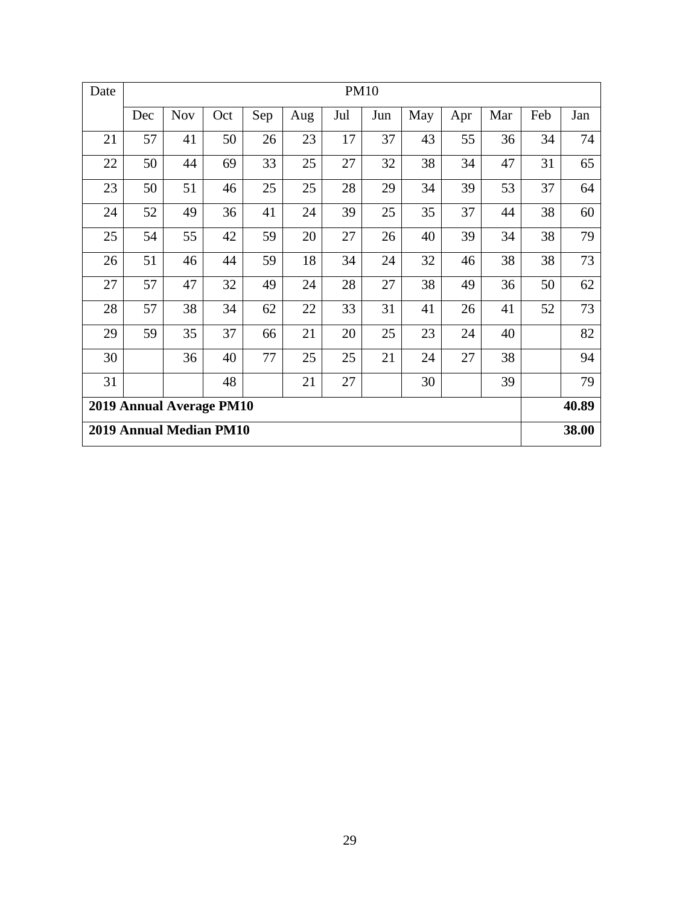| Date | PM10 | | | | | | | | | | | |
|---|---|---|---|---|---|---|---|---|---|---|---|---|
| | Dec | Nov | Oct | Sep | Aug | Jul | Jun | May | Apr | Mar | Feb | Jan |
| 21 | 57 | 41 | 50 | 26 | 23 | 17 | 37 | 43 | 55 | 36 | 34 | 74 |
| 22 | 50 | 44 | 69 | 33 | 25 | 27 | 32 | 38 | 34 | 47 | 31 | 65 |
| 23 | 50 | 51 | 46 | 25 | 25 | 28 | 29 | 34 | 39 | 53 | 37 | 64 |
| 24 | 52 | 49 | 36 | 41 | 24 | 39 | 25 | 35 | 37 | 44 | 38 | 60 |
| 25 | 54 | 55 | 42 | 59 | 20 | 27 | 26 | 40 | 39 | 34 | 38 | 79 |
| 26 | 51 | 46 | 44 | 59 | 18 | 34 | 24 | 32 | 46 | 38 | 38 | 73 |
| 27 | 57 | 47 | 32 | 49 | 24 | 28 | 27 | 38 | 49 | 36 | 50 | 62 |
| 28 | 57 | 38 | 34 | 62 | 22 | 33 | 31 | 41 | 26 | 41 | 52 | 73 |
| 29 | 59 | 35 | 37 | 66 | 21 | 20 | 25 | 23 | 24 | 40 | | 82 |
| 30 | | 36 | 40 | 77 | 25 | 25 | 21 | 24 | 27 | 38 | | 94 |
| 31 | | | 48 | | 21 | 27 | | 30 | | 39 | | 79 |
| **2019 Annual Average PM10** | | | | | | | | | | | | **40.89** |
| **2019 Annual Median PM10** | | | | | | | | | | | | **38.00** |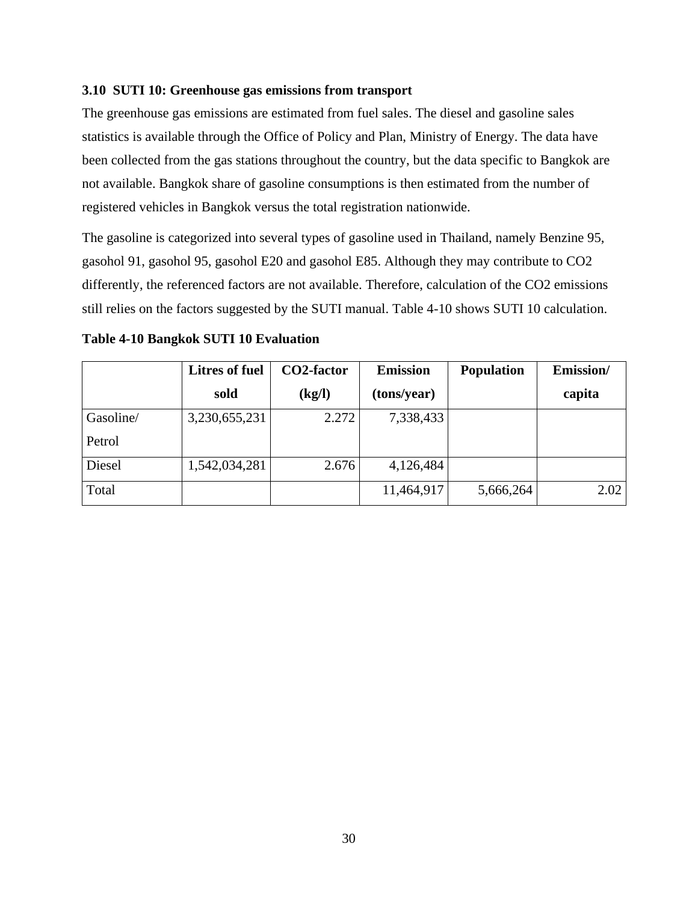### 3.10 SUTI 10: Greenhouse gas emissions from transport

The greenhouse gas emissions are estimated from fuel sales. The diesel and gasoline sales statistics is available through the Office of Policy and Plan, Ministry of Energy. The data have been collected from the gas stations throughout the country, but the data specific to Bangkok are not available. Bangkok share of gasoline consumptions is then estimated from the number of registered vehicles in Bangkok versus the total registration nationwide.

The gasoline is categorized into several types of gasoline used in Thailand, namely Benzine 95, gasohol 91, gasohol 95, gasohol E20 and gasohol E85. Although they may contribute to CO2 differently, the referenced factors are not available. Therefore, calculation of the CO2 emissions still relies on the factors suggested by the SUTI manual. Table 4-10 shows SUTI 10 calculation.

**Table 4-10 Bangkok SUTI 10 Evaluation**

| | Litres of fuel sold | CO2-factor (kg/l) | Emission (tons/year) | Population | Emission/ capita |
|---|---|---|---|---|---|
| Gasoline/ Petrol | 3,230,655,231 | 2.272 | 7,338,433 | | |
| Diesel | 1,542,034,281 | 2.676 | 4,126,484 | | |
| Total | | | 11,464,917 | 5,666,264 | 2.02 |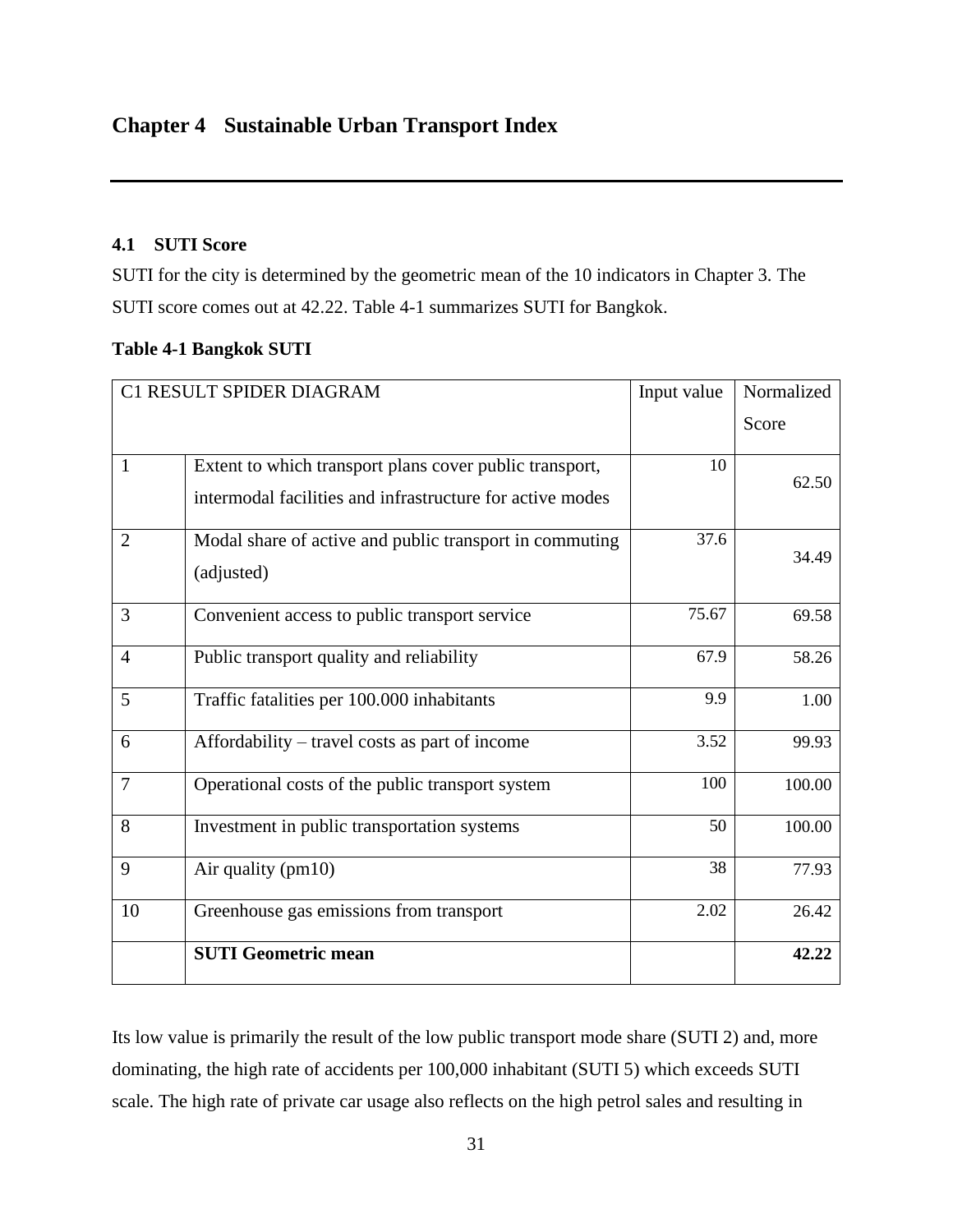# Chapter 4 Sustainable Urban Transport Index

## 4.1 SUTI Score

SUTI for the city is determined by the geometric mean of the 10 indicators in Chapter 3. The SUTI score comes out at 42.22. Table 4-1 summarizes SUTI for Bangkok.

**Table 4-1 Bangkok SUTI**

| C1 RESULT SPIDER DIAGRAM | | Input value | Normalized Score |
|---|---|---|---|
| 1 | Extent to which transport plans cover public transport, intermodal facilities and infrastructure for active modes | 10 | 62.50 |
| 2 | Modal share of active and public transport in commuting (adjusted) | 37.6 | 34.49 |
| 3 | Convenient access to public transport service | 75.67 | 69.58 |
| 4 | Public transport quality and reliability | 67.9 | 58.26 |
| 5 | Traffic fatalities per 100.000 inhabitants | 9.9 | 1.00 |
| 6 | Affordability – travel costs as part of income | 3.52 | 99.93 |
| 7 | Operational costs of the public transport system | 100 | 100.00 |
| 8 | Investment in public transportation systems | 50 | 100.00 |
| 9 | Air quality (pm10) | 38 | 77.93 |
| 10 | Greenhouse gas emissions from transport | 2.02 | 26.42 |
| | **SUTI Geometric mean** | | **42.22** |

Its low value is primarily the result of the low public transport mode share (SUTI 2) and, more dominating, the high rate of accidents per 100,000 inhabitant (SUTI 5) which exceeds SUTI scale. The high rate of private car usage also reflects on the high petrol sales and resulting in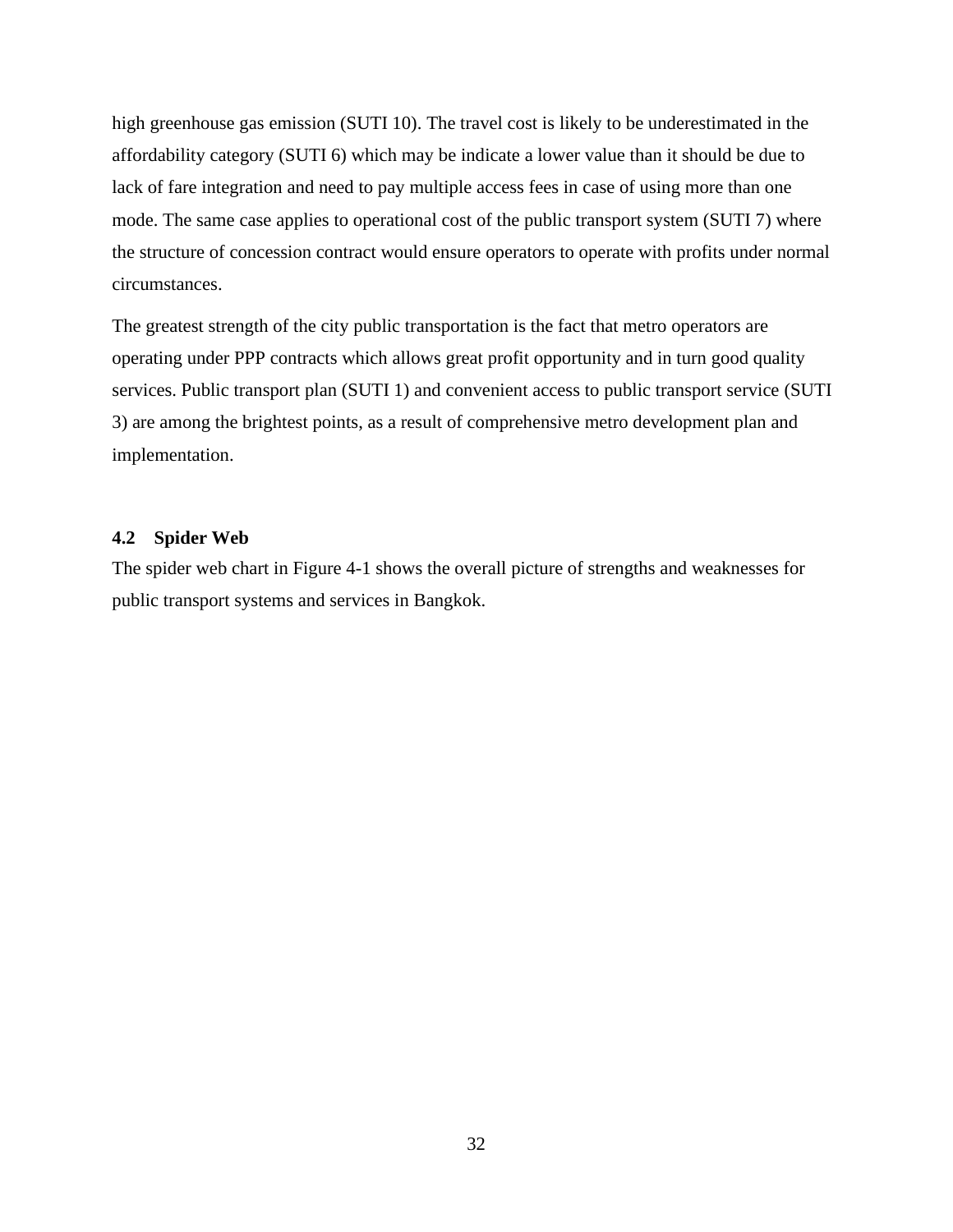high greenhouse gas emission (SUTI 10). The travel cost is likely to be underestimated in the affordability category (SUTI 6) which may be indicate a lower value than it should be due to lack of fare integration and need to pay multiple access fees in case of using more than one mode. The same case applies to operational cost of the public transport system (SUTI 7) where the structure of concession contract would ensure operators to operate with profits under normal circumstances.

The greatest strength of the city public transportation is the fact that metro operators are operating under PPP contracts which allows great profit opportunity and in turn good quality services. Public transport plan (SUTI 1) and convenient access to public transport service (SUTI 3) are among the brightest points, as a result of comprehensive metro development plan and implementation.

### 4.2 Spider Web

The spider web chart in Figure 4-1 shows the overall picture of strengths and weaknesses for public transport systems and services in Bangkok.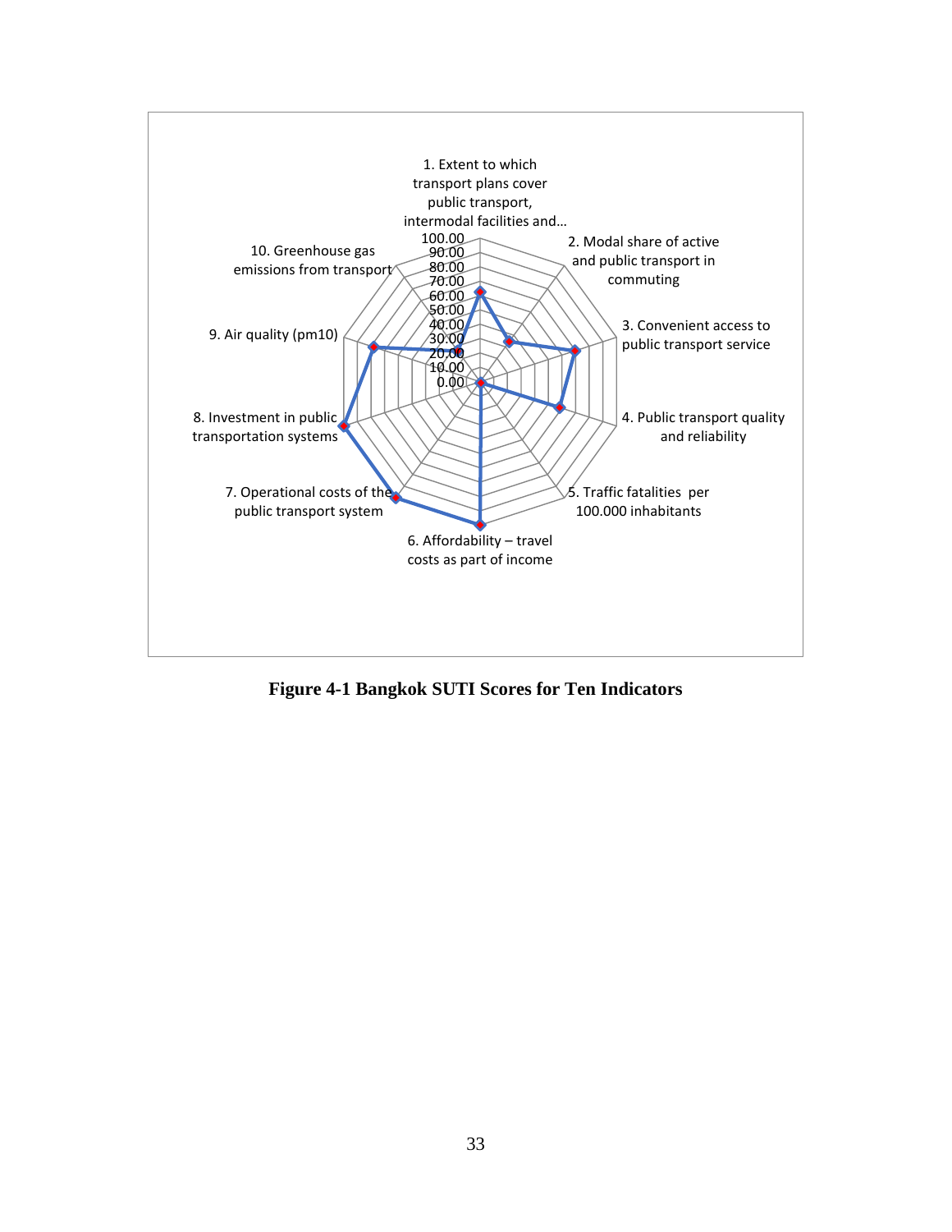1. Extent to which transport plans cover public transport, intermodal facilities and…

2. Modal share of active and public transport in commuting

3. Convenient access to public transport service

4. Public transport quality and reliability

5. Traffic fatalities per 100.000 inhabitants

6. Affordability – travel costs as part of income

7. Operational costs of the public transport system

8. Investment in public transportation systems

9. Air quality (pm10)

10. Greenhouse gas emissions from transport

100.00
90.00
80.00
70.00
60.00
50.00
40.00
30.00
20.00
10.00
0.00

**Figure 4-1 Bangkok SUTI Scores for Ten Indicators**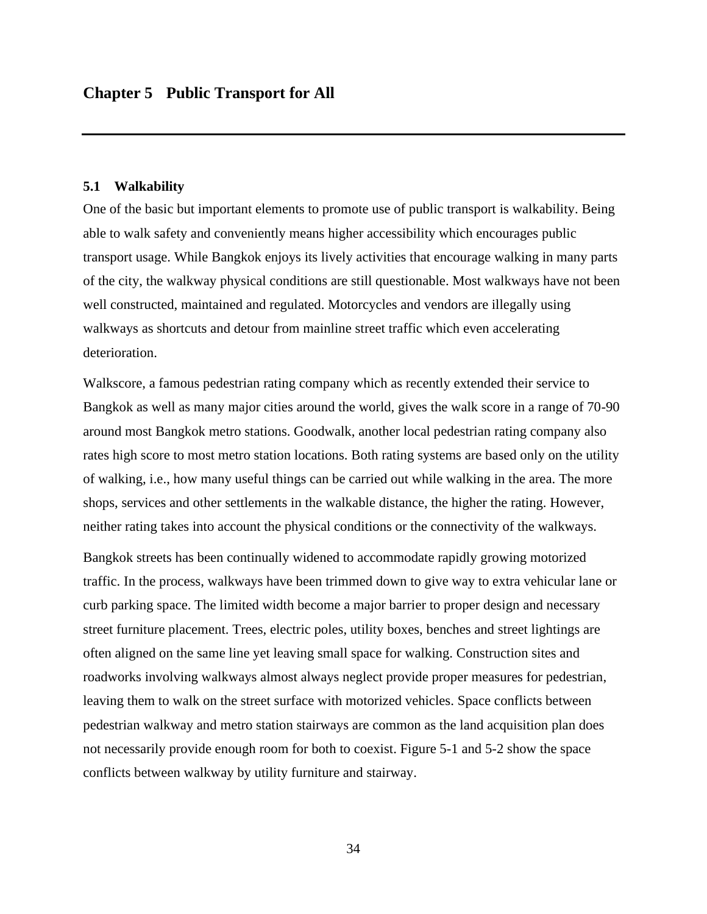# Chapter 5 Public Transport for All

## 5.1 Walkability

One of the basic but important elements to promote use of public transport is walkability. Being able to walk safety and conveniently means higher accessibility which encourages public transport usage. While Bangkok enjoys its lively activities that encourage walking in many parts of the city, the walkway physical conditions are still questionable. Most walkways have not been well constructed, maintained and regulated. Motorcycles and vendors are illegally using walkways as shortcuts and detour from mainline street traffic which even accelerating deterioration.

Walkscore, a famous pedestrian rating company which as recently extended their service to Bangkok as well as many major cities around the world, gives the walk score in a range of 70-90 around most Bangkok metro stations. Goodwalk, another local pedestrian rating company also rates high score to most metro station locations. Both rating systems are based only on the utility of walking, i.e., how many useful things can be carried out while walking in the area. The more shops, services and other settlements in the walkable distance, the higher the rating. However, neither rating takes into account the physical conditions or the connectivity of the walkways.

Bangkok streets has been continually widened to accommodate rapidly growing motorized traffic. In the process, walkways have been trimmed down to give way to extra vehicular lane or curb parking space. The limited width become a major barrier to proper design and necessary street furniture placement. Trees, electric poles, utility boxes, benches and street lightings are often aligned on the same line yet leaving small space for walking. Construction sites and roadworks involving walkways almost always neglect provide proper measures for pedestrian, leaving them to walk on the street surface with motorized vehicles. Space conflicts between pedestrian walkway and metro station stairways are common as the land acquisition plan does not necessarily provide enough room for both to coexist. Figure 5-1 and 5-2 show the space conflicts between walkway by utility furniture and stairway.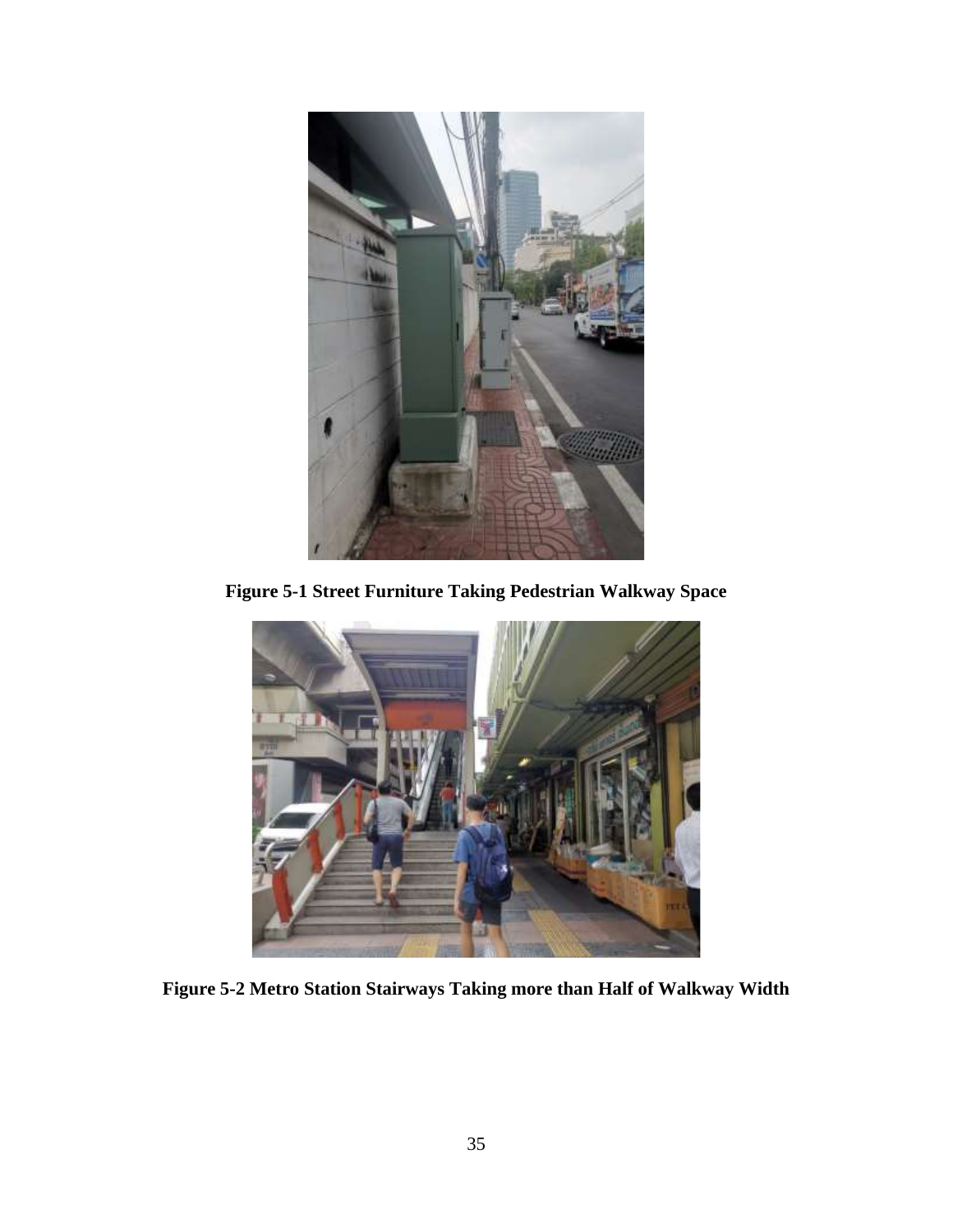**Figure 5-1 Street Furniture Taking Pedestrian Walkway Space**

**Figure 5-2 Metro Station Stairways Taking more than Half of Walkway Width**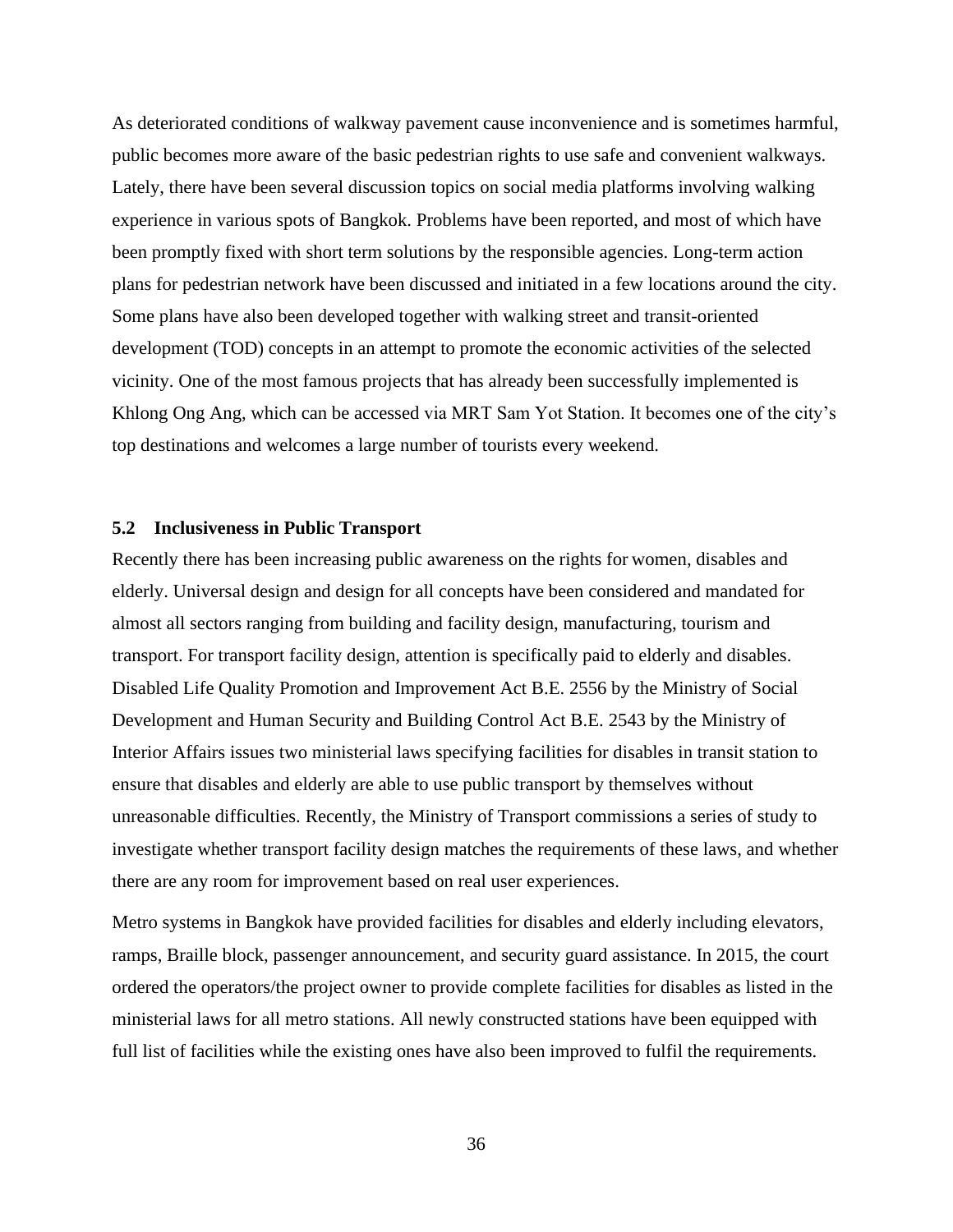As deteriorated conditions of walkway pavement cause inconvenience and is sometimes harmful, public becomes more aware of the basic pedestrian rights to use safe and convenient walkways. Lately, there have been several discussion topics on social media platforms involving walking experience in various spots of Bangkok. Problems have been reported, and most of which have been promptly fixed with short term solutions by the responsible agencies. Long-term action plans for pedestrian network have been discussed and initiated in a few locations around the city. Some plans have also been developed together with walking street and transit-oriented development (TOD) concepts in an attempt to promote the economic activities of the selected vicinity. One of the most famous projects that has already been successfully implemented is Khlong Ong Ang, which can be accessed via MRT Sam Yot Station. It becomes one of the city's top destinations and welcomes a large number of tourists every weekend.

### 5.2 Inclusiveness in Public Transport

Recently there has been increasing public awareness on the rights for women, disables and elderly. Universal design and design for all concepts have been considered and mandated for almost all sectors ranging from building and facility design, manufacturing, tourism and transport. For transport facility design, attention is specifically paid to elderly and disables. Disabled Life Quality Promotion and Improvement Act B.E. 2556 by the Ministry of Social Development and Human Security and Building Control Act B.E. 2543 by the Ministry of Interior Affairs issues two ministerial laws specifying facilities for disables in transit station to ensure that disables and elderly are able to use public transport by themselves without unreasonable difficulties. Recently, the Ministry of Transport commissions a series of study to investigate whether transport facility design matches the requirements of these laws, and whether there are any room for improvement based on real user experiences.

Metro systems in Bangkok have provided facilities for disables and elderly including elevators, ramps, Braille block, passenger announcement, and security guard assistance. In 2015, the court ordered the operators/the project owner to provide complete facilities for disables as listed in the ministerial laws for all metro stations. All newly constructed stations have been equipped with full list of facilities while the existing ones have also been improved to fulfil the requirements.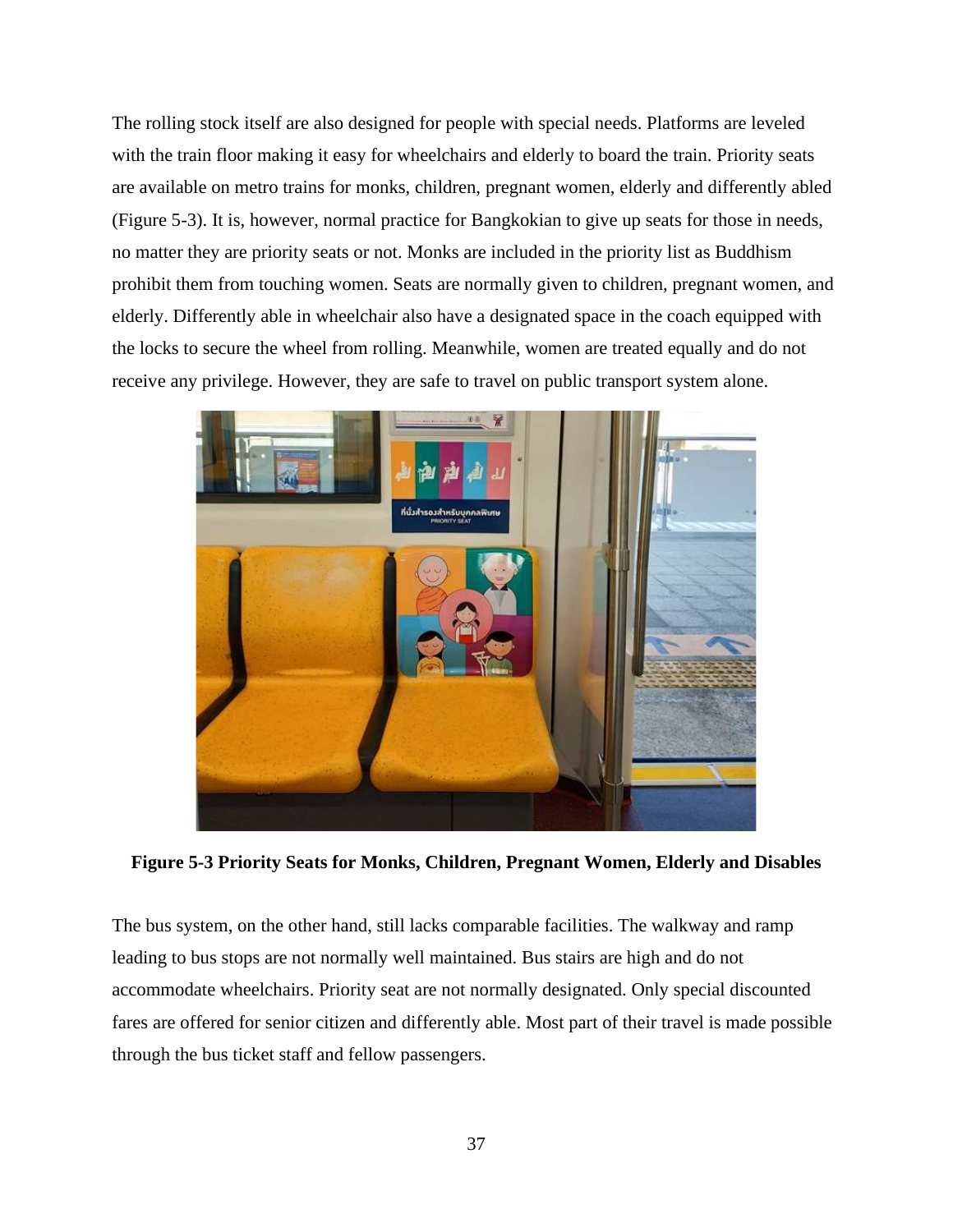The rolling stock itself are also designed for people with special needs. Platforms are leveled with the train floor making it easy for wheelchairs and elderly to board the train. Priority seats are available on metro trains for monks, children, pregnant women, elderly and differently abled (Figure 5-3). It is, however, normal practice for Bangkokian to give up seats for those in needs, no matter they are priority seats or not. Monks are included in the priority list as Buddhism prohibit them from touching women. Seats are normally given to children, pregnant women, and elderly. Differently able in wheelchair also have a designated space in the coach equipped with the locks to secure the wheel from rolling. Meanwhile, women are treated equally and do not receive any privilege. However, they are safe to travel on public transport system alone.

**Figure 5-3 Priority Seats for Monks, Children, Pregnant Women, Elderly and Disables**

The bus system, on the other hand, still lacks comparable facilities. The walkway and ramp leading to bus stops are not normally well maintained. Bus stairs are high and do not accommodate wheelchairs. Priority seat are not normally designated. Only special discounted fares are offered for senior citizen and differently able. Most part of their travel is made possible through the bus ticket staff and fellow passengers.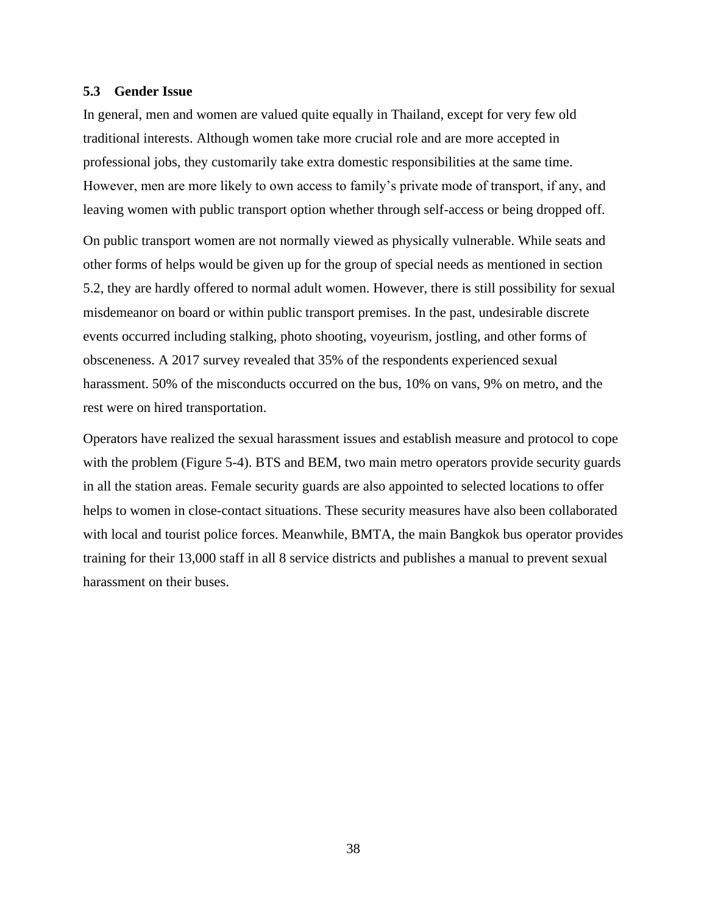### 5.3 Gender Issue

In general, men and women are valued quite equally in Thailand, except for very few old traditional interests. Although women take more crucial role and are more accepted in professional jobs, they customarily take extra domestic responsibilities at the same time. However, men are more likely to own access to family's private mode of transport, if any, and leaving women with public transport option whether through self-access or being dropped off.

On public transport women are not normally viewed as physically vulnerable. While seats and other forms of helps would be given up for the group of special needs as mentioned in section 5.2, they are hardly offered to normal adult women. However, there is still possibility for sexual misdemeanor on board or within public transport premises. In the past, undesirable discrete events occurred including stalking, photo shooting, voyeurism, jostling, and other forms of obsceneness. A 2017 survey revealed that 35% of the respondents experienced sexual harassment. 50% of the misconducts occurred on the bus, 10% on vans, 9% on metro, and the rest were on hired transportation.

Operators have realized the sexual harassment issues and establish measure and protocol to cope with the problem (Figure 5-4). BTS and BEM, two main metro operators provide security guards in all the station areas. Female security guards are also appointed to selected locations to offer helps to women in close-contact situations. These security measures have also been collaborated with local and tourist police forces. Meanwhile, BMTA, the main Bangkok bus operator provides training for their 13,000 staff in all 8 service districts and publishes a manual to prevent sexual harassment on their buses.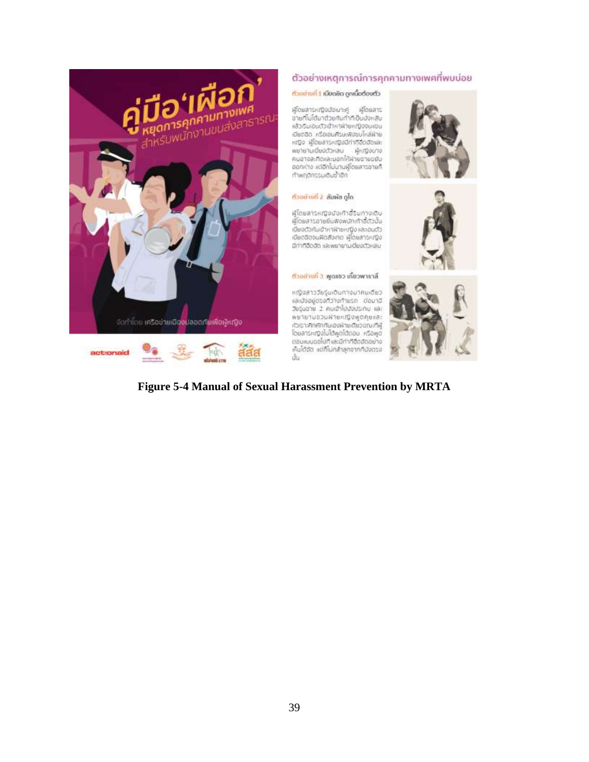**Figure 5-4 Manual of Sexual Harassment Prevention by MRTA**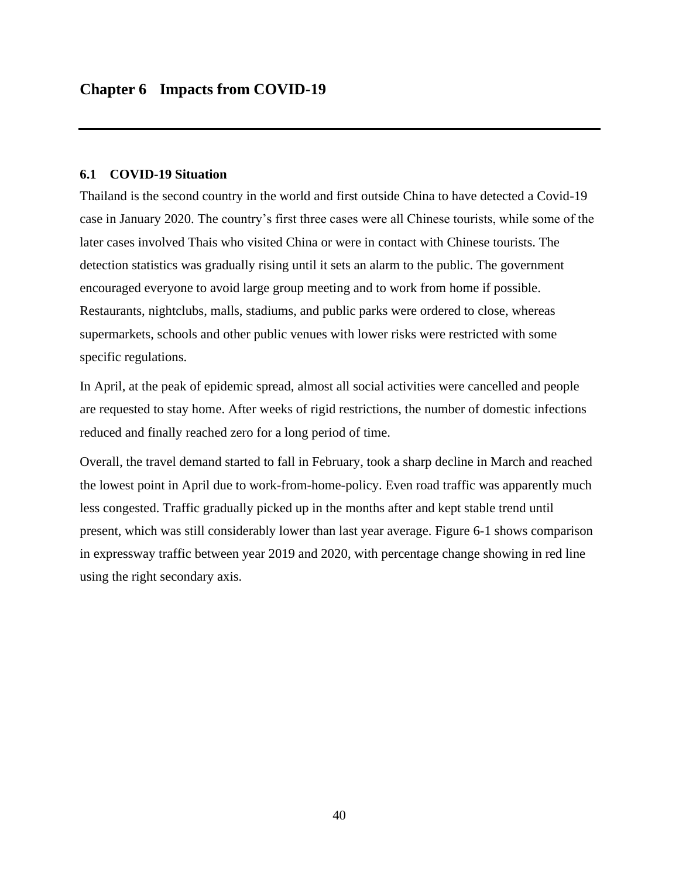# Chapter 6 Impacts from COVID-19

## 6.1 COVID-19 Situation

Thailand is the second country in the world and first outside China to have detected a Covid-19 case in January 2020. The country's first three cases were all Chinese tourists, while some of the later cases involved Thais who visited China or were in contact with Chinese tourists. The detection statistics was gradually rising until it sets an alarm to the public. The government encouraged everyone to avoid large group meeting and to work from home if possible. Restaurants, nightclubs, malls, stadiums, and public parks were ordered to close, whereas supermarkets, schools and other public venues with lower risks were restricted with some specific regulations.

In April, at the peak of epidemic spread, almost all social activities were cancelled and people are requested to stay home. After weeks of rigid restrictions, the number of domestic infections reduced and finally reached zero for a long period of time.

Overall, the travel demand started to fall in February, took a sharp decline in March and reached the lowest point in April due to work-from-home-policy. Even road traffic was apparently much less congested. Traffic gradually picked up in the months after and kept stable trend until present, which was still considerably lower than last year average. Figure 6-1 shows comparison in expressway traffic between year 2019 and 2020, with percentage change showing in red line using the right secondary axis.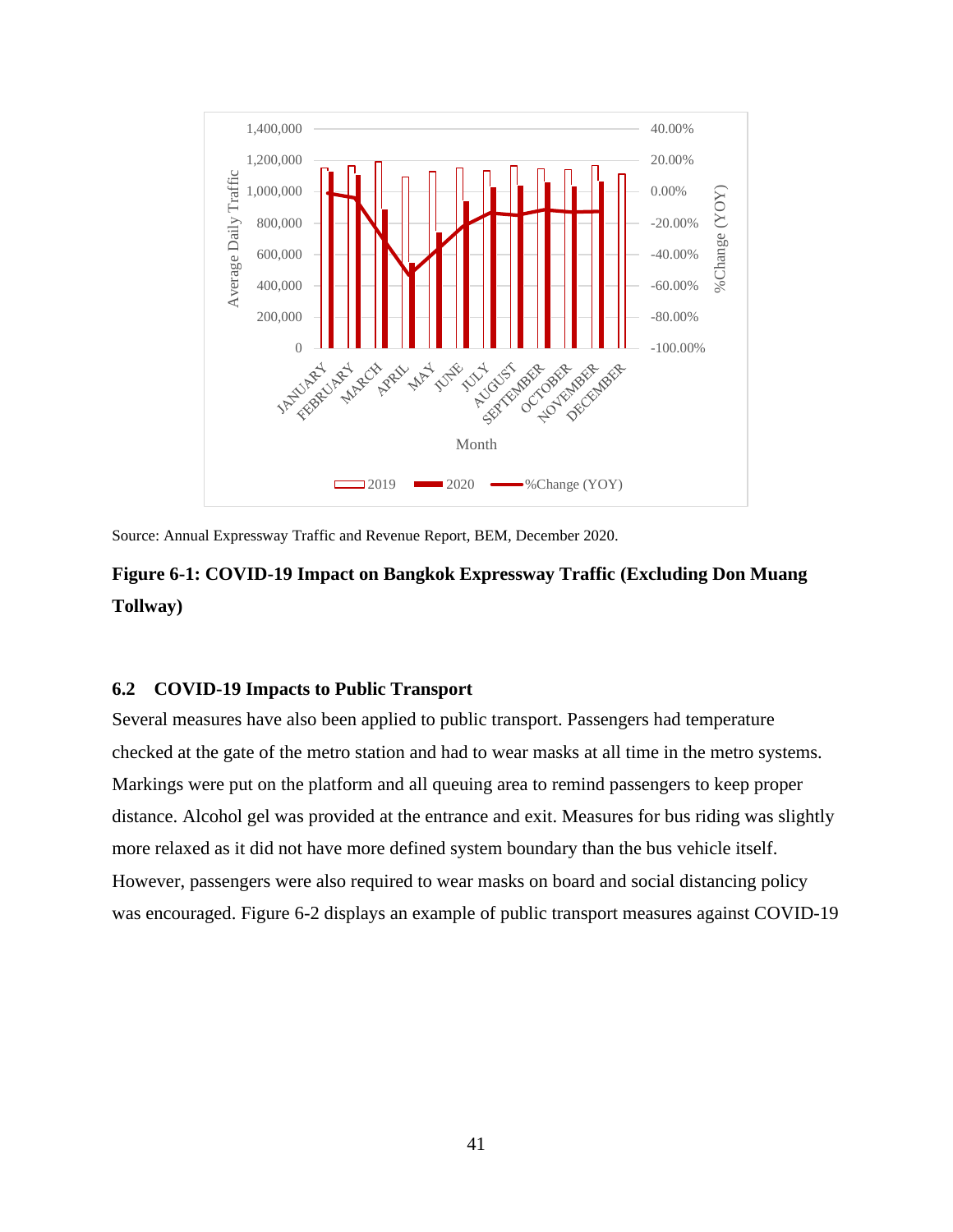Source: Annual Expressway Traffic and Revenue Report, BEM, December 2020.

**Figure 6-1: COVID-19 Impact on Bangkok Expressway Traffic (Excluding Don Muang Tollway)**

### 6.2 COVID-19 Impacts to Public Transport

Several measures have also been applied to public transport. Passengers had temperature checked at the gate of the metro station and had to wear masks at all time in the metro systems. Markings were put on the platform and all queuing area to remind passengers to keep proper distance. Alcohol gel was provided at the entrance and exit. Measures for bus riding was slightly more relaxed as it did not have more defined system boundary than the bus vehicle itself. However, passengers were also required to wear masks on board and social distancing policy was encouraged. Figure 6-2 displays an example of public transport measures against COVID-19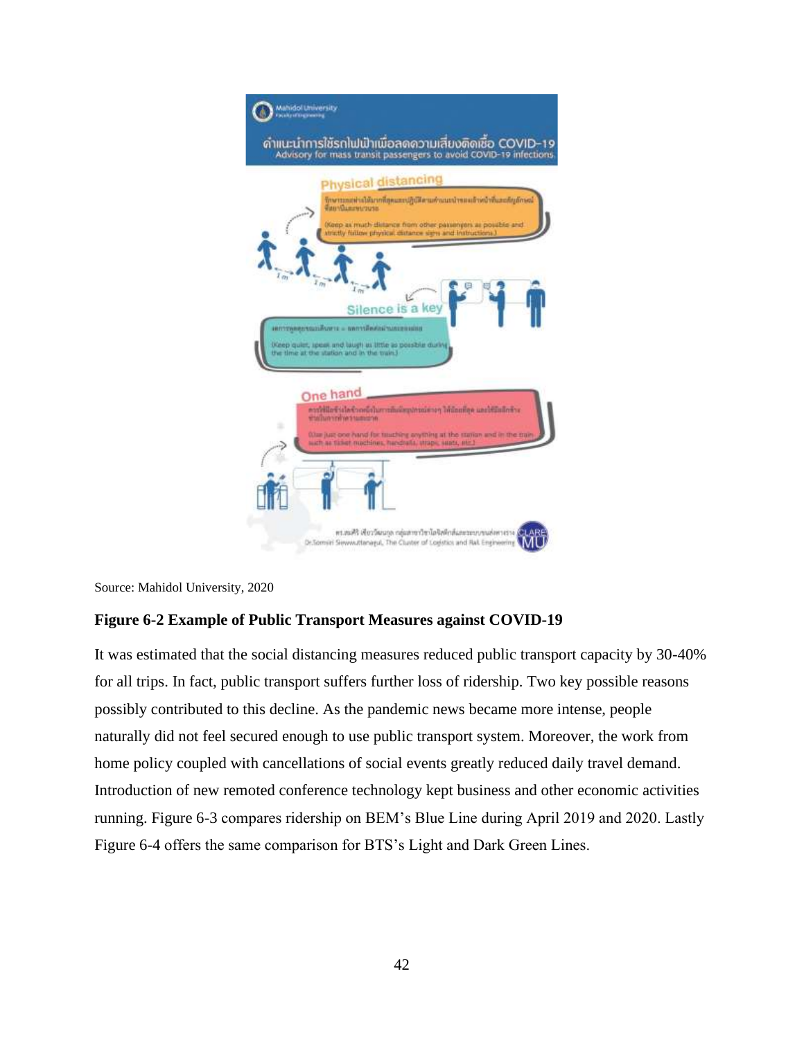Source: Mahidol University, 2020

**Figure 6-2 Example of Public Transport Measures against COVID-19**

It was estimated that the social distancing measures reduced public transport capacity by 30-40% for all trips. In fact, public transport suffers further loss of ridership. Two key possible reasons possibly contributed to this decline. As the pandemic news became more intense, people naturally did not feel secured enough to use public transport system. Moreover, the work from home policy coupled with cancellations of social events greatly reduced daily travel demand. Introduction of new remoted conference technology kept business and other economic activities running. Figure 6-3 compares ridership on BEM's Blue Line during April 2019 and 2020. Lastly Figure 6-4 offers the same comparison for BTS's Light and Dark Green Lines.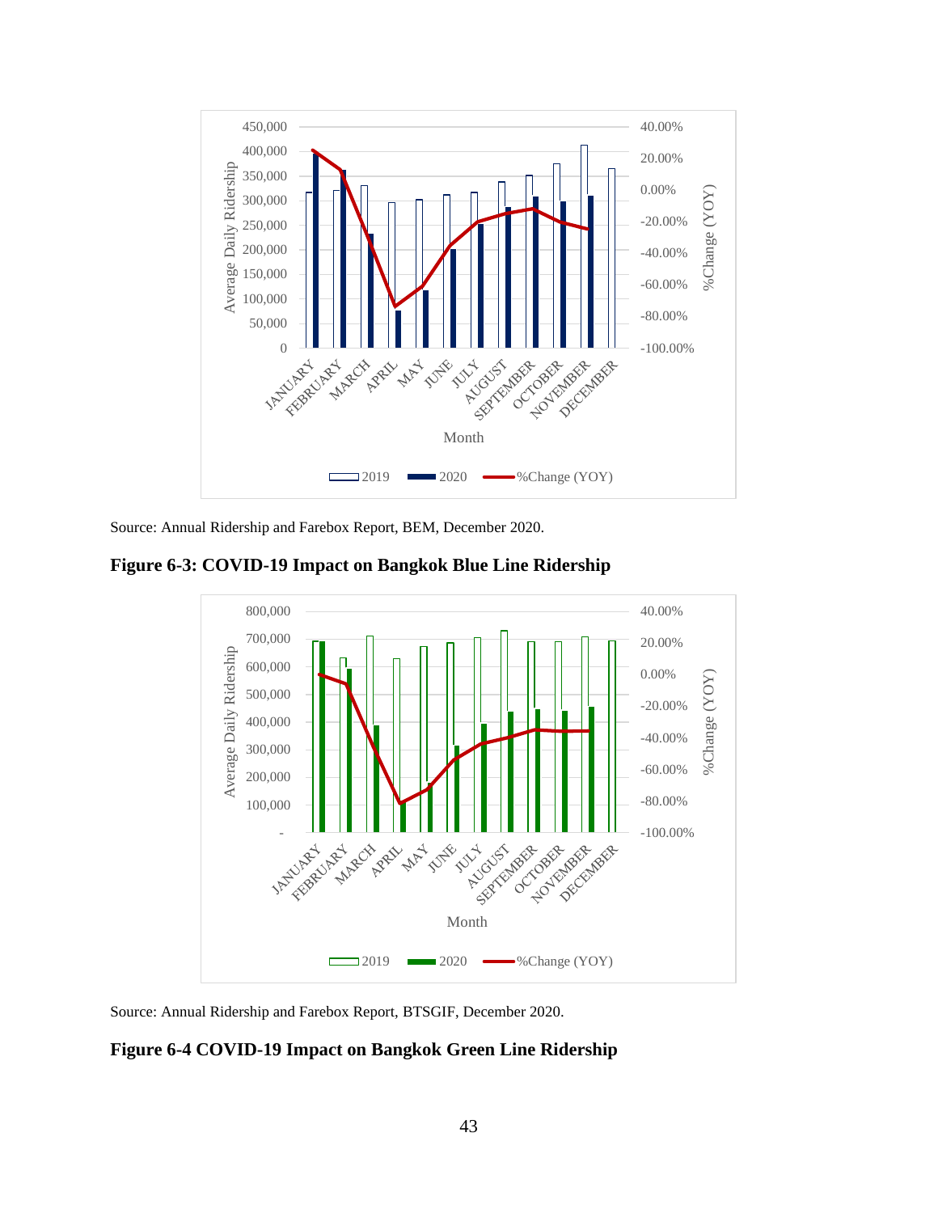Source: Annual Ridership and Farebox Report, BEM, December 2020.

**Figure 6-3: COVID-19 Impact on Bangkok Blue Line Ridership**

Source: Annual Ridership and Farebox Report, BTSGIF, December 2020.

**Figure 6-4 COVID-19 Impact on Bangkok Green Line Ridership**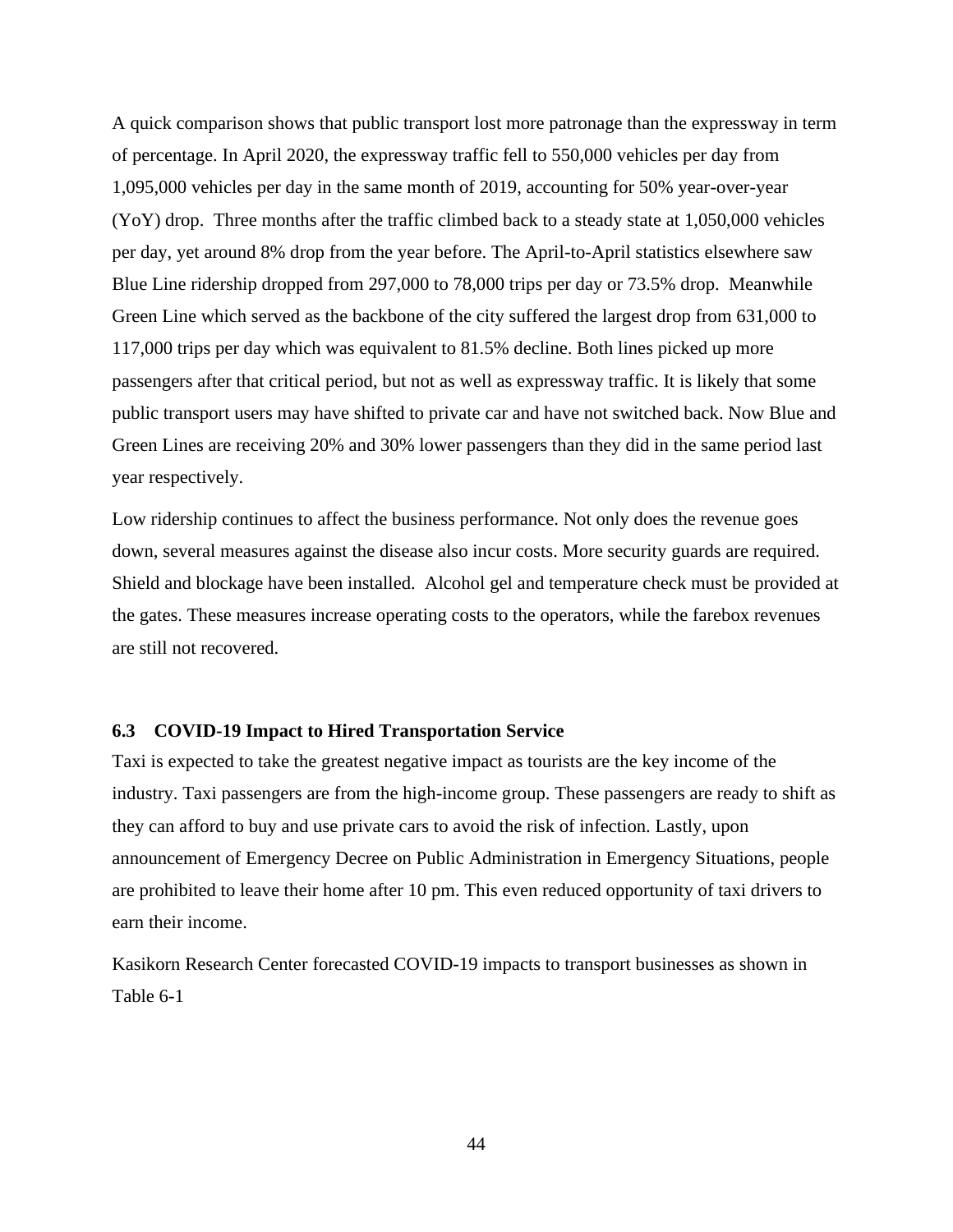A quick comparison shows that public transport lost more patronage than the expressway in term of percentage. In April 2020, the expressway traffic fell to 550,000 vehicles per day from 1,095,000 vehicles per day in the same month of 2019, accounting for 50% year-over-year (YoY) drop. Three months after the traffic climbed back to a steady state at 1,050,000 vehicles per day, yet around 8% drop from the year before. The April-to-April statistics elsewhere saw Blue Line ridership dropped from 297,000 to 78,000 trips per day or 73.5% drop. Meanwhile Green Line which served as the backbone of the city suffered the largest drop from 631,000 to 117,000 trips per day which was equivalent to 81.5% decline. Both lines picked up more passengers after that critical period, but not as well as expressway traffic. It is likely that some public transport users may have shifted to private car and have not switched back. Now Blue and Green Lines are receiving 20% and 30% lower passengers than they did in the same period last year respectively.

Low ridership continues to affect the business performance. Not only does the revenue goes down, several measures against the disease also incur costs. More security guards are required. Shield and blockage have been installed. Alcohol gel and temperature check must be provided at the gates. These measures increase operating costs to the operators, while the farebox revenues are still not recovered.

### 6.3 COVID-19 Impact to Hired Transportation Service

Taxi is expected to take the greatest negative impact as tourists are the key income of the industry. Taxi passengers are from the high-income group. These passengers are ready to shift as they can afford to buy and use private cars to avoid the risk of infection. Lastly, upon announcement of Emergency Decree on Public Administration in Emergency Situations, people are prohibited to leave their home after 10 pm. This even reduced opportunity of taxi drivers to earn their income.

Kasikorn Research Center forecasted COVID-19 impacts to transport businesses as shown in Table 6-1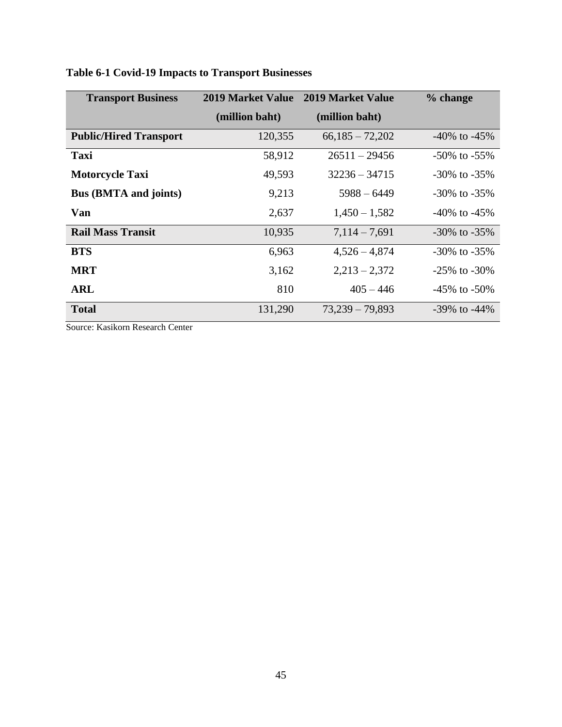**Table 6-1 Covid-19 Impacts to Transport Businesses**

| Transport Business | 2019 Market Value (million baht) | 2019 Market Value (million baht) | % change |
|---|---|---|---|
| **Public/Hired Transport** | 120,355 | 66,185 – 72,202 | -40% to -45% |
| **Taxi** | 58,912 | 26511 – 29456 | -50% to -55% |
| **Motorcycle Taxi** | 49,593 | 32236 – 34715 | -30% to -35% |
| **Bus (BMTA and joints)** | 9,213 | 5988 – 6449 | -30% to -35% |
| **Van** | 2,637 | 1,450 – 1,582 | -40% to -45% |
| **Rail Mass Transit** | 10,935 | 7,114 – 7,691 | -30% to -35% |
| **BTS** | 6,963 | 4,526 – 4,874 | -30% to -35% |
| **MRT** | 3,162 | 2,213 – 2,372 | -25% to -30% |
| **ARL** | 810 | 405 – 446 | -45% to -50% |
| **Total** | 131,290 | 73,239 – 79,893 | -39% to -44% |

Source: Kasikorn Research Center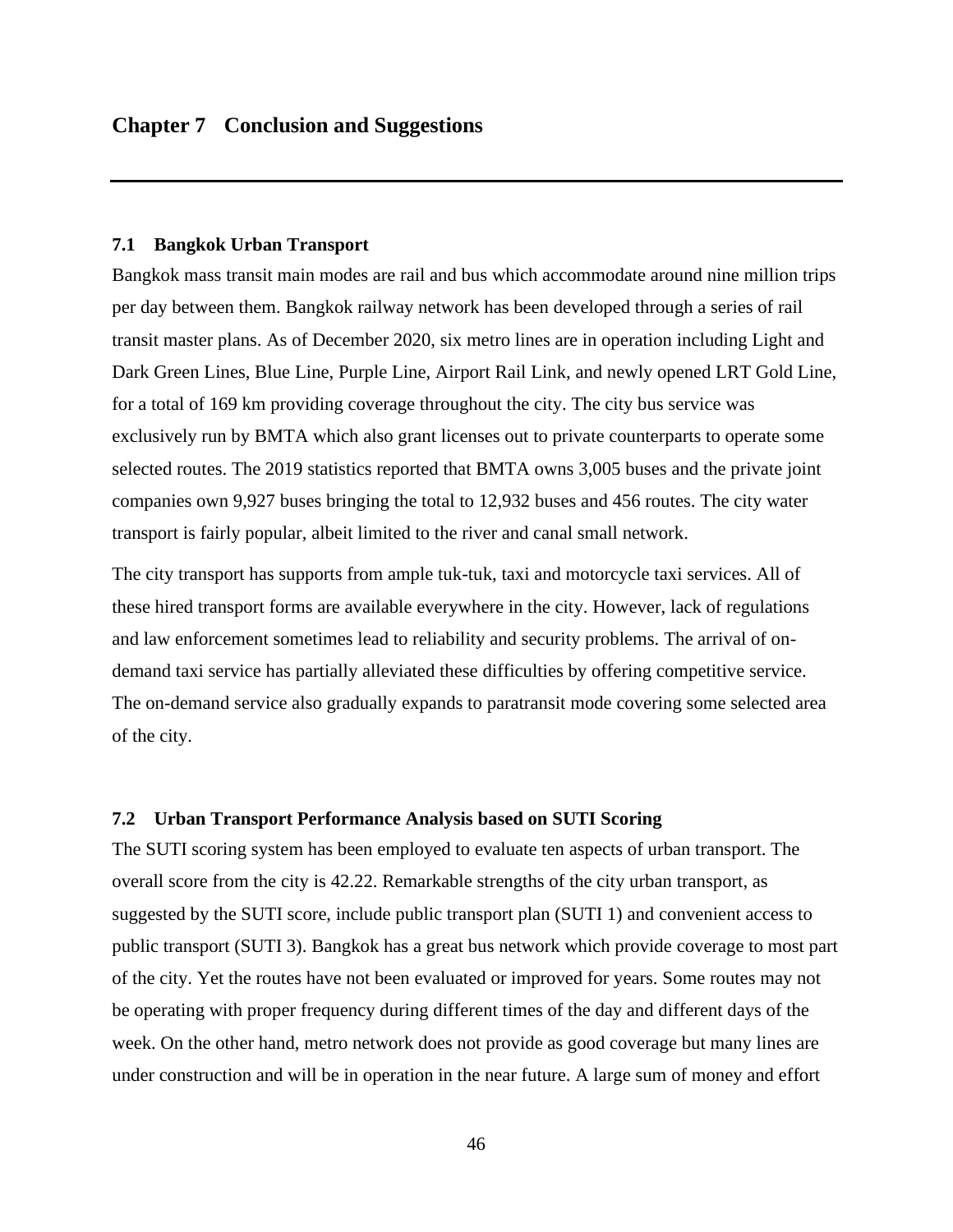# Chapter 7 Conclusion and Suggestions

## 7.1 Bangkok Urban Transport

Bangkok mass transit main modes are rail and bus which accommodate around nine million trips per day between them. Bangkok railway network has been developed through a series of rail transit master plans. As of December 2020, six metro lines are in operation including Light and Dark Green Lines, Blue Line, Purple Line, Airport Rail Link, and newly opened LRT Gold Line, for a total of 169 km providing coverage throughout the city. The city bus service was exclusively run by BMTA which also grant licenses out to private counterparts to operate some selected routes. The 2019 statistics reported that BMTA owns 3,005 buses and the private joint companies own 9,927 buses bringing the total to 12,932 buses and 456 routes. The city water transport is fairly popular, albeit limited to the river and canal small network.

The city transport has supports from ample tuk-tuk, taxi and motorcycle taxi services. All of these hired transport forms are available everywhere in the city. However, lack of regulations and law enforcement sometimes lead to reliability and security problems. The arrival of on-demand taxi service has partially alleviated these difficulties by offering competitive service. The on-demand service also gradually expands to paratransit mode covering some selected area of the city.

## 7.2 Urban Transport Performance Analysis based on SUTI Scoring

The SUTI scoring system has been employed to evaluate ten aspects of urban transport. The overall score from the city is 42.22. Remarkable strengths of the city urban transport, as suggested by the SUTI score, include public transport plan (SUTI 1) and convenient access to public transport (SUTI 3). Bangkok has a great bus network which provide coverage to most part of the city. Yet the routes have not been evaluated or improved for years. Some routes may not be operating with proper frequency during different times of the day and different days of the week. On the other hand, metro network does not provide as good coverage but many lines are under construction and will be in operation in the near future. A large sum of money and effort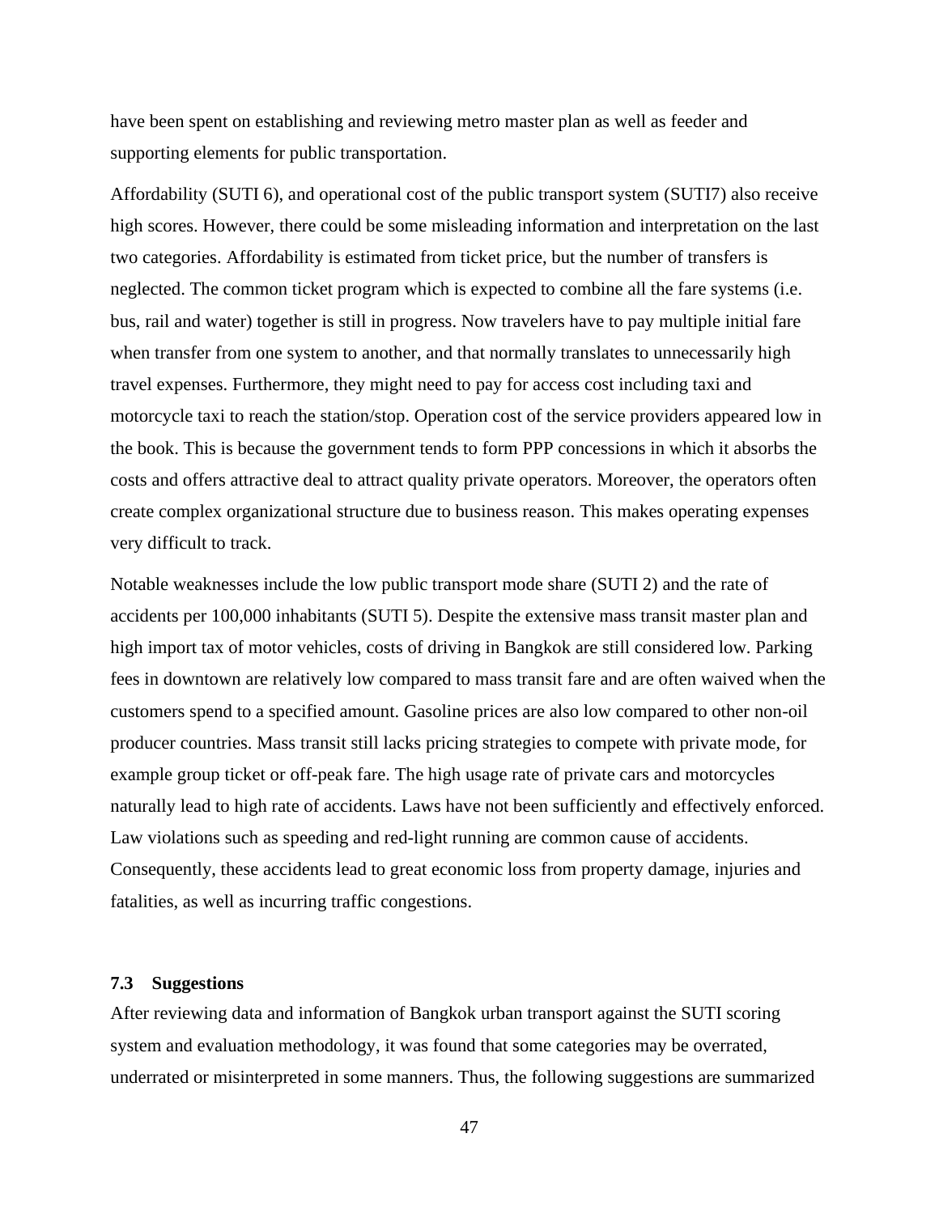have been spent on establishing and reviewing metro master plan as well as feeder and supporting elements for public transportation.

Affordability (SUTI 6), and operational cost of the public transport system (SUTI7) also receive high scores. However, there could be some misleading information and interpretation on the last two categories. Affordability is estimated from ticket price, but the number of transfers is neglected. The common ticket program which is expected to combine all the fare systems (i.e. bus, rail and water) together is still in progress. Now travelers have to pay multiple initial fare when transfer from one system to another, and that normally translates to unnecessarily high travel expenses. Furthermore, they might need to pay for access cost including taxi and motorcycle taxi to reach the station/stop. Operation cost of the service providers appeared low in the book. This is because the government tends to form PPP concessions in which it absorbs the costs and offers attractive deal to attract quality private operators. Moreover, the operators often create complex organizational structure due to business reason. This makes operating expenses very difficult to track.

Notable weaknesses include the low public transport mode share (SUTI 2) and the rate of accidents per 100,000 inhabitants (SUTI 5). Despite the extensive mass transit master plan and high import tax of motor vehicles, costs of driving in Bangkok are still considered low. Parking fees in downtown are relatively low compared to mass transit fare and are often waived when the customers spend to a specified amount. Gasoline prices are also low compared to other non-oil producer countries. Mass transit still lacks pricing strategies to compete with private mode, for example group ticket or off-peak fare. The high usage rate of private cars and motorcycles naturally lead to high rate of accidents. Laws have not been sufficiently and effectively enforced. Law violations such as speeding and red-light running are common cause of accidents. Consequently, these accidents lead to great economic loss from property damage, injuries and fatalities, as well as incurring traffic congestions.

### 7.3 Suggestions

After reviewing data and information of Bangkok urban transport against the SUTI scoring system and evaluation methodology, it was found that some categories may be overrated, underrated or misinterpreted in some manners. Thus, the following suggestions are summarized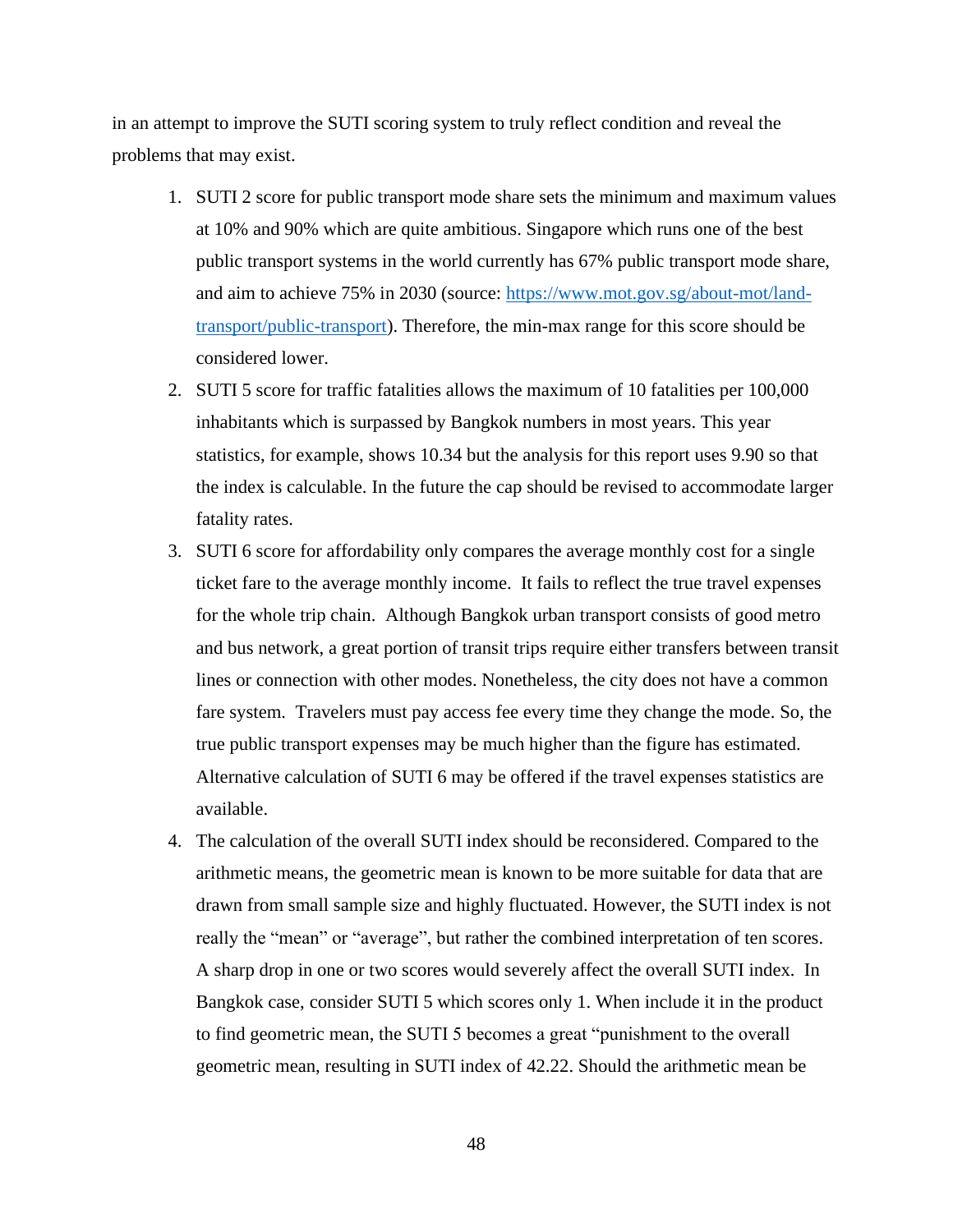in an attempt to improve the SUTI scoring system to truly reflect condition and reveal the problems that may exist.

1. SUTI 2 score for public transport mode share sets the minimum and maximum values at 10% and 90% which are quite ambitious. Singapore which runs one of the best public transport systems in the world currently has 67% public transport mode share, and aim to achieve 75% in 2030 (source: [https://www.mot.gov.sg/about-mot/land-transport/public-transport](https://www.mot.gov.sg/about-mot/land-transport/public-transport)). Therefore, the min-max range for this score should be considered lower.
2. SUTI 5 score for traffic fatalities allows the maximum of 10 fatalities per 100,000 inhabitants which is surpassed by Bangkok numbers in most years. This year statistics, for example, shows 10.34 but the analysis for this report uses 9.90 so that the index is calculable. In the future the cap should be revised to accommodate larger fatality rates.
3. SUTI 6 score for affordability only compares the average monthly cost for a single ticket fare to the average monthly income. It fails to reflect the true travel expenses for the whole trip chain. Although Bangkok urban transport consists of good metro and bus network, a great portion of transit trips require either transfers between transit lines or connection with other modes. Nonetheless, the city does not have a common fare system. Travelers must pay access fee every time they change the mode. So, the true public transport expenses may be much higher than the figure has estimated. Alternative calculation of SUTI 6 may be offered if the travel expenses statistics are available.
4. The calculation of the overall SUTI index should be reconsidered. Compared to the arithmetic means, the geometric mean is known to be more suitable for data that are drawn from small sample size and highly fluctuated. However, the SUTI index is not really the "mean" or "average", but rather the combined interpretation of ten scores. A sharp drop in one or two scores would severely affect the overall SUTI index. In Bangkok case, consider SUTI 5 which scores only 1. When include it in the product to find geometric mean, the SUTI 5 becomes a great "punishment to the overall geometric mean, resulting in SUTI index of 42.22. Should the arithmetic mean be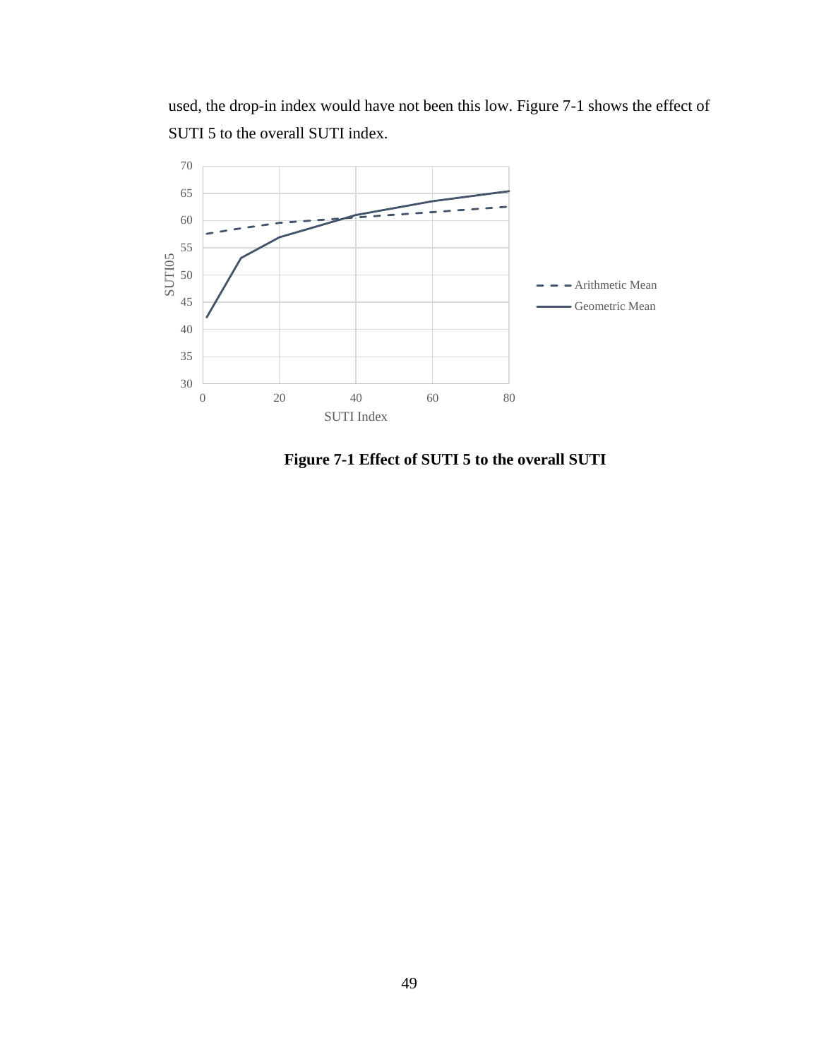used, the drop-in index would have not been this low. Figure 7-1 shows the effect of SUTI 5 to the overall SUTI index.

**Figure 7-1 Effect of SUTI 5 to the overall SUTI**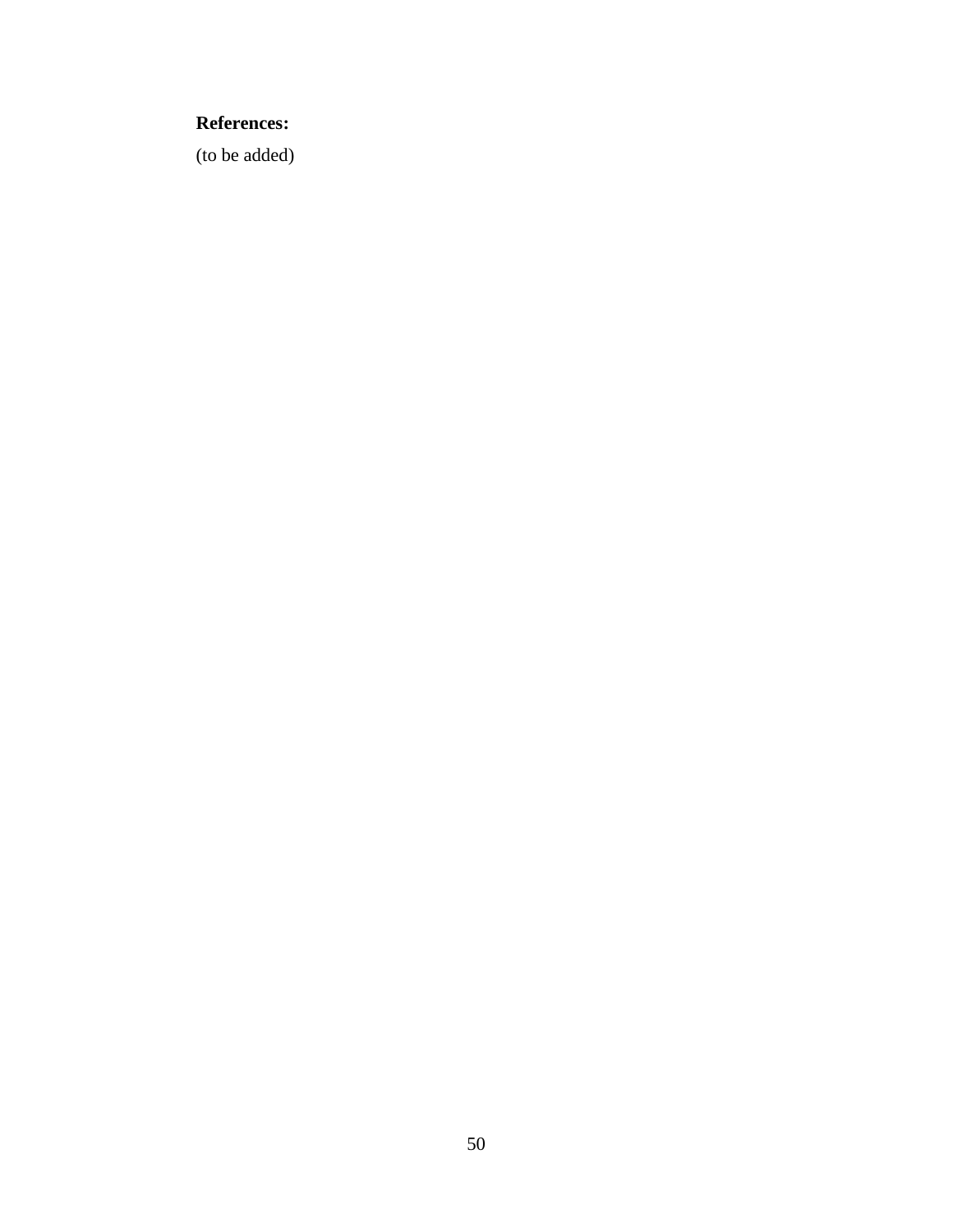**References:**

(to be added)